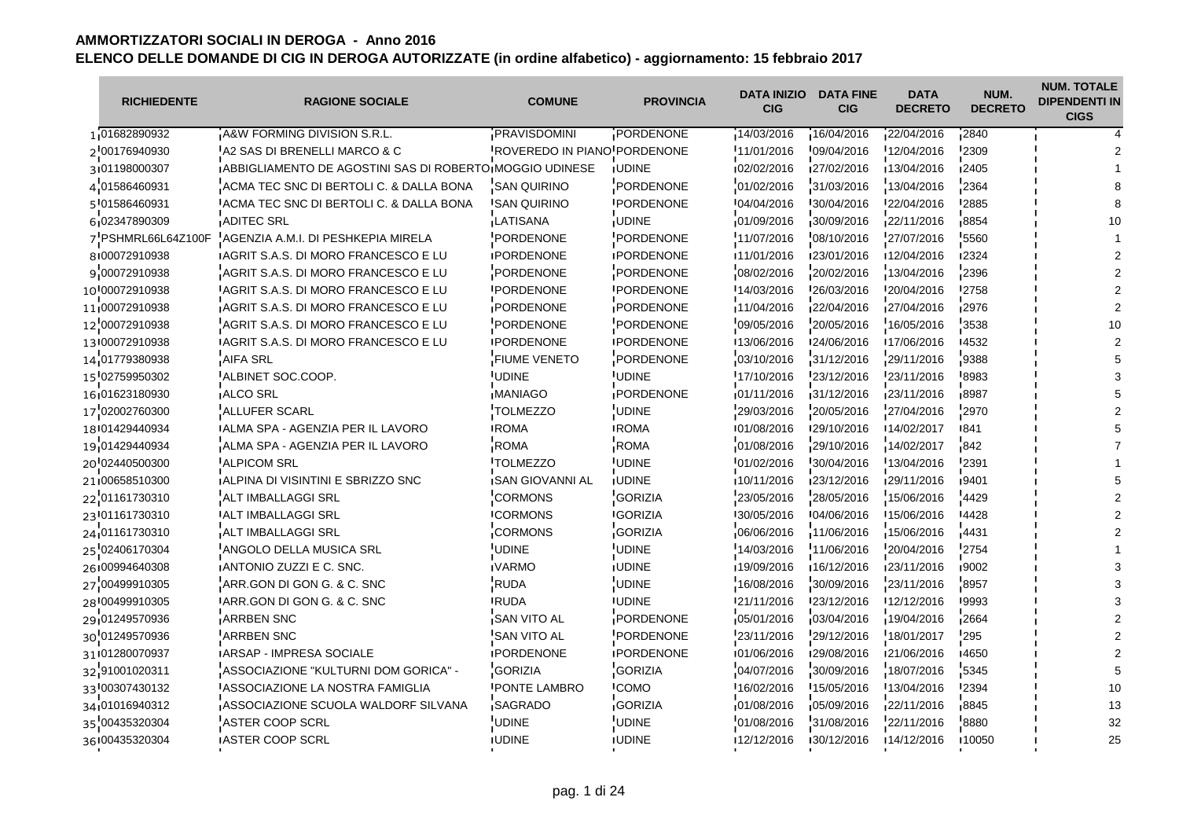# AMMORTIZZATORI SOCIALI IN DEROGA - Anno 2016

## ELENCO DELLE DOMANDE DI CIG IN DEROGA AUTORIZZATE (in ordine alfabetico) - aggiornamento: 15 febbraio 2017

| | RICHIEDENTE | RAGIONE SOCIALE | COMUNE | PROVINCIA | DATA INIZIO CIG | DATA FINE CIG | DATA DECRETO | NUM. DECRETO | NUM. TOTALE DIPENDENTI IN CIGS |
|---|---|---|---|---|---|---|---|---|---|
| 1 | 01682890932 | A&W FORMING DIVISION S.R.L. | PRAVISDOMINI | PORDENONE | 14/03/2016 | 16/04/2016 | 22/04/2016 | 2840 | 4 |
| 2 | 00176940930 | A2 SAS DI BRENELLI MARCO & C | ROVEREDO IN PIANO | PORDENONE | 11/01/2016 | 09/04/2016 | 12/04/2016 | 2309 | 2 |
| 3 | 01198000307 | ABBIGLIAMENTO DE AGOSTINI SAS DI ROBERTO | MOGGIO UDINESE | UDINE | 02/02/2016 | 27/02/2016 | 13/04/2016 | 2405 | 1 |
| 4 | 01586460931 | ACMA TEC SNC DI BERTOLI C. & DALLA BONA | SAN QUIRINO | PORDENONE | 01/02/2016 | 31/03/2016 | 13/04/2016 | 2364 | 8 |
| 5 | 01586460931 | ACMA TEC SNC DI BERTOLI C. & DALLA BONA | SAN QUIRINO | PORDENONE | 04/04/2016 | 30/04/2016 | 22/04/2016 | 2885 | 8 |
| 6 | 02347890309 | ADITEC SRL | LATISANA | UDINE | 01/09/2016 | 30/09/2016 | 22/11/2016 | 8854 | 10 |
| 7 | PSHMRL66L64Z100F | AGENZIA A.M.I. DI PESHKEPIA MIRELA | PORDENONE | PORDENONE | 11/07/2016 | 08/10/2016 | 27/07/2016 | 5560 | 1 |
| 8 | 00072910938 | AGRIT S.A.S. DI MORO FRANCESCO E LU | PORDENONE | PORDENONE | 11/01/2016 | 23/01/2016 | 12/04/2016 | 2324 | 2 |
| 9 | 00072910938 | AGRIT S.A.S. DI MORO FRANCESCO E LU | PORDENONE | PORDENONE | 08/02/2016 | 20/02/2016 | 13/04/2016 | 2396 | 2 |
| 10 | 00072910938 | AGRIT S.A.S. DI MORO FRANCESCO E LU | PORDENONE | PORDENONE | 14/03/2016 | 26/03/2016 | 20/04/2016 | 2758 | 2 |
| 11 | 00072910938 | AGRIT S.A.S. DI MORO FRANCESCO E LU | PORDENONE | PORDENONE | 11/04/2016 | 22/04/2016 | 27/04/2016 | 2976 | 2 |
| 12 | 00072910938 | AGRIT S.A.S. DI MORO FRANCESCO E LU | PORDENONE | PORDENONE | 09/05/2016 | 20/05/2016 | 16/05/2016 | 3538 | 10 |
| 13 | 00072910938 | AGRIT S.A.S. DI MORO FRANCESCO E LU | PORDENONE | PORDENONE | 13/06/2016 | 24/06/2016 | 17/06/2016 | 4532 | 2 |
| 14 | 01779380938 | AIFA SRL | FIUME VENETO | PORDENONE | 03/10/2016 | 31/12/2016 | 29/11/2016 | 9388 | 5 |
| 15 | 02759950302 | ALBINET SOC.COOP. | UDINE | UDINE | 17/10/2016 | 23/12/2016 | 23/11/2016 | 8983 | 3 |
| 16 | 01623180930 | ALCO SRL | MANIAGO | PORDENONE | 01/11/2016 | 31/12/2016 | 23/11/2016 | 8987 | 5 |
| 17 | 02002760300 | ALLUFER SCARL | TOLMEZZO | UDINE | 29/03/2016 | 20/05/2016 | 27/04/2016 | 2970 | 2 |
| 18 | 01429440934 | ALMA SPA - AGENZIA PER IL LAVORO | ROMA | ROMA | 01/08/2016 | 29/10/2016 | 14/02/2017 | 841 | 5 |
| 19 | 01429440934 | ALMA SPA - AGENZIA PER IL LAVORO | ROMA | ROMA | 01/08/2016 | 29/10/2016 | 14/02/2017 | 842 | 7 |
| 20 | 02440500300 | ALPICOM SRL | TOLMEZZO | UDINE | 01/02/2016 | 30/04/2016 | 13/04/2016 | 2391 | 1 |
| 21 | 00658510300 | ALPINA DI VISINTINI E SBRIZZO SNC | SAN GIOVANNI AL | UDINE | 10/11/2016 | 23/12/2016 | 29/11/2016 | 9401 | 5 |
| 22 | 01161730310 | ALT IMBALLAGGI SRL | CORMONS | GORIZIA | 23/05/2016 | 28/05/2016 | 15/06/2016 | 4429 | 2 |
| 23 | 01161730310 | ALT IMBALLAGGI SRL | CORMONS | GORIZIA | 30/05/2016 | 04/06/2016 | 15/06/2016 | 4428 | 2 |
| 24 | 01161730310 | ALT IMBALLAGGI SRL | CORMONS | GORIZIA | 06/06/2016 | 11/06/2016 | 15/06/2016 | 4431 | 2 |
| 25 | 02406170304 | ANGOLO DELLA MUSICA SRL | UDINE | UDINE | 14/03/2016 | 11/06/2016 | 20/04/2016 | 2754 | 1 |
| 26 | 00994640308 | ANTONIO ZUZZI E C. SNC. | VARMO | UDINE | 19/09/2016 | 16/12/2016 | 23/11/2016 | 9002 | 3 |
| 27 | 00499910305 | ARR.GON DI GON G. & C. SNC | RUDA | UDINE | 16/08/2016 | 30/09/2016 | 23/11/2016 | 8957 | 3 |
| 28 | 00499910305 | ARR.GON DI GON G. & C. SNC | RUDA | UDINE | 21/11/2016 | 23/12/2016 | 12/12/2016 | 9993 | 3 |
| 29 | 01249570936 | ARRBEN SNC | SAN VITO AL | PORDENONE | 05/01/2016 | 03/04/2016 | 19/04/2016 | 2664 | 2 |
| 30 | 01249570936 | ARRBEN SNC | SAN VITO AL | PORDENONE | 23/11/2016 | 29/12/2016 | 18/01/2017 | 295 | 2 |
| 31 | 01280070937 | ARSAP - IMPRESA SOCIALE | PORDENONE | PORDENONE | 01/06/2016 | 29/08/2016 | 21/06/2016 | 4650 | 2 |
| 32 | 91001020311 | ASSOCIAZIONE "KULTURNI DOM GORICA" - | GORIZIA | GORIZIA | 04/07/2016 | 30/09/2016 | 18/07/2016 | 5345 | 5 |
| 33 | 00307430132 | ASSOCIAZIONE LA NOSTRA FAMIGLIA | PONTE LAMBRO | COMO | 16/02/2016 | 15/05/2016 | 13/04/2016 | 2394 | 10 |
| 34 | 01016940312 | ASSOCIAZIONE SCUOLA WALDORF SILVANA | SAGRADO | GORIZIA | 01/08/2016 | 05/09/2016 | 22/11/2016 | 8845 | 13 |
| 35 | 00435320304 | ASTER COOP SCRL | UDINE | UDINE | 01/08/2016 | 31/08/2016 | 22/11/2016 | 8880 | 32 |
| 36 | 00435320304 | ASTER COOP SCRL | UDINE | UDINE | 12/12/2016 | 30/12/2016 | 14/12/2016 | 10050 | 25 |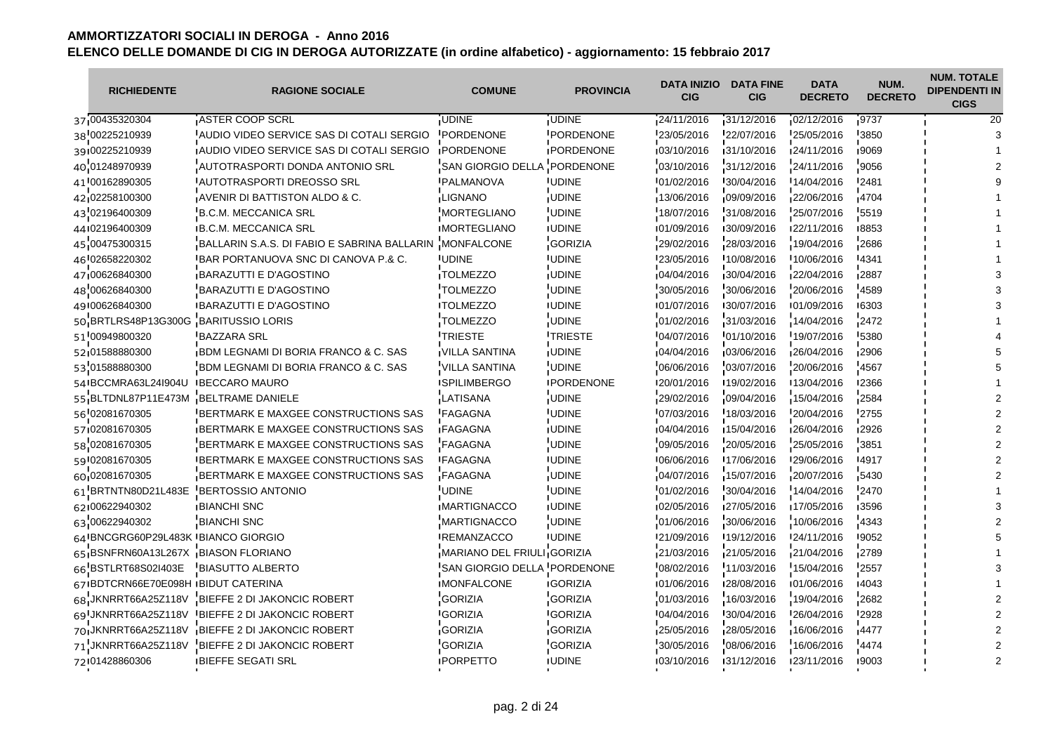# AMMORTIZZATORI SOCIALI IN DEROGA - Anno 2016

## ELENCO DELLE DOMANDE DI CIG IN DEROGA AUTORIZZATE (in ordine alfabetico) - aggiornamento: 15 febbraio 2017

| | RICHIEDENTE | RAGIONE SOCIALE | COMUNE | PROVINCIA | DATA INIZIO CIG | DATA FINE CIG | DATA DECRETO | NUM. DECRETO | NUM. TOTALE DIPENDENTI IN CIGS |
|---|---|---|---|---|---|---|---|---|---|
| 37 | 00435320304 | ASTER COOP SCRL | UDINE | UDINE | 24/11/2016 | 31/12/2016 | 02/12/2016 | 9737 | 20 |
| 38 | 00225210939 | AUDIO VIDEO SERVICE SAS DI COTALI SERGIO | PORDENONE | PORDENONE | 23/05/2016 | 22/07/2016 | 25/05/2016 | 3850 | 3 |
| 39 | 00225210939 | AUDIO VIDEO SERVICE SAS DI COTALI SERGIO | PORDENONE | PORDENONE | 03/10/2016 | 31/10/2016 | 24/11/2016 | 9069 | 1 |
| 40 | 01248970939 | AUTOTRASPORTI DONDA ANTONIO SRL | SAN GIORGIO DELLA | PORDENONE | 03/10/2016 | 31/12/2016 | 24/11/2016 | 9056 | 2 |
| 41 | 00162890305 | AUTOTRASPORTI DREOSSO SRL | PALMANOVA | UDINE | 01/02/2016 | 30/04/2016 | 14/04/2016 | 2481 | 9 |
| 42 | 02258100300 | AVENIR DI BATTISTON ALDO & C. | LIGNANO | UDINE | 13/06/2016 | 09/09/2016 | 22/06/2016 | 4704 | 1 |
| 43 | 02196400309 | B.C.M. MECCANICA SRL | MORTEGLIANO | UDINE | 18/07/2016 | 31/08/2016 | 25/07/2016 | 5519 | 1 |
| 44 | 02196400309 | B.C.M. MECCANICA SRL | MORTEGLIANO | UDINE | 01/09/2016 | 30/09/2016 | 22/11/2016 | 8853 | 1 |
| 45 | 00475300315 | BALLARIN S.A.S. DI FABIO E SABRINA BALLARIN | MONFALCONE | GORIZIA | 29/02/2016 | 28/03/2016 | 19/04/2016 | 2686 | 1 |
| 46 | 02658220302 | BAR PORTANUOVA SNC DI CANOVA P.& C. | UDINE | UDINE | 23/05/2016 | 10/08/2016 | 10/06/2016 | 4341 | 1 |
| 47 | 00626840300 | BARAZUTTI E D'AGOSTINO | TOLMEZZO | UDINE | 04/04/2016 | 30/04/2016 | 22/04/2016 | 2887 | 3 |
| 48 | 00626840300 | BARAZUTTI E D'AGOSTINO | TOLMEZZO | UDINE | 30/05/2016 | 30/06/2016 | 20/06/2016 | 4589 | 3 |
| 49 | 00626840300 | BARAZUTTI E D'AGOSTINO | TOLMEZZO | UDINE | 01/07/2016 | 30/07/2016 | 01/09/2016 | 6303 | 3 |
| 50 | BRTLRS48P13G300G | BARITUSSIO LORIS | TOLMEZZO | UDINE | 01/02/2016 | 31/03/2016 | 14/04/2016 | 2472 | 1 |
| 51 | 00949800320 | BAZZARA SRL | TRIESTE | TRIESTE | 04/07/2016 | 01/10/2016 | 19/07/2016 | 5380 | 4 |
| 52 | 01588880300 | BDM LEGNAMI DI BORIA FRANCO & C. SAS | VILLA SANTINA | UDINE | 04/04/2016 | 03/06/2016 | 26/04/2016 | 2906 | 5 |
| 53 | 01588880300 | BDM LEGNAMI DI BORIA FRANCO & C. SAS | VILLA SANTINA | UDINE | 06/06/2016 | 03/07/2016 | 20/06/2016 | 4567 | 5 |
| 54 | BCCMRA63L24I904U | BECCARO MAURO | SPILIMBERGO | PORDENONE | 20/01/2016 | 19/02/2016 | 13/04/2016 | 2366 | 1 |
| 55 | BLTDNL87P11E473M | BELTRAME DANIELE | LATISANA | UDINE | 29/02/2016 | 09/04/2016 | 15/04/2016 | 2584 | 2 |
| 56 | 02081670305 | BERTMARK E MAXGEE CONSTRUCTIONS SAS | FAGAGNA | UDINE | 07/03/2016 | 18/03/2016 | 20/04/2016 | 2755 | 2 |
| 57 | 02081670305 | BERTMARK E MAXGEE CONSTRUCTIONS SAS | FAGAGNA | UDINE | 04/04/2016 | 15/04/2016 | 26/04/2016 | 2926 | 2 |
| 58 | 02081670305 | BERTMARK E MAXGEE CONSTRUCTIONS SAS | FAGAGNA | UDINE | 09/05/2016 | 20/05/2016 | 25/05/2016 | 3851 | 2 |
| 59 | 02081670305 | BERTMARK E MAXGEE CONSTRUCTIONS SAS | FAGAGNA | UDINE | 06/06/2016 | 17/06/2016 | 29/06/2016 | 4917 | 2 |
| 60 | 02081670305 | BERTMARK E MAXGEE CONSTRUCTIONS SAS | FAGAGNA | UDINE | 04/07/2016 | 15/07/2016 | 20/07/2016 | 5430 | 2 |
| 61 | BRTNTN80D21L483E | BERTOSSIO ANTONIO | UDINE | UDINE | 01/02/2016 | 30/04/2016 | 14/04/2016 | 2470 | 1 |
| 62 | 00622940302 | BIANCHI SNC | MARTIGNACCO | UDINE | 02/05/2016 | 27/05/2016 | 17/05/2016 | 3596 | 3 |
| 63 | 00622940302 | BIANCHI SNC | MARTIGNACCO | UDINE | 01/06/2016 | 30/06/2016 | 10/06/2016 | 4343 | 2 |
| 64 | BNCGRG60P29L483K | BIANCO GIORGIO | REMANZACCO | UDINE | 21/09/2016 | 19/12/2016 | 24/11/2016 | 9052 | 5 |
| 65 | BSNFRN60A13L267X | BISON FLORIANO | MARIANO DEL FRIULI | GORIZIA | 21/03/2016 | 21/05/2016 | 21/04/2016 | 2789 | 1 |
| 66 | BSTLRT68S02I403E | BIASUTTO ALBERTO | SAN GIORGIO DELLA | PORDENONE | 08/02/2016 | 11/03/2016 | 15/04/2016 | 2557 | 3 |
| 67 | BDTCRN66E70E098H | BIDUT CATERINA | MONFALCONE | GORIZIA | 01/06/2016 | 28/08/2016 | 01/06/2016 | 4043 | 1 |
| 68 | JKNRRT66A25Z118V | BIEFFE 2 DI JAKONCIC ROBERT | GORIZIA | GORIZIA | 01/03/2016 | 16/03/2016 | 19/04/2016 | 2682 | 2 |
| 69 | JKNRRT66A25Z118V | BIEFFE 2 DI JAKONCIC ROBERT | GORIZIA | GORIZIA | 04/04/2016 | 30/04/2016 | 26/04/2016 | 2928 | 2 |
| 70 | JKNRRT66A25Z118V | BIEFFE 2 DI JAKONCIC ROBERT | GORIZIA | GORIZIA | 25/05/2016 | 28/05/2016 | 16/06/2016 | 4477 | 2 |
| 71 | JKNRRT66A25Z118V | BIEFFE 2 DI JAKONCIC ROBERT | GORIZIA | GORIZIA | 30/05/2016 | 08/06/2016 | 16/06/2016 | 4474 | 2 |
| 72 | 01428860306 | BIEFFE SEGATI SRL | PORPETTO | UDINE | 03/10/2016 | 31/12/2016 | 23/11/2016 | 9003 | 2 |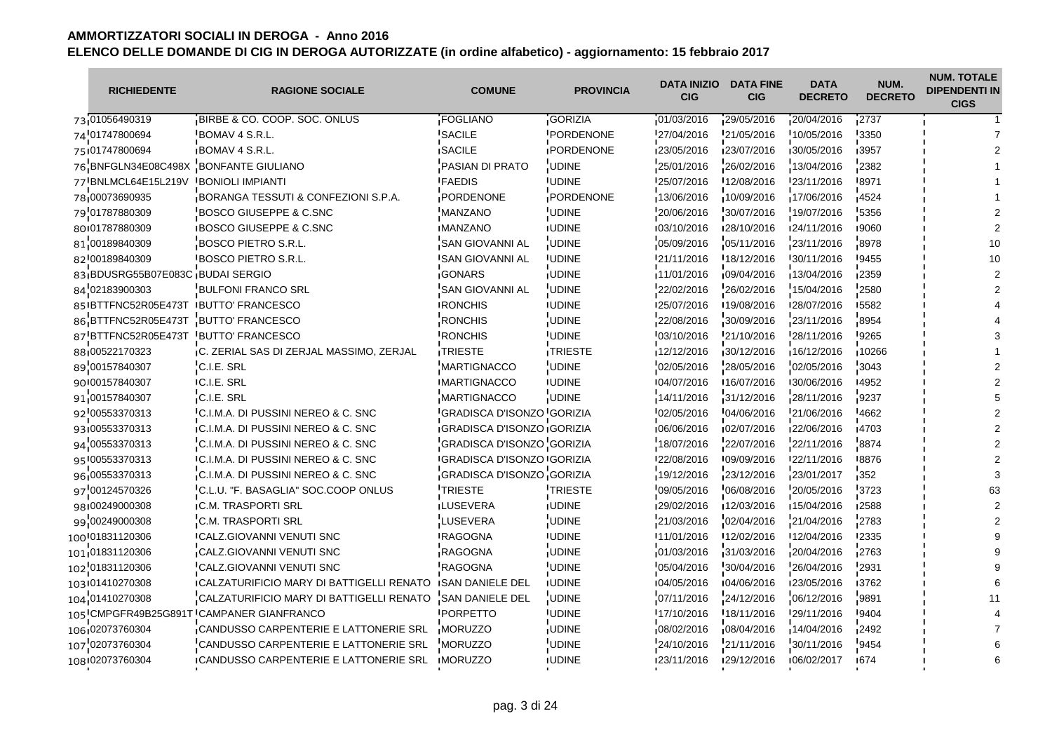# AMMORTIZZATORI SOCIALI IN DEROGA - Anno 2016

## ELENCO DELLE DOMANDE DI CIG IN DEROGA AUTORIZZATE (in ordine alfabetico) - aggiornamento: 15 febbraio 2017

| | RICHIEDENTE | RAGIONE SOCIALE | COMUNE | PROVINCIA | DATA INIZIO CIG | DATA FINE CIG | DATA DECRETO | NUM. DECRETO | NUM. TOTALE DIPENDENTI IN CIGS |
|---|---|---|---|---|---|---|---|---|---|
| 73 | 01056490319 | BIRBE & CO. COOP. SOC. ONLUS | FOGLIANO | GORIZIA | 01/03/2016 | 29/05/2016 | 20/04/2016 | 2737 | 1 |
| 74 | 01747800694 | BOMAV 4 S.R.L. | SACILE | PORDENONE | 27/04/2016 | 21/05/2016 | 10/05/2016 | 3350 | 7 |
| 75 | 01747800694 | BOMAV 4 S.R.L. | SACILE | PORDENONE | 23/05/2016 | 23/07/2016 | 30/05/2016 | 3957 | 2 |
| 76 | BNFGLN34E08C498X | BONFANTE GIULIANO | PASIAN DI PRATO | UDINE | 25/01/2016 | 26/02/2016 | 13/04/2016 | 2382 | 1 |
| 77 | BNLMCL64E15L219V | BONIOLI IMPIANTI | FAEDIS | UDINE | 25/07/2016 | 12/08/2016 | 23/11/2016 | 8971 | 1 |
| 78 | 00073690935 | BORANGA TESSUTI & CONFEZIONI S.P.A. | PORDENONE | PORDENONE | 13/06/2016 | 10/09/2016 | 17/06/2016 | 4524 | 1 |
| 79 | 01787880309 | BOSCO GIUSEPPE & C.SNC | MANZANO | UDINE | 20/06/2016 | 30/07/2016 | 19/07/2016 | 5356 | 2 |
| 80 | 01787880309 | BOSCO GIUSEPPE & C.SNC | MANZANO | UDINE | 03/10/2016 | 28/10/2016 | 24/11/2016 | 9060 | 2 |
| 81 | 00189840309 | BOSCO PIETRO S.R.L. | SAN GIOVANNI AL | UDINE | 05/09/2016 | 05/11/2016 | 23/11/2016 | 8978 | 10 |
| 82 | 00189840309 | BOSCO PIETRO S.R.L. | SAN GIOVANNI AL | UDINE | 21/11/2016 | 18/12/2016 | 30/11/2016 | 9455 | 10 |
| 83 | BDUSRG55B07E083C | BUDAI SERGIO | GONARS | UDINE | 11/01/2016 | 09/04/2016 | 13/04/2016 | 2359 | 2 |
| 84 | 02183900303 | BULFONI FRANCO SRL | SAN GIOVANNI AL | UDINE | 22/02/2016 | 26/02/2016 | 15/04/2016 | 2580 | 2 |
| 85 | BTTFNC52R05E473T | BUTTO' FRANCESCO | RONCHIS | UDINE | 25/07/2016 | 19/08/2016 | 28/07/2016 | 5582 | 4 |
| 86 | BTTFNC52R05E473T | BUTTO' FRANCESCO | RONCHIS | UDINE | 22/08/2016 | 30/09/2016 | 23/11/2016 | 8954 | 4 |
| 87 | BTTFNC52R05E473T | BUTTO' FRANCESCO | RONCHIS | UDINE | 03/10/2016 | 21/10/2016 | 28/11/2016 | 9265 | 3 |
| 88 | 00522170323 | C. ZERIAL SAS DI ZERJAL MASSIMO, ZERJAL | TRIESTE | TRIESTE | 12/12/2016 | 30/12/2016 | 16/12/2016 | 10266 | 1 |
| 89 | 00157840307 | C.I.E. SRL | MARTIGNACCO | UDINE | 02/05/2016 | 28/05/2016 | 02/05/2016 | 3043 | 2 |
| 90 | 00157840307 | C.I.E. SRL | MARTIGNACCO | UDINE | 04/07/2016 | 16/07/2016 | 30/06/2016 | 4952 | 2 |
| 91 | 00157840307 | C.I.E. SRL | MARTIGNACCO | UDINE | 14/11/2016 | 31/12/2016 | 28/11/2016 | 9237 | 5 |
| 92 | 00553370313 | C.I.M.A. DI PUSSINI NEREO & C. SNC | GRADISCA D'ISONZO | GORIZIA | 02/05/2016 | 04/06/2016 | 21/06/2016 | 4662 | 2 |
| 93 | 00553370313 | C.I.M.A. DI PUSSINI NEREO & C. SNC | GRADISCA D'ISONZO | GORIZIA | 06/06/2016 | 02/07/2016 | 22/06/2016 | 4703 | 2 |
| 94 | 00553370313 | C.I.M.A. DI PUSSINI NEREO & C. SNC | GRADISCA D'ISONZO | GORIZIA | 18/07/2016 | 22/07/2016 | 22/11/2016 | 8874 | 2 |
| 95 | 00553370313 | C.I.M.A. DI PUSSINI NEREO & C. SNC | GRADISCA D'ISONZO | GORIZIA | 22/08/2016 | 09/09/2016 | 22/11/2016 | 8876 | 2 |
| 96 | 00553370313 | C.I.M.A. DI PUSSINI NEREO & C. SNC | GRADISCA D'ISONZO | GORIZIA | 19/12/2016 | 23/12/2016 | 23/01/2017 | 352 | 3 |
| 97 | 00124570326 | C.L.U. "F. BASAGLIA" SOC.COOP ONLUS | TRIESTE | TRIESTE | 09/05/2016 | 06/08/2016 | 20/05/2016 | 3723 | 63 |
| 98 | 00249000308 | C.M. TRASPORTI SRL | LUSEVERA | UDINE | 29/02/2016 | 12/03/2016 | 15/04/2016 | 2588 | 2 |
| 99 | 00249000308 | C.M. TRASPORTI SRL | LUSEVERA | UDINE | 21/03/2016 | 02/04/2016 | 21/04/2016 | 2783 | 2 |
| 100 | 01831120306 | CALZ.GIOVANNI VENUTI SNC | RAGOGNA | UDINE | 11/01/2016 | 12/02/2016 | 12/04/2016 | 2335 | 9 |
| 101 | 01831120306 | CALZ.GIOVANNI VENUTI SNC | RAGOGNA | UDINE | 01/03/2016 | 31/03/2016 | 20/04/2016 | 2763 | 9 |
| 102 | 01831120306 | CALZ.GIOVANNI VENUTI SNC | RAGOGNA | UDINE | 05/04/2016 | 30/04/2016 | 26/04/2016 | 2931 | 9 |
| 103 | 01410270308 | CALZATURIFICIO MARY DI BATTIGELLI RENATO | SAN DANIELE DEL | UDINE | 04/05/2016 | 04/06/2016 | 23/05/2016 | 3762 | 6 |
| 104 | 01410270308 | CALZATURIFICIO MARY DI BATTIGELLI RENATO | SAN DANIELE DEL | UDINE | 07/11/2016 | 24/12/2016 | 06/12/2016 | 9891 | 11 |
| 105 | CMPGFR49B25G891T | CAMPANER GIANFRANCO | PORPETTO | UDINE | 17/10/2016 | 18/11/2016 | 29/11/2016 | 9404 | 4 |
| 106 | 02073760304 | CANDUSSO CARPENTERIE E LATTONERIE SRL | MORUZZO | UDINE | 08/02/2016 | 08/04/2016 | 14/04/2016 | 2492 | 7 |
| 107 | 02073760304 | CANDUSSO CARPENTERIE E LATTONERIE SRL | MORUZZO | UDINE | 24/10/2016 | 21/11/2016 | 30/11/2016 | 9454 | 6 |
| 108 | 02073760304 | CANDUSSO CARPENTERIE E LATTONERIE SRL | MORUZZO | UDINE | 23/11/2016 | 29/12/2016 | 06/02/2017 | 674 | 6 |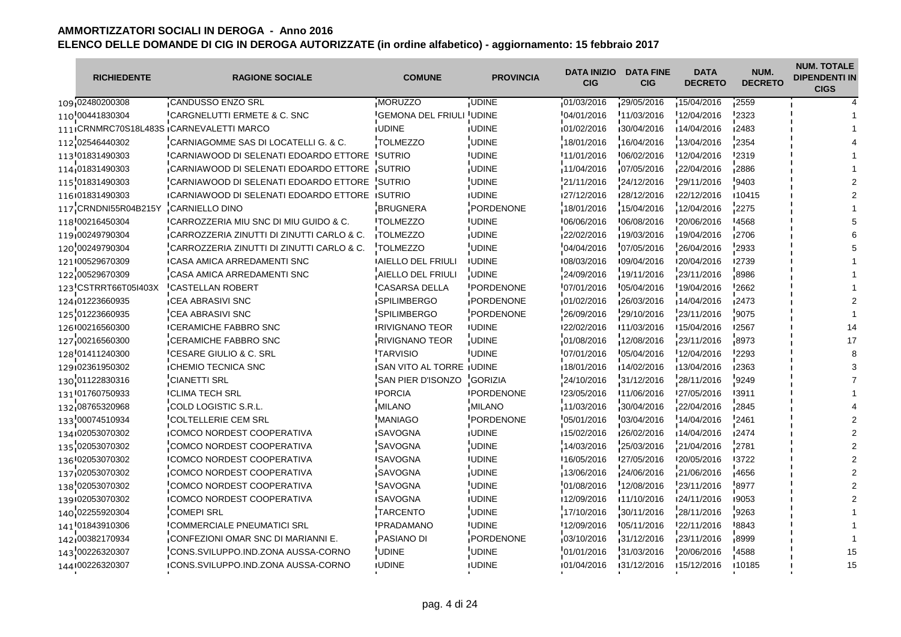## AMMORTIZZATORI SOCIALI IN DEROGA - Anno 2016

## ELENCO DELLE DOMANDE DI CIG IN DEROGA AUTORIZZATE (in ordine alfabetico) - aggiornamento: 15 febbraio 2017

| | RICHIEDENTE | RAGIONE SOCIALE | COMUNE | PROVINCIA | DATA INIZIO CIG | DATA FINE CIG | DATA DECRETO | NUM. DECRETO | NUM. TOTALE DIPENDENTI IN CIGS |
|---|---|---|---|---|---|---|---|---|---|
| 109 | 02480200308 | CANDUSSO ENZO SRL | MORUZZO | UDINE | 01/03/2016 | 29/05/2016 | 15/04/2016 | 2559 | 4 |
| 110 | 00441830304 | CARGNELUTTI ERMETE & C. SNC | GEMONA DEL FRIULI | UDINE | 04/01/2016 | 11/03/2016 | 12/04/2016 | 2323 | 1 |
| 111 | CRNMRC70S18L483S | CARNEVALETTI MARCO | UDINE | UDINE | 01/02/2016 | 30/04/2016 | 14/04/2016 | 2483 | 1 |
| 112 | 02546440302 | CARNIAGOMME SAS DI LOCATELLI G. & C. | TOLMEZZO | UDINE | 18/01/2016 | 16/04/2016 | 13/04/2016 | 2354 | 4 |
| 113 | 01831490303 | CARNIAWOOD DI SELENATI EDOARDO ETTORE | SUTRIO | UDINE | 11/01/2016 | 06/02/2016 | 12/04/2016 | 2319 | 1 |
| 114 | 01831490303 | CARNIAWOOD DI SELENATI EDOARDO ETTORE | SUTRIO | UDINE | 11/04/2016 | 07/05/2016 | 22/04/2016 | 2886 | 1 |
| 115 | 01831490303 | CARNIAWOOD DI SELENATI EDOARDO ETTORE | SUTRIO | UDINE | 21/11/2016 | 24/12/2016 | 29/11/2016 | 9403 | 2 |
| 116 | 01831490303 | CARNIAWOOD DI SELENATI EDOARDO ETTORE | SUTRIO | UDINE | 27/12/2016 | 28/12/2016 | 22/12/2016 | 10415 | 2 |
| 117 | CRNDNI55R04B215Y | CARNIELLO DINO | BRUGNERA | PORDENONE | 18/01/2016 | 15/04/2016 | 12/04/2016 | 2275 | 1 |
| 118 | 00216450304 | CARROZZERIA MIU SNC DI MIU GUIDO & C. | TOLMEZZO | UDINE | 06/06/2016 | 06/08/2016 | 20/06/2016 | 4568 | 5 |
| 119 | 00249790304 | CARROZZERIA ZINUTTI DI ZINUTTI CARLO & C. | TOLMEZZO | UDINE | 22/02/2016 | 19/03/2016 | 19/04/2016 | 2706 | 6 |
| 120 | 00249790304 | CARROZZERIA ZINUTTI DI ZINUTTI CARLO & C. | TOLMEZZO | UDINE | 04/04/2016 | 07/05/2016 | 26/04/2016 | 2933 | 5 |
| 121 | 00529670309 | CASA AMICA ARREDAMENTI SNC | AIELLO DEL FRIULI | UDINE | 08/03/2016 | 09/04/2016 | 20/04/2016 | 2739 | 1 |
| 122 | 00529670309 | CASA AMICA ARREDAMENTI SNC | AIELLO DEL FRIULI | UDINE | 24/09/2016 | 19/11/2016 | 23/11/2016 | 8986 | 1 |
| 123 | CSTRRT66T05I403X | CASTELLAN ROBERT | CASARSA DELLA | PORDENONE | 07/01/2016 | 05/04/2016 | 19/04/2016 | 2662 | 1 |
| 124 | 01223660935 | CEA ABRASIVI SNC | SPILIMBERGO | PORDENONE | 01/02/2016 | 26/03/2016 | 14/04/2016 | 2473 | 2 |
| 125 | 01223660935 | CEA ABRASIVI SNC | SPILIMBERGO | PORDENONE | 26/09/2016 | 29/10/2016 | 23/11/2016 | 9075 | 1 |
| 126 | 00216560300 | CERAMICHE FABBRO SNC | RIVIGNANO TEOR | UDINE | 22/02/2016 | 11/03/2016 | 15/04/2016 | 2567 | 14 |
| 127 | 00216560300 | CERAMICHE FABBRO SNC | RIVIGNANO TEOR | UDINE | 01/08/2016 | 12/08/2016 | 23/11/2016 | 8973 | 17 |
| 128 | 01411240300 | CESARE GIULIO & C. SRL | TARVISIO | UDINE | 07/01/2016 | 05/04/2016 | 12/04/2016 | 2293 | 8 |
| 129 | 02361950302 | CHEMIO TECNICA SNC | SAN VITO AL TORRE | UDINE | 18/01/2016 | 14/02/2016 | 13/04/2016 | 2363 | 3 |
| 130 | 01122830316 | CIANETTI SRL | SAN PIER D'ISONZO | GORIZIA | 24/10/2016 | 31/12/2016 | 28/11/2016 | 9249 | 7 |
| 131 | 01760750933 | CLIMA TECH SRL | PORCIA | PORDENONE | 23/05/2016 | 11/06/2016 | 27/05/2016 | 3911 | 1 |
| 132 | 08765320968 | COLD LOGISTIC S.R.L. | MILANO | MILANO | 11/03/2016 | 30/04/2016 | 22/04/2016 | 2845 | 4 |
| 133 | 00074510934 | COLTELLERIE CEM SRL | MANIAGO | PORDENONE | 05/01/2016 | 03/04/2016 | 14/04/2016 | 2461 | 2 |
| 134 | 02053070302 | COMCO NORDEST COOPERATIVA | SAVOGNA | UDINE | 15/02/2016 | 26/02/2016 | 14/04/2016 | 2474 | 2 |
| 135 | 02053070302 | COMCO NORDEST COOPERATIVA | SAVOGNA | UDINE | 14/03/2016 | 25/03/2016 | 21/04/2016 | 2781 | 2 |
| 136 | 02053070302 | COMCO NORDEST COOPERATIVA | SAVOGNA | UDINE | 16/05/2016 | 27/05/2016 | 20/05/2016 | 3722 | 2 |
| 137 | 02053070302 | COMCO NORDEST COOPERATIVA | SAVOGNA | UDINE | 13/06/2016 | 24/06/2016 | 21/06/2016 | 4656 | 2 |
| 138 | 02053070302 | COMCO NORDEST COOPERATIVA | SAVOGNA | UDINE | 01/08/2016 | 12/08/2016 | 23/11/2016 | 8977 | 2 |
| 139 | 02053070302 | COMCO NORDEST COOPERATIVA | SAVOGNA | UDINE | 12/09/2016 | 11/10/2016 | 24/11/2016 | 9053 | 2 |
| 140 | 02255920304 | COMEPI SRL | TARCENTO | UDINE | 17/10/2016 | 30/11/2016 | 28/11/2016 | 9263 | 1 |
| 141 | 01843910306 | COMMERCIALE PNEUMATICI SRL | PRADAMANO | UDINE | 12/09/2016 | 05/11/2016 | 22/11/2016 | 8843 | 1 |
| 142 | 00382170934 | CONFEZIONI OMAR SNC DI MARIANNI E. | PASIANO DI | PORDENONE | 03/10/2016 | 31/12/2016 | 23/11/2016 | 8999 | 1 |
| 143 | 00226320307 | CONS.SVILUPPO.IND.ZONA AUSSA-CORNO | UDINE | UDINE | 01/01/2016 | 31/03/2016 | 20/06/2016 | 4588 | 15 |
| 144 | 00226320307 | CONS.SVILUPPO.IND.ZONA AUSSA-CORNO | UDINE | UDINE | 01/04/2016 | 31/12/2016 | 15/12/2016 | 10185 | 15 |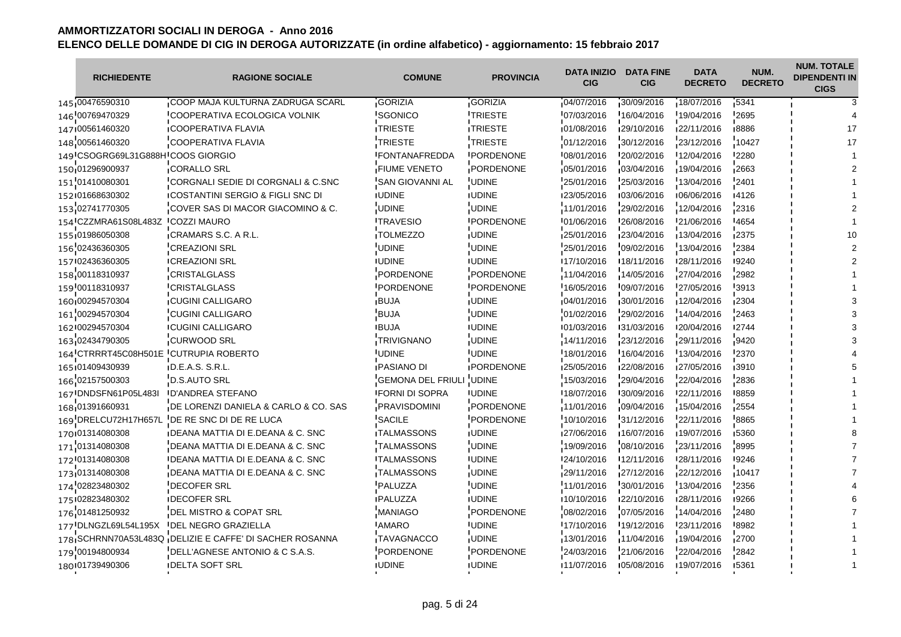# AMMORTIZZATORI SOCIALI IN DEROGA - Anno 2016

## ELENCO DELLE DOMANDE DI CIG IN DEROGA AUTORIZZATE (in ordine alfabetico) - aggiornamento: 15 febbraio 2017

| | RICHIEDENTE | RAGIONE SOCIALE | COMUNE | PROVINCIA | DATA INIZIO CIG | DATA FINE CIG | DATA DECRETO | NUM. DECRETO | NUM. TOTALE DIPENDENTI IN CIGS |
|---|---|---|---|---|---|---|---|---|---|
| 145 | 00476590310 | COOP MAJA KULTURNA ZADRUGA SCARL | GORIZIA | GORIZIA | 04/07/2016 | 30/09/2016 | 18/07/2016 | 5341 | 3 |
| 146 | 00769470329 | COOPERATIVA ECOLOGICA VOLNIK | SGONICO | TRIESTE | 07/03/2016 | 16/04/2016 | 19/04/2016 | 2695 | 4 |
| 147 | 00561460320 | COOPERATIVA FLAVIA | TRIESTE | TRIESTE | 01/08/2016 | 29/10/2016 | 22/11/2016 | 8886 | 17 |
| 148 | 00561460320 | COOPERATIVA FLAVIA | TRIESTE | TRIESTE | 01/12/2016 | 30/12/2016 | 23/12/2016 | 10427 | 17 |
| 149 | CSOGRG69L31G888H | COOS GIORGIO | FONTANAFREDDA | PORDENONE | 08/01/2016 | 20/02/2016 | 12/04/2016 | 2280 | 1 |
| 150 | 01296900937 | CORALLO SRL | FIUME VENETO | PORDENONE | 05/01/2016 | 03/04/2016 | 19/04/2016 | 2663 | 2 |
| 151 | 01410080301 | CORGNALI SEDIE DI CORGNALI & C.SNC | SAN GIOVANNI AL | UDINE | 25/01/2016 | 25/03/2016 | 13/04/2016 | 2401 | 1 |
| 152 | 01668630302 | COSTANTINI SERGIO & FIGLI SNC DI | UDINE | UDINE | 23/05/2016 | 03/06/2016 | 06/06/2016 | 4126 | 1 |
| 153 | 02741770305 | COVER SAS DI MACOR GIACOMINO & C. | UDINE | UDINE | 11/01/2016 | 29/02/2016 | 12/04/2016 | 2316 | 2 |
| 154 | CZZMRA61S08L483Z | COZZI MAURO | TRAVESIO | PORDENONE | 01/06/2016 | 26/08/2016 | 21/06/2016 | 4654 | 1 |
| 155 | 01986050308 | CRAMARS S.C. A R.L. | TOLMEZZO | UDINE | 25/01/2016 | 23/04/2016 | 13/04/2016 | 2375 | 10 |
| 156 | 02436360305 | CREAZIONI SRL | UDINE | UDINE | 25/01/2016 | 09/02/2016 | 13/04/2016 | 2384 | 2 |
| 157 | 02436360305 | CREAZIONI SRL | UDINE | UDINE | 17/10/2016 | 18/11/2016 | 28/11/2016 | 9240 | 2 |
| 158 | 00118310937 | CRISTALGLASS | PORDENONE | PORDENONE | 11/04/2016 | 14/05/2016 | 27/04/2016 | 2982 | 1 |
| 159 | 00118310937 | CRISTALGLASS | PORDENONE | PORDENONE | 16/05/2016 | 09/07/2016 | 27/05/2016 | 3913 | 1 |
| 160 | 00294570304 | CUGINI CALLIGARO | BUJA | UDINE | 04/01/2016 | 30/01/2016 | 12/04/2016 | 2304 | 3 |
| 161 | 00294570304 | CUGINI CALLIGARO | BUJA | UDINE | 01/02/2016 | 29/02/2016 | 14/04/2016 | 2463 | 3 |
| 162 | 00294570304 | CUGINI CALLIGARO | BUJA | UDINE | 01/03/2016 | 31/03/2016 | 20/04/2016 | 2744 | 3 |
| 163 | 02434790305 | CURWOOD SRL | TRIVIGNANO | UDINE | 14/11/2016 | 23/12/2016 | 29/11/2016 | 9420 | 3 |
| 164 | CTRRRT45C08H501E | CUTRUPIA ROBERTO | UDINE | UDINE | 18/01/2016 | 16/04/2016 | 13/04/2016 | 2370 | 4 |
| 165 | 01409430939 | D.E.A.S. S.R.L. | PASIANO DI | PORDENONE | 25/05/2016 | 22/08/2016 | 27/05/2016 | 3910 | 5 |
| 166 | 02157500303 | D.S.AUTO SRL | GEMONA DEL FRIULI | UDINE | 15/03/2016 | 29/04/2016 | 22/04/2016 | 2836 | 1 |
| 167 | DNDSFN61P05L483I | D'ANDREA STEFANO | FORNI DI SOPRA | UDINE | 18/07/2016 | 30/09/2016 | 22/11/2016 | 8859 | 1 |
| 168 | 01391660931 | DE LORENZI DANIELA & CARLO & CO. SAS | PRAVISDOMINI | PORDENONE | 11/01/2016 | 09/04/2016 | 15/04/2016 | 2554 | 1 |
| 169 | DRELCU72H17H657L | DE RE SNC DI DE RE LUCA | SACILE | PORDENONE | 10/10/2016 | 31/12/2016 | 22/11/2016 | 8865 | 1 |
| 170 | 01314080308 | DEANA MATTIA DI E.DEANA & C. SNC | TALMASSONS | UDINE | 27/06/2016 | 16/07/2016 | 19/07/2016 | 5360 | 8 |
| 171 | 01314080308 | DEANA MATTIA DI E.DEANA & C. SNC | TALMASSONS | UDINE | 19/09/2016 | 08/10/2016 | 23/11/2016 | 8995 | 7 |
| 172 | 01314080308 | DEANA MATTIA DI E.DEANA & C. SNC | TALMASSONS | UDINE | 24/10/2016 | 12/11/2016 | 28/11/2016 | 9246 | 7 |
| 173 | 01314080308 | DEANA MATTIA DI E.DEANA & C. SNC | TALMASSONS | UDINE | 29/11/2016 | 27/12/2016 | 22/12/2016 | 10417 | 7 |
| 174 | 02823480302 | DECOFER SRL | PALUZZA | UDINE | 11/01/2016 | 30/01/2016 | 13/04/2016 | 2356 | 4 |
| 175 | 02823480302 | DECOFER SRL | PALUZZA | UDINE | 10/10/2016 | 22/10/2016 | 28/11/2016 | 9266 | 6 |
| 176 | 01481250932 | DEL MISTRO & COPAT SRL | MANIAGO | PORDENONE | 08/02/2016 | 07/05/2016 | 14/04/2016 | 2480 | 7 |
| 177 | DLNGZL69L54L195X | DEL NEGRO GRAZIELLA | AMARO | UDINE | 17/10/2016 | 19/12/2016 | 23/11/2016 | 8982 | 1 |
| 178 | SCHRNN70A53L483Q | DELIZIE E CAFFE' DI SACHER ROSANNA | TAVAGNACCO | UDINE | 13/01/2016 | 11/04/2016 | 19/04/2016 | 2700 | 1 |
| 179 | 00194800934 | DELL'AGNESE ANTONIO & C S.A.S. | PORDENONE | PORDENONE | 24/03/2016 | 21/06/2016 | 22/04/2016 | 2842 | 1 |
| 180 | 01739490306 | DELTA SOFT SRL | UDINE | UDINE | 11/07/2016 | 05/08/2016 | 19/07/2016 | 5361 | 1 |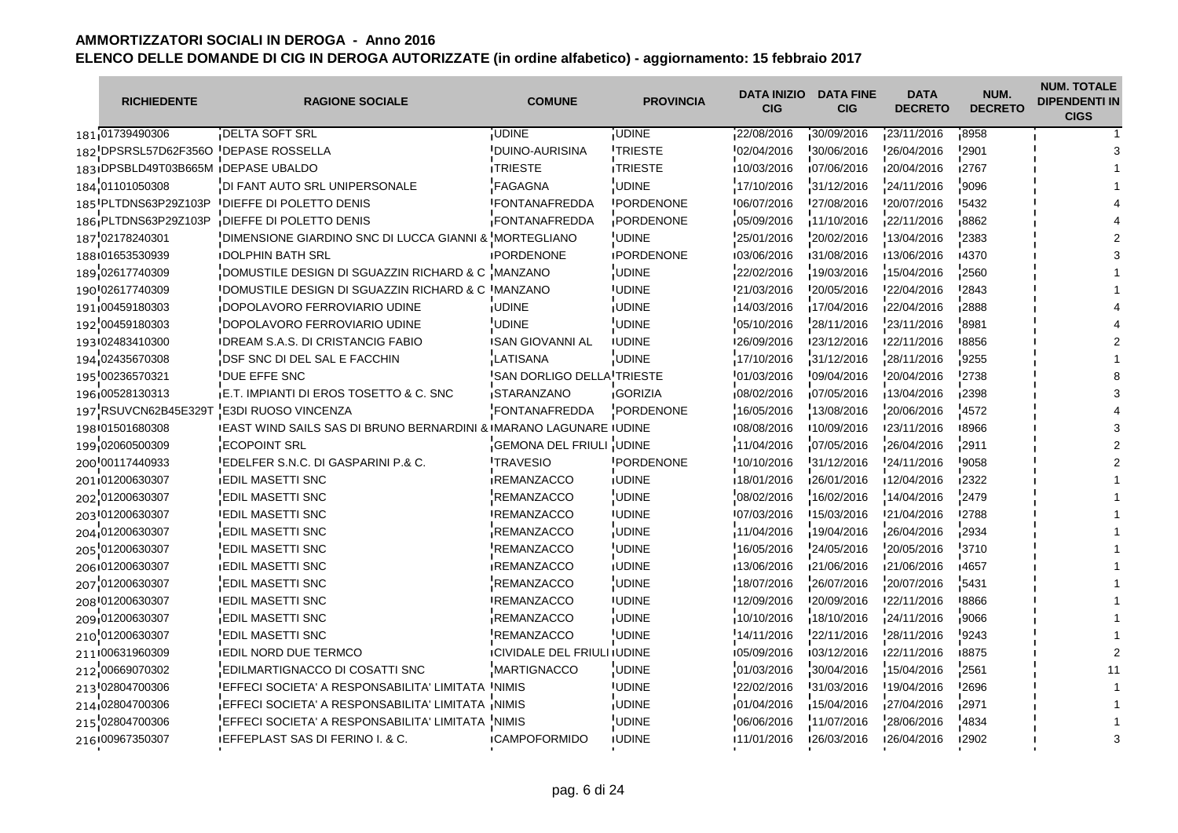# AMMORTIZZATORI SOCIALI IN DEROGA - Anno 2016

## ELENCO DELLE DOMANDE DI CIG IN DEROGA AUTORIZZATE (in ordine alfabetico) - aggiornamento: 15 febbraio 2017

| | RICHIEDENTE | RAGIONE SOCIALE | COMUNE | PROVINCIA | DATA INIZIO CIG | DATA FINE CIG | DATA DECRETO | NUM. DECRETO | NUM. TOTALE DIPENDENTI IN CIGS |
|---|---|---|---|---|---|---|---|---|---|
| 181 | 01739490306 | DELTA SOFT SRL | UDINE | UDINE | 22/08/2016 | 30/09/2016 | 23/11/2016 | 8958 | 1 |
| 182 | DPSRSL57D62F356O | DEPASE ROSSELLA | DUINO-AURISINA | TRIESTE | 02/04/2016 | 30/06/2016 | 26/04/2016 | 2901 | 3 |
| 183 | DPSBLD49T03B665M | DEPASE UBALDO | TRIESTE | TRIESTE | 10/03/2016 | 07/06/2016 | 20/04/2016 | 2767 | 1 |
| 184 | 01101050308 | DI FANT AUTO SRL UNIPERSONALE | FAGAGNA | UDINE | 17/10/2016 | 31/12/2016 | 24/11/2016 | 9096 | 1 |
| 185 | PLTDNS63P29Z103P | DIEFFE DI POLETTO DENIS | FONTANAFREDDA | PORDENONE | 06/07/2016 | 27/08/2016 | 20/07/2016 | 5432 | 4 |
| 186 | PLTDNS63P29Z103P | DIEFFE DI POLETTO DENIS | FONTANAFREDDA | PORDENONE | 05/09/2016 | 11/10/2016 | 22/11/2016 | 8862 | 4 |
| 187 | 02178240301 | DIMENSIONE GIARDINO SNC DI LUCCA GIANNI & | MORTEGLIANO | UDINE | 25/01/2016 | 20/02/2016 | 13/04/2016 | 2383 | 2 |
| 188 | 01653530939 | DOLPHIN BATH SRL | PORDENONE | PORDENONE | 03/06/2016 | 31/08/2016 | 13/06/2016 | 4370 | 3 |
| 189 | 02617740309 | DOMUSTILE DESIGN DI SGUAZZIN RICHARD & C | MANZANO | UDINE | 22/02/2016 | 19/03/2016 | 15/04/2016 | 2560 | 1 |
| 190 | 02617740309 | DOMUSTILE DESIGN DI SGUAZZIN RICHARD & C | MANZANO | UDINE | 21/03/2016 | 20/05/2016 | 22/04/2016 | 2843 | 1 |
| 191 | 00459180303 | DOPOLAVORO FERROVIARIO UDINE | UDINE | UDINE | 14/03/2016 | 17/04/2016 | 22/04/2016 | 2888 | 4 |
| 192 | 00459180303 | DOPOLAVORO FERROVIARIO UDINE | UDINE | UDINE | 05/10/2016 | 28/11/2016 | 23/11/2016 | 8981 | 4 |
| 193 | 02483410300 | DREAM S.A.S. DI CRISTANCIG FABIO | SAN GIOVANNI AL | UDINE | 26/09/2016 | 23/12/2016 | 22/11/2016 | 8856 | 2 |
| 194 | 02435670308 | DSF SNC DI DEL SAL E FACCHIN | LATISANA | UDINE | 17/10/2016 | 31/12/2016 | 28/11/2016 | 9255 | 1 |
| 195 | 00236570321 | DUE EFFE SNC | SAN DORLIGO DELLA | TRIESTE | 01/03/2016 | 09/04/2016 | 20/04/2016 | 2738 | 8 |
| 196 | 00528130313 | E.T. IMPIANTI DI EROS TOSETTO & C. SNC | STARANZANO | GORIZIA | 08/02/2016 | 07/05/2016 | 13/04/2016 | 2398 | 3 |
| 197 | RSUVCN62B45E329T | E3DI RUOSO VINCENZA | FONTANAFREDDA | PORDENONE | 16/05/2016 | 13/08/2016 | 20/06/2016 | 4572 | 4 |
| 198 | 01501680308 | EAST WIND SAILS SAS DI BRUNO BERNARDINI & | MARANO LAGUNARE | UDINE | 08/08/2016 | 10/09/2016 | 23/11/2016 | 8966 | 3 |
| 199 | 02060500309 | ECOPOINT SRL | GEMONA DEL FRIULI | UDINE | 11/04/2016 | 07/05/2016 | 26/04/2016 | 2911 | 2 |
| 200 | 00117440933 | EDELFER S.N.C. DI GASPARINI P.& C. | TRAVESIO | PORDENONE | 10/10/2016 | 31/12/2016 | 24/11/2016 | 9058 | 2 |
| 201 | 01200630307 | EDIL MASETTI SNC | REMANZACCO | UDINE | 18/01/2016 | 26/01/2016 | 12/04/2016 | 2322 | 1 |
| 202 | 01200630307 | EDIL MASETTI SNC | REMANZACCO | UDINE | 08/02/2016 | 16/02/2016 | 14/04/2016 | 2479 | 1 |
| 203 | 01200630307 | EDIL MASETTI SNC | REMANZACCO | UDINE | 07/03/2016 | 15/03/2016 | 21/04/2016 | 2788 | 1 |
| 204 | 01200630307 | EDIL MASETTI SNC | REMANZACCO | UDINE | 11/04/2016 | 19/04/2016 | 26/04/2016 | 2934 | 1 |
| 205 | 01200630307 | EDIL MASETTI SNC | REMANZACCO | UDINE | 16/05/2016 | 24/05/2016 | 20/05/2016 | 3710 | 1 |
| 206 | 01200630307 | EDIL MASETTI SNC | REMANZACCO | UDINE | 13/06/2016 | 21/06/2016 | 21/06/2016 | 4657 | 1 |
| 207 | 01200630307 | EDIL MASETTI SNC | REMANZACCO | UDINE | 18/07/2016 | 26/07/2016 | 20/07/2016 | 5431 | 1 |
| 208 | 01200630307 | EDIL MASETTI SNC | REMANZACCO | UDINE | 12/09/2016 | 20/09/2016 | 22/11/2016 | 8866 | 1 |
| 209 | 01200630307 | EDIL MASETTI SNC | REMANZACCO | UDINE | 10/10/2016 | 18/10/2016 | 24/11/2016 | 9066 | 1 |
| 210 | 01200630307 | EDIL MASETTI SNC | REMANZACCO | UDINE | 14/11/2016 | 22/11/2016 | 28/11/2016 | 9243 | 1 |
| 211 | 00631960309 | EDIL NORD DUE TERMCO | CIVIDALE DEL FRIULI | UDINE | 05/09/2016 | 03/12/2016 | 22/11/2016 | 8875 | 2 |
| 212 | 00669070302 | EDILMARTIGNACCO DI COSATTI SNC | MARTIGNACCO | UDINE | 01/03/2016 | 30/04/2016 | 15/04/2016 | 2561 | 11 |
| 213 | 02804700306 | EFFECI SOCIETA' A RESPONSABILITA' LIMITATA | NIMIS | UDINE | 22/02/2016 | 31/03/2016 | 19/04/2016 | 2696 | 1 |
| 214 | 02804700306 | EFFECI SOCIETA' A RESPONSABILITA' LIMITATA | NIMIS | UDINE | 01/04/2016 | 15/04/2016 | 27/04/2016 | 2971 | 1 |
| 215 | 02804700306 | EFFECI SOCIETA' A RESPONSABILITA' LIMITATA | NIMIS | UDINE | 06/06/2016 | 11/07/2016 | 28/06/2016 | 4834 | 1 |
| 216 | 00967350307 | EFFEPLAST SAS DI FERINO I. & C. | CAMPOFORMIDO | UDINE | 11/01/2016 | 26/03/2016 | 26/04/2016 | 2902 | 3 |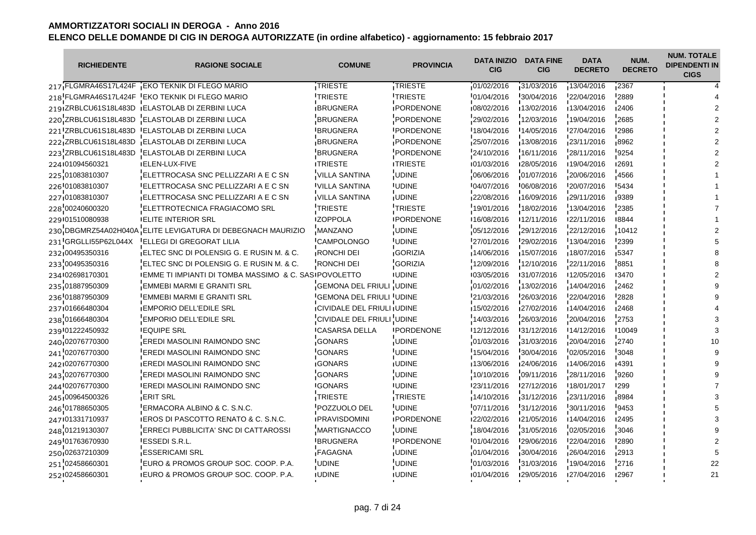# AMMORTIZZATORI SOCIALI IN DEROGA - Anno 2016

## ELENCO DELLE DOMANDE DI CIG IN DEROGA AUTORIZZATE (in ordine alfabetico) - aggiornamento: 15 febbraio 2017

| | RICHIEDENTE | RAGIONE SOCIALE | COMUNE | PROVINCIA | DATA INIZIO CIG | DATA FINE CIG | DATA DECRETO | NUM. DECRETO | NUM. TOTALE DIPENDENTI IN CIGS |
|---|---|---|---|---|---|---|---|---|---|
| 217 | FLGMRA46S17L424F | EKO TEKNIK DI FLEGO MARIO | TRIESTE | TRIESTE | 01/02/2016 | 31/03/2016 | 13/04/2016 | 2367 | 4 |
| 218 | FLGMRA46S17L424F | EKO TEKNIK DI FLEGO MARIO | TRIESTE | TRIESTE | 01/04/2016 | 30/04/2016 | 22/04/2016 | 2889 | 4 |
| 219 | ZRBLCU61S18L483D | ELASTOLAB DI ZERBINI LUCA | BRUGNERA | PORDENONE | 08/02/2016 | 13/02/2016 | 13/04/2016 | 2406 | 2 |
| 220 | ZRBLCU61S18L483D | ELASTOLAB DI ZERBINI LUCA | BRUGNERA | PORDENONE | 29/02/2016 | 12/03/2016 | 19/04/2016 | 2685 | 2 |
| 221 | ZRBLCU61S18L483D | ELASTOLAB DI ZERBINI LUCA | BRUGNERA | PORDENONE | 18/04/2016 | 14/05/2016 | 27/04/2016 | 2986 | 2 |
| 222 | ZRBLCU61S18L483D | ELASTOLAB DI ZERBINI LUCA | BRUGNERA | PORDENONE | 25/07/2016 | 13/08/2016 | 23/11/2016 | 8962 | 2 |
| 223 | ZRBLCU61S18L483D | ELASTOLAB DI ZERBINI LUCA | BRUGNERA | PORDENONE | 24/10/2016 | 16/11/2016 | 28/11/2016 | 9254 | 2 |
| 224 | 01094560321 | ELEN-LUX-FIVE | TRIESTE | TRIESTE | 01/03/2016 | 28/05/2016 | 19/04/2016 | 2691 | 2 |
| 225 | 01083810307 | ELETTROCASA SNC PELLIZZARI A E C SN | VILLA SANTINA | UDINE | 06/06/2016 | 01/07/2016 | 20/06/2016 | 4566 | 1 |
| 226 | 01083810307 | ELETTROCASA SNC PELLIZZARI A E C SN | VILLA SANTINA | UDINE | 04/07/2016 | 06/08/2016 | 20/07/2016 | 5434 | 1 |
| 227 | 01083810307 | ELETTROCASA SNC PELLIZZARI A E C SN | VILLA SANTINA | UDINE | 22/08/2016 | 16/09/2016 | 29/11/2016 | 9389 | 1 |
| 228 | 00240600320 | ELETTROTECNICA FRAGIACOMO SRL | TRIESTE | TRIESTE | 19/01/2016 | 18/02/2016 | 13/04/2016 | 2385 | 7 |
| 229 | 01510080938 | ELITE INTERIOR SRL | ZOPPOLA | PORDENONE | 16/08/2016 | 12/11/2016 | 22/11/2016 | 8844 | 1 |
| 230 | DBGMRZ54A02H040A | ELITE LEVIGATURA DI DEBEGNACH MAURIZIO | MANZANO | UDINE | 05/12/2016 | 29/12/2016 | 22/12/2016 | 10412 | 2 |
| 231 | GRGLLI55P62L044X | ELLEGI DI GREGORAT LILIA | CAMPOLONGO | UDINE | 27/01/2016 | 29/02/2016 | 13/04/2016 | 2399 | 5 |
| 232 | 00495350316 | ELTEC SNC DI POLENSIG G. E RUSIN M. & C. | RONCHI DEI | GORIZIA | 14/06/2016 | 15/07/2016 | 18/07/2016 | 5347 | 8 |
| 233 | 00495350316 | ELTEC SNC DI POLENSIG G. E RUSIN M. & C. | RONCHI DEI | GORIZIA | 12/09/2016 | 12/10/2016 | 22/11/2016 | 8851 | 8 |
| 234 | 02698170301 | EMME TI IMPIANTI DI TOMBA MASSIMO & C. SAS | POVOLETTO | UDINE | 03/05/2016 | 31/07/2016 | 12/05/2016 | 3470 | 2 |
| 235 | 01887950309 | EMMEBI MARMI E GRANITI SRL | GEMONA DEL FRIULI | UDINE | 01/02/2016 | 13/02/2016 | 14/04/2016 | 2462 | 9 |
| 236 | 01887950309 | EMMEBI MARMI E GRANITI SRL | GEMONA DEL FRIULI | UDINE | 21/03/2016 | 26/03/2016 | 22/04/2016 | 2828 | 9 |
| 237 | 01666480304 | EMPORIO DELL'EDILE SRL | CIVIDALE DEL FRIULI | UDINE | 15/02/2016 | 27/02/2016 | 14/04/2016 | 2468 | 4 |
| 238 | 01666480304 | EMPORIO DELL'EDILE SRL | CIVIDALE DEL FRIULI | UDINE | 14/03/2016 | 26/03/2016 | 20/04/2016 | 2753 | 3 |
| 239 | 01222450932 | EQUIPE SRL | CASARSA DELLA | PORDENONE | 12/12/2016 | 31/12/2016 | 14/12/2016 | 10049 | 3 |
| 240 | 02076770300 | EREDI MASOLINI RAIMONDO SNC | GONARS | UDINE | 01/03/2016 | 31/03/2016 | 20/04/2016 | 2740 | 10 |
| 241 | 02076770300 | EREDI MASOLINI RAIMONDO SNC | GONARS | UDINE | 15/04/2016 | 30/04/2016 | 02/05/2016 | 3048 | 9 |
| 242 | 02076770300 | EREDI MASOLINI RAIMONDO SNC | GONARS | UDINE | 13/06/2016 | 24/06/2016 | 14/06/2016 | 4391 | 9 |
| 243 | 02076770300 | EREDI MASOLINI RAIMONDO SNC | GONARS | UDINE | 10/10/2016 | 09/11/2016 | 28/11/2016 | 9260 | 9 |
| 244 | 02076770300 | EREDI MASOLINI RAIMONDO SNC | GONARS | UDINE | 23/11/2016 | 27/12/2016 | 18/01/2017 | 299 | 7 |
| 245 | 00964500326 | ERIT SRL | TRIESTE | TRIESTE | 14/10/2016 | 31/12/2016 | 23/11/2016 | 8984 | 3 |
| 246 | 01788650305 | ERMACORA ALBINO & C. S.N.C. | POZZUOLO DEL | UDINE | 07/11/2016 | 31/12/2016 | 30/11/2016 | 9453 | 5 |
| 247 | 01331710937 | EROS DI PASCOTTO RENATO & C. S.N.C. | PRAVISDOMINI | PORDENONE | 22/02/2016 | 21/05/2016 | 14/04/2016 | 2495 | 3 |
| 248 | 01219130307 | ERRECI PUBBLICITA' SNC DI CATTAROSSI | MARTIGNACCO | UDINE | 18/04/2016 | 31/05/2016 | 02/05/2016 | 3046 | 9 |
| 249 | 01763670930 | ESSEDI S.R.L. | BRUGNERA | PORDENONE | 01/04/2016 | 29/06/2016 | 22/04/2016 | 2890 | 2 |
| 250 | 02637210309 | ESSERICAMI SRL | FAGAGNA | UDINE | 01/04/2016 | 30/04/2016 | 26/04/2016 | 2913 | 5 |
| 251 | 02458660301 | EURO & PROMOS GROUP SOC. COOP. P.A. | UDINE | UDINE | 01/03/2016 | 31/03/2016 | 19/04/2016 | 2716 | 22 |
| 252 | 02458660301 | EURO & PROMOS GROUP SOC. COOP. P.A. | UDINE | UDINE | 01/04/2016 | 29/05/2016 | 27/04/2016 | 2967 | 21 |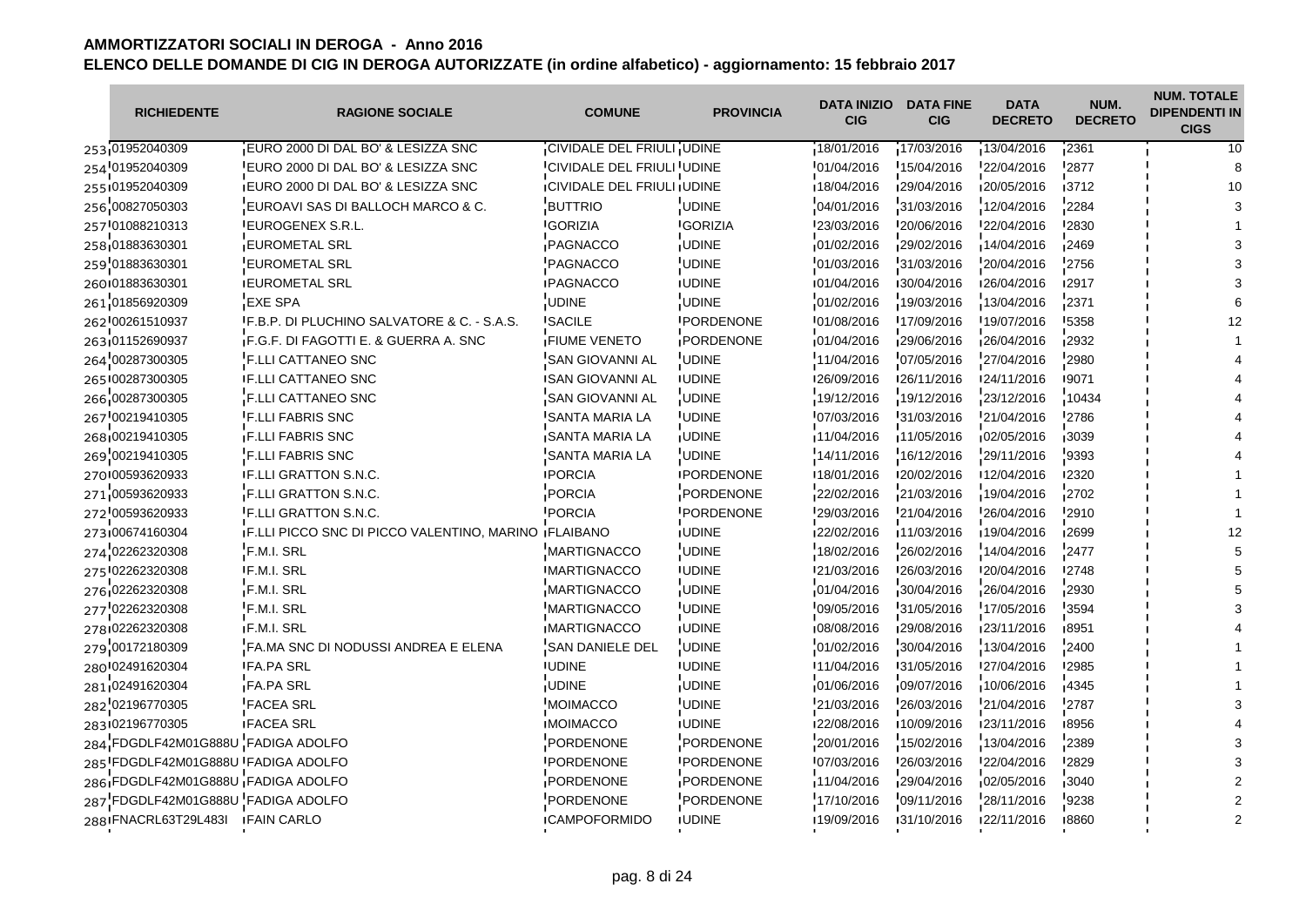# AMMORTIZZATORI SOCIALI IN DEROGA - Anno 2016

## ELENCO DELLE DOMANDE DI CIG IN DEROGA AUTORIZZATE (in ordine alfabetico) - aggiornamento: 15 febbraio 2017

| | RICHIEDENTE | RAGIONE SOCIALE | COMUNE | PROVINCIA | DATA INIZIO CIG | DATA FINE CIG | DATA DECRETO | NUM. DECRETO | NUM. TOTALE DIPENDENTI IN CIGS |
|---|---|---|---|---|---|---|---|---|---|
| 253 | 01952040309 | EURO 2000 DI DAL BO' & LESIZZA SNC | CIVIDALE DEL FRIULI | UDINE | 18/01/2016 | 17/03/2016 | 13/04/2016 | 2361 | 10 |
| 254 | 01952040309 | EURO 2000 DI DAL BO' & LESIZZA SNC | CIVIDALE DEL FRIULI | UDINE | 01/04/2016 | 15/04/2016 | 22/04/2016 | 2877 | 8 |
| 255 | 01952040309 | EURO 2000 DI DAL BO' & LESIZZA SNC | CIVIDALE DEL FRIULI | UDINE | 18/04/2016 | 29/04/2016 | 20/05/2016 | 3712 | 10 |
| 256 | 00827050303 | EUROAVI SAS DI BALLOCH MARCO & C. | BUTTRIO | UDINE | 04/01/2016 | 31/03/2016 | 12/04/2016 | 2284 | 3 |
| 257 | 01088210313 | EUROGENEX S.R.L. | GORIZIA | GORIZIA | 23/03/2016 | 20/06/2016 | 22/04/2016 | 2830 | 1 |
| 258 | 01883630301 | EUROMETAL SRL | PAGNACCO | UDINE | 01/02/2016 | 29/02/2016 | 14/04/2016 | 2469 | 3 |
| 259 | 01883630301 | EUROMETAL SRL | PAGNACCO | UDINE | 01/03/2016 | 31/03/2016 | 20/04/2016 | 2756 | 3 |
| 260 | 01883630301 | EUROMETAL SRL | PAGNACCO | UDINE | 01/04/2016 | 30/04/2016 | 26/04/2016 | 2917 | 3 |
| 261 | 01856920309 | EXE SPA | UDINE | UDINE | 01/02/2016 | 19/03/2016 | 13/04/2016 | 2371 | 6 |
| 262 | 00261510937 | F.B.P. DI PLUCHINO SALVATORE & C. - S.A.S. | SACILE | PORDENONE | 01/08/2016 | 17/09/2016 | 19/07/2016 | 5358 | 12 |
| 263 | 01152690937 | F.G.F. DI FAGOTTI E. & GUERRA A. SNC | FIUME VENETO | PORDENONE | 01/04/2016 | 29/06/2016 | 26/04/2016 | 2932 | 1 |
| 264 | 00287300305 | F.LLI CATTANEO SNC | SAN GIOVANNI AL | UDINE | 11/04/2016 | 07/05/2016 | 27/04/2016 | 2980 | 4 |
| 265 | 00287300305 | F.LLI CATTANEO SNC | SAN GIOVANNI AL | UDINE | 26/09/2016 | 26/11/2016 | 24/11/2016 | 9071 | 4 |
| 266 | 00287300305 | F.LLI CATTANEO SNC | SAN GIOVANNI AL | UDINE | 19/12/2016 | 19/12/2016 | 23/12/2016 | 10434 | 4 |
| 267 | 00219410305 | F.LLI FABRIS SNC | SANTA MARIA LA | UDINE | 07/03/2016 | 31/03/2016 | 21/04/2016 | 2786 | 4 |
| 268 | 00219410305 | F.LLI FABRIS SNC | SANTA MARIA LA | UDINE | 11/04/2016 | 11/05/2016 | 02/05/2016 | 3039 | 4 |
| 269 | 00219410305 | F.LLI FABRIS SNC | SANTA MARIA LA | UDINE | 14/11/2016 | 16/12/2016 | 29/11/2016 | 9393 | 4 |
| 270 | 00593620933 | F.LLI GRATTON S.N.C. | PORCIA | PORDENONE | 18/01/2016 | 20/02/2016 | 12/04/2016 | 2320 | 1 |
| 271 | 00593620933 | F.LLI GRATTON S.N.C. | PORCIA | PORDENONE | 22/02/2016 | 21/03/2016 | 19/04/2016 | 2702 | 1 |
| 272 | 00593620933 | F.LLI GRATTON S.N.C. | PORCIA | PORDENONE | 29/03/2016 | 21/04/2016 | 26/04/2016 | 2910 | 1 |
| 273 | 00674160304 | F.LLI PICCO SNC DI PICCO VALENTINO, MARINO | FLAIBANO | UDINE | 22/02/2016 | 11/03/2016 | 19/04/2016 | 2699 | 12 |
| 274 | 02262320308 | F.M.I. SRL | MARTIGNACCO | UDINE | 18/02/2016 | 26/02/2016 | 14/04/2016 | 2477 | 5 |
| 275 | 02262320308 | F.M.I. SRL | MARTIGNACCO | UDINE | 21/03/2016 | 26/03/2016 | 20/04/2016 | 2748 | 5 |
| 276 | 02262320308 | F.M.I. SRL | MARTIGNACCO | UDINE | 01/04/2016 | 30/04/2016 | 26/04/2016 | 2930 | 5 |
| 277 | 02262320308 | F.M.I. SRL | MARTIGNACCO | UDINE | 09/05/2016 | 31/05/2016 | 17/05/2016 | 3594 | 3 |
| 278 | 02262320308 | F.M.I. SRL | MARTIGNACCO | UDINE | 08/08/2016 | 29/08/2016 | 23/11/2016 | 8951 | 4 |
| 279 | 00172180309 | FA.MA SNC DI NODUSSI ANDREA E ELENA | SAN DANIELE DEL | UDINE | 01/02/2016 | 30/04/2016 | 13/04/2016 | 2400 | 1 |
| 280 | 02491620304 | FA.PA SRL | UDINE | UDINE | 11/04/2016 | 31/05/2016 | 27/04/2016 | 2985 | 1 |
| 281 | 02491620304 | FA.PA SRL | UDINE | UDINE | 01/06/2016 | 09/07/2016 | 10/06/2016 | 4345 | 1 |
| 282 | 02196770305 | FACEA SRL | MOIMACCO | UDINE | 21/03/2016 | 26/03/2016 | 21/04/2016 | 2787 | 3 |
| 283 | 02196770305 | FACEA SRL | MOIMACCO | UDINE | 22/08/2016 | 10/09/2016 | 23/11/2016 | 8956 | 4 |
| 284 | FDGDLF42M01G888U | FADIGA ADOLFO | PORDENONE | PORDENONE | 20/01/2016 | 15/02/2016 | 13/04/2016 | 2389 | 3 |
| 285 | FDGDLF42M01G888U | FADIGA ADOLFO | PORDENONE | PORDENONE | 07/03/2016 | 26/03/2016 | 22/04/2016 | 2829 | 3 |
| 286 | FDGDLF42M01G888U | FADIGA ADOLFO | PORDENONE | PORDENONE | 11/04/2016 | 29/04/2016 | 02/05/2016 | 3040 | 2 |
| 287 | FDGDLF42M01G888U | FADIGA ADOLFO | PORDENONE | PORDENONE | 17/10/2016 | 09/11/2016 | 28/11/2016 | 9238 | 2 |
| 288 | FNACRL63T29L483I | FAIN CARLO | CAMPOFORMIDO | UDINE | 19/09/2016 | 31/10/2016 | 22/11/2016 | 8860 | 2 |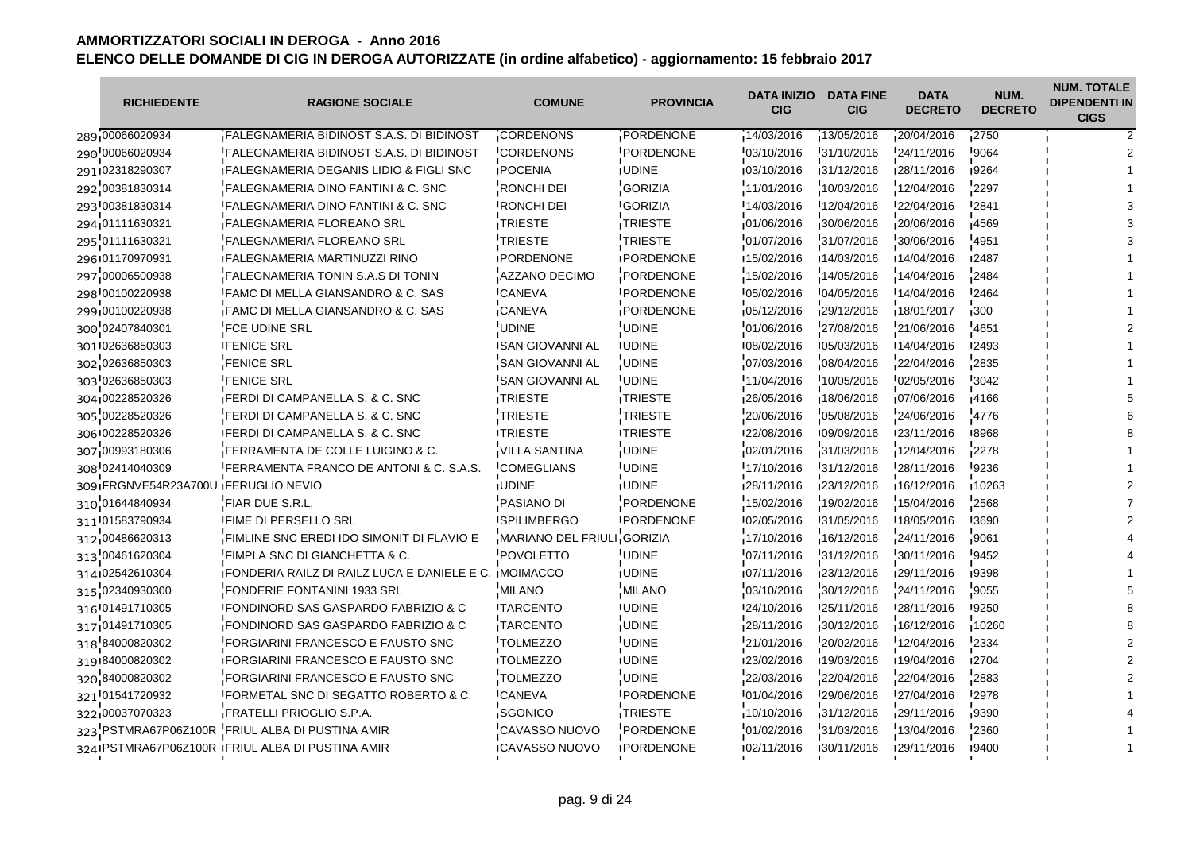# AMMORTIZZATORI SOCIALI IN DEROGA - Anno 2016

## ELENCO DELLE DOMANDE DI CIG IN DEROGA AUTORIZZATE (in ordine alfabetico) - aggiornamento: 15 febbraio 2017

| | RICHIEDENTE | RAGIONE SOCIALE | COMUNE | PROVINCIA | DATA INIZIO CIG | DATA FINE CIG | DATA DECRETO | NUM. DECRETO | NUM. TOTALE DIPENDENTI IN CIGS |
|---|---|---|---|---|---|---|---|---|---|
| 289 | 00066020934 | FALEGNAMERIA BIDINOST S.A.S. DI BIDINOST | CORDENONS | PORDENONE | 14/03/2016 | 13/05/2016 | 20/04/2016 | 2750 | 2 |
| 290 | 00066020934 | FALEGNAMERIA BIDINOST S.A.S. DI BIDINOST | CORDENONS | PORDENONE | 03/10/2016 | 31/10/2016 | 24/11/2016 | 9064 | 2 |
| 291 | 02318290307 | FALEGNAMERIA DEGANIS LIDIO & FIGLI SNC | POCENIA | UDINE | 03/10/2016 | 31/12/2016 | 28/11/2016 | 9264 | 1 |
| 292 | 00381830314 | FALEGNAMERIA DINO FANTINI & C. SNC | RONCHI DEI | GORIZIA | 11/01/2016 | 10/03/2016 | 12/04/2016 | 2297 | 1 |
| 293 | 00381830314 | FALEGNAMERIA DINO FANTINI & C. SNC | RONCHI DEI | GORIZIA | 14/03/2016 | 12/04/2016 | 22/04/2016 | 2841 | 3 |
| 294 | 01111630321 | FALEGNAMERIA FLOREANO SRL | TRIESTE | TRIESTE | 01/06/2016 | 30/06/2016 | 20/06/2016 | 4569 | 3 |
| 295 | 01111630321 | FALEGNAMERIA FLOREANO SRL | TRIESTE | TRIESTE | 01/07/2016 | 31/07/2016 | 30/06/2016 | 4951 | 3 |
| 296 | 01170970931 | FALEGNAMERIA MARTINUZZI RINO | PORDENONE | PORDENONE | 15/02/2016 | 14/03/2016 | 14/04/2016 | 2487 | 1 |
| 297 | 00006500938 | FALEGNAMERIA TONIN S.A.S DI TONIN | AZZANO DECIMO | PORDENONE | 15/02/2016 | 14/05/2016 | 14/04/2016 | 2484 | 1 |
| 298 | 00100220938 | FAMC DI MELLA GIANSANDRO & C. SAS | CANEVA | PORDENONE | 05/02/2016 | 04/05/2016 | 14/04/2016 | 2464 | 1 |
| 299 | 00100220938 | FAMC DI MELLA GIANSANDRO & C. SAS | CANEVA | PORDENONE | 05/12/2016 | 29/12/2016 | 18/01/2017 | 300 | 1 |
| 300 | 02407840301 | FCE UDINE SRL | UDINE | UDINE | 01/06/2016 | 27/08/2016 | 21/06/2016 | 4651 | 2 |
| 301 | 02636850303 | FENICE SRL | SAN GIOVANNI AL | UDINE | 08/02/2016 | 05/03/2016 | 14/04/2016 | 2493 | 1 |
| 302 | 02636850303 | FENICE SRL | SAN GIOVANNI AL | UDINE | 07/03/2016 | 08/04/2016 | 22/04/2016 | 2835 | 1 |
| 303 | 02636850303 | FENICE SRL | SAN GIOVANNI AL | UDINE | 11/04/2016 | 10/05/2016 | 02/05/2016 | 3042 | 1 |
| 304 | 00228520326 | FERDI DI CAMPANELLA S. & C. SNC | TRIESTE | TRIESTE | 26/05/2016 | 18/06/2016 | 07/06/2016 | 4166 | 5 |
| 305 | 00228520326 | FERDI DI CAMPANELLA S. & C. SNC | TRIESTE | TRIESTE | 20/06/2016 | 05/08/2016 | 24/06/2016 | 4776 | 6 |
| 306 | 00228520326 | FERDI DI CAMPANELLA S. & C. SNC | TRIESTE | TRIESTE | 22/08/2016 | 09/09/2016 | 23/11/2016 | 8968 | 8 |
| 307 | 00993180306 | FERRAMENTA DE COLLE LUIGINO & C. | VILLA SANTINA | UDINE | 02/01/2016 | 31/03/2016 | 12/04/2016 | 2278 | 1 |
| 308 | 02414040309 | FERRAMENTA FRANCO DE ANTONI & C. S.A.S. | COMEGLIANS | UDINE | 17/10/2016 | 31/12/2016 | 28/11/2016 | 9236 | 1 |
| 309 | FRGNVE54R23A700U | FERUGLIO NEVIO | UDINE | UDINE | 28/11/2016 | 23/12/2016 | 16/12/2016 | 10263 | 2 |
| 310 | 01644840934 | FIAR DUE S.R.L. | PASIANO DI | PORDENONE | 15/02/2016 | 19/02/2016 | 15/04/2016 | 2568 | 7 |
| 311 | 01583790934 | FIME DI PERSELLO SRL | SPILIMBERGO | PORDENONE | 02/05/2016 | 31/05/2016 | 18/05/2016 | 3690 | 2 |
| 312 | 00486620313 | FIMLINE SNC EREDI IDO SIMONIT DI FLAVIO E | MARIANO DEL FRIULI | GORIZIA | 17/10/2016 | 16/12/2016 | 24/11/2016 | 9061 | 4 |
| 313 | 00461620304 | FIMPLA SNC DI GIANCHETTA & C. | POVOLETTO | UDINE | 07/11/2016 | 31/12/2016 | 30/11/2016 | 9452 | 4 |
| 314 | 02542610304 | FONDERIA RAILZ DI RAILZ LUCA E DANIELE E C. | MOIMACCO | UDINE | 07/11/2016 | 23/12/2016 | 29/11/2016 | 9398 | 1 |
| 315 | 02340930300 | FONDERIE FONTANINI 1933 SRL | MILANO | MILANO | 03/10/2016 | 30/12/2016 | 24/11/2016 | 9055 | 5 |
| 316 | 01491710305 | FONDINORD SAS GASPARDO FABRIZIO & C | TARCENTO | UDINE | 24/10/2016 | 25/11/2016 | 28/11/2016 | 9250 | 8 |
| 317 | 01491710305 | FONDINORD SAS GASPARDO FABRIZIO & C | TARCENTO | UDINE | 28/11/2016 | 30/12/2016 | 16/12/2016 | 10260 | 8 |
| 318 | 84000820302 | FORGIARINI FRANCESCO E FAUSTO SNC | TOLMEZZO | UDINE | 21/01/2016 | 20/02/2016 | 12/04/2016 | 2334 | 2 |
| 319 | 84000820302 | FORGIARINI FRANCESCO E FAUSTO SNC | TOLMEZZO | UDINE | 23/02/2016 | 19/03/2016 | 19/04/2016 | 2704 | 2 |
| 320 | 84000820302 | FORGIARINI FRANCESCO E FAUSTO SNC | TOLMEZZO | UDINE | 22/03/2016 | 22/04/2016 | 22/04/2016 | 2883 | 2 |
| 321 | 01541720932 | FORMETAL SNC DI SEGATTO ROBERTO & C. | CANEVA | PORDENONE | 01/04/2016 | 29/06/2016 | 27/04/2016 | 2978 | 1 |
| 322 | 00037070323 | FRATELLI PRIOGLIO S.P.A. | SGONICO | TRIESTE | 10/10/2016 | 31/12/2016 | 29/11/2016 | 9390 | 4 |
| 323 | PSTMRA67P06Z100R | FRIUL ALBA DI PUSTINA AMIR | CAVASSO NUOVO | PORDENONE | 01/02/2016 | 31/03/2016 | 13/04/2016 | 2360 | 1 |
| 324 | PSTMRA67P06Z100R | FRIUL ALBA DI PUSTINA AMIR | CAVASSO NUOVO | PORDENONE | 02/11/2016 | 30/11/2016 | 29/11/2016 | 9400 | 1 |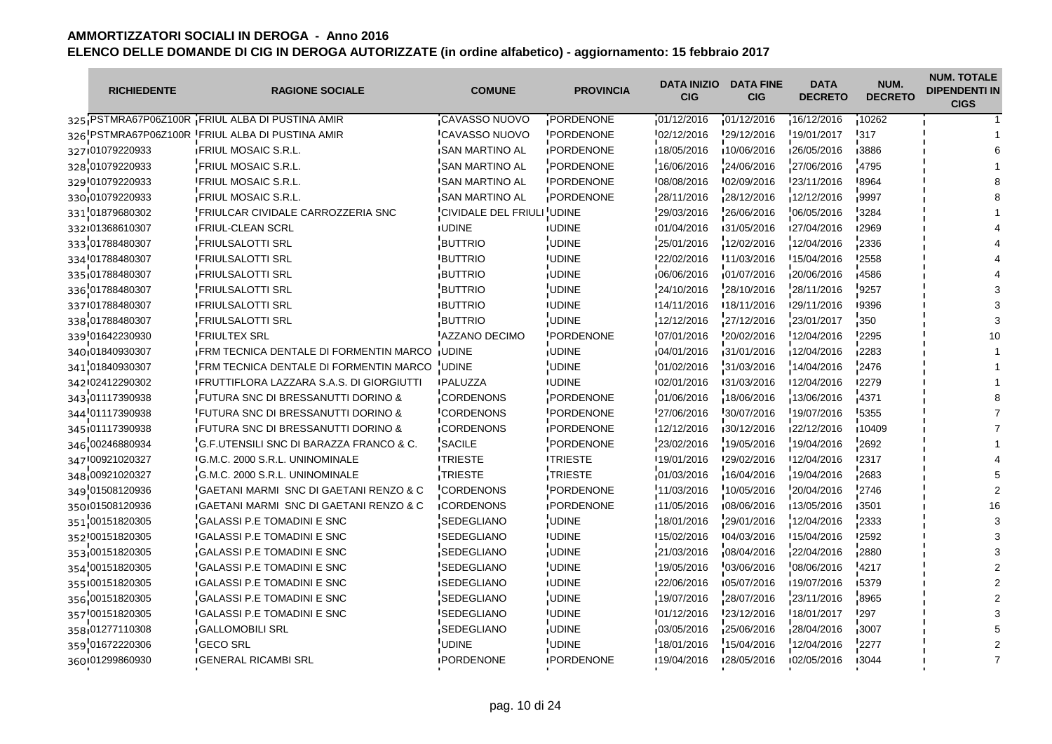# AMMORTIZZATORI SOCIALI IN DEROGA - Anno 2016

## ELENCO DELLE DOMANDE DI CIG IN DEROGA AUTORIZZATE (in ordine alfabetico) - aggiornamento: 15 febbraio 2017

| | RICHIEDENTE | RAGIONE SOCIALE | COMUNE | PROVINCIA | DATA INIZIO CIG | DATA FINE CIG | DATA DECRETO | NUM. DECRETO | NUM. TOTALE DIPENDENTI IN CIGS |
|---|---|---|---|---|---|---|---|---|---|
| 325 | PSTMRA67P06Z100R | FRIUL ALBA DI PUSTINA AMIR | CAVASSO NUOVO | PORDENONE | 01/12/2016 | 01/12/2016 | 16/12/2016 | 10262 | 1 |
| 326 | PSTMRA67P06Z100R | FRIUL ALBA DI PUSTINA AMIR | CAVASSO NUOVO | PORDENONE | 02/12/2016 | 29/12/2016 | 19/01/2017 | 317 | 1 |
| 327 | 01079220933 | FRIUL MOSAIC S.R.L. | SAN MARTINO AL | PORDENONE | 18/05/2016 | 10/06/2016 | 26/05/2016 | 3886 | 6 |
| 328 | 01079220933 | FRIUL MOSAIC S.R.L. | SAN MARTINO AL | PORDENONE | 16/06/2016 | 24/06/2016 | 27/06/2016 | 4795 | 1 |
| 329 | 01079220933 | FRIUL MOSAIC S.R.L. | SAN MARTINO AL | PORDENONE | 08/08/2016 | 02/09/2016 | 23/11/2016 | 8964 | 8 |
| 330 | 01079220933 | FRIUL MOSAIC S.R.L. | SAN MARTINO AL | PORDENONE | 28/11/2016 | 28/12/2016 | 12/12/2016 | 9997 | 8 |
| 331 | 01879680302 | FRIULCAR CIVIDALE CARROZZERIA SNC | CIVIDALE DEL FRIULI | UDINE | 29/03/2016 | 26/06/2016 | 06/05/2016 | 3284 | 1 |
| 332 | 01368610307 | FRIUL-CLEAN SCRL | UDINE | UDINE | 01/04/2016 | 31/05/2016 | 27/04/2016 | 2969 | 4 |
| 333 | 01788480307 | FRIULSALOTTI SRL | BUTTRIO | UDINE | 25/01/2016 | 12/02/2016 | 12/04/2016 | 2336 | 4 |
| 334 | 01788480307 | FRIULSALOTTI SRL | BUTTRIO | UDINE | 22/02/2016 | 11/03/2016 | 15/04/2016 | 2558 | 4 |
| 335 | 01788480307 | FRIULSALOTTI SRL | BUTTRIO | UDINE | 06/06/2016 | 01/07/2016 | 20/06/2016 | 4586 | 4 |
| 336 | 01788480307 | FRIULSALOTTI SRL | BUTTRIO | UDINE | 24/10/2016 | 28/10/2016 | 28/11/2016 | 9257 | 3 |
| 337 | 01788480307 | FRIULSALOTTI SRL | BUTTRIO | UDINE | 14/11/2016 | 18/11/2016 | 29/11/2016 | 9396 | 3 |
| 338 | 01788480307 | FRIULSALOTTI SRL | BUTTRIO | UDINE | 12/12/2016 | 27/12/2016 | 23/01/2017 | 350 | 3 |
| 339 | 01642230930 | FRIULTEX SRL | AZZANO DECIMO | PORDENONE | 07/01/2016 | 20/02/2016 | 12/04/2016 | 2295 | 10 |
| 340 | 01840930307 | FRM TECNICA DENTALE DI FORMENTIN MARCO | UDINE | UDINE | 04/01/2016 | 31/01/2016 | 12/04/2016 | 2283 | 1 |
| 341 | 01840930307 | FRM TECNICA DENTALE DI FORMENTIN MARCO | UDINE | UDINE | 01/02/2016 | 31/03/2016 | 14/04/2016 | 2476 | 1 |
| 342 | 02412290302 | FRUTTIFLORA LAZZARA S.A.S. DI GIORGIUTTI | PALUZZA | UDINE | 02/01/2016 | 31/03/2016 | 12/04/2016 | 2279 | 1 |
| 343 | 01117390938 | FUTURA SNC DI BRESSANUTTI DORINO & | CORDENONS | PORDENONE | 01/06/2016 | 18/06/2016 | 13/06/2016 | 4371 | 8 |
| 344 | 01117390938 | FUTURA SNC DI BRESSANUTTI DORINO & | CORDENONS | PORDENONE | 27/06/2016 | 30/07/2016 | 19/07/2016 | 5355 | 7 |
| 345 | 01117390938 | FUTURA SNC DI BRESSANUTTI DORINO & | CORDENONS | PORDENONE | 12/12/2016 | 30/12/2016 | 22/12/2016 | 10409 | 7 |
| 346 | 00246880934 | G.F.UTENSILI SNC DI BARAZZA FRANCO & C. | SACILE | PORDENONE | 23/02/2016 | 19/05/2016 | 19/04/2016 | 2692 | 1 |
| 347 | 00921020327 | G.M.C. 2000 S.R.L. UNINOMINALE | TRIESTE | TRIESTE | 19/01/2016 | 29/02/2016 | 12/04/2016 | 2317 | 4 |
| 348 | 00921020327 | G.M.C. 2000 S.R.L. UNINOMINALE | TRIESTE | TRIESTE | 01/03/2016 | 16/04/2016 | 19/04/2016 | 2683 | 5 |
| 349 | 01508120936 | GAETANI MARMI SNC DI GAETANI RENZO & C | CORDENONS | PORDENONE | 11/03/2016 | 10/05/2016 | 20/04/2016 | 2746 | 2 |
| 350 | 01508120936 | GAETANI MARMI SNC DI GAETANI RENZO & C | CORDENONS | PORDENONE | 11/05/2016 | 08/06/2016 | 13/05/2016 | 3501 | 16 |
| 351 | 00151820305 | GALASSI P.E TOMADINI E SNC | SEDEGLIANO | UDINE | 18/01/2016 | 29/01/2016 | 12/04/2016 | 2333 | 3 |
| 352 | 00151820305 | GALASSI P.E TOMADINI E SNC | SEDEGLIANO | UDINE | 15/02/2016 | 04/03/2016 | 15/04/2016 | 2592 | 3 |
| 353 | 00151820305 | GALASSI P.E TOMADINI E SNC | SEDEGLIANO | UDINE | 21/03/2016 | 08/04/2016 | 22/04/2016 | 2880 | 3 |
| 354 | 00151820305 | GALASSI P.E TOMADINI E SNC | SEDEGLIANO | UDINE | 19/05/2016 | 03/06/2016 | 08/06/2016 | 4217 | 2 |
| 355 | 00151820305 | GALASSI P.E TOMADINI E SNC | SEDEGLIANO | UDINE | 22/06/2016 | 05/07/2016 | 19/07/2016 | 5379 | 2 |
| 356 | 00151820305 | GALASSI P.E TOMADINI E SNC | SEDEGLIANO | UDINE | 19/07/2016 | 28/07/2016 | 23/11/2016 | 8965 | 2 |
| 357 | 00151820305 | GALASSI P.E TOMADINI E SNC | SEDEGLIANO | UDINE | 01/12/2016 | 23/12/2016 | 18/01/2017 | 297 | 3 |
| 358 | 01277110308 | GALLOMOBILI SRL | SEDEGLIANO | UDINE | 03/05/2016 | 25/06/2016 | 28/04/2016 | 3007 | 5 |
| 359 | 01672220306 | GECO SRL | UDINE | UDINE | 18/01/2016 | 15/04/2016 | 12/04/2016 | 2277 | 2 |
| 360 | 01299860930 | GENERAL RICAMBI SRL | PORDENONE | PORDENONE | 19/04/2016 | 28/05/2016 | 02/05/2016 | 3044 | 7 |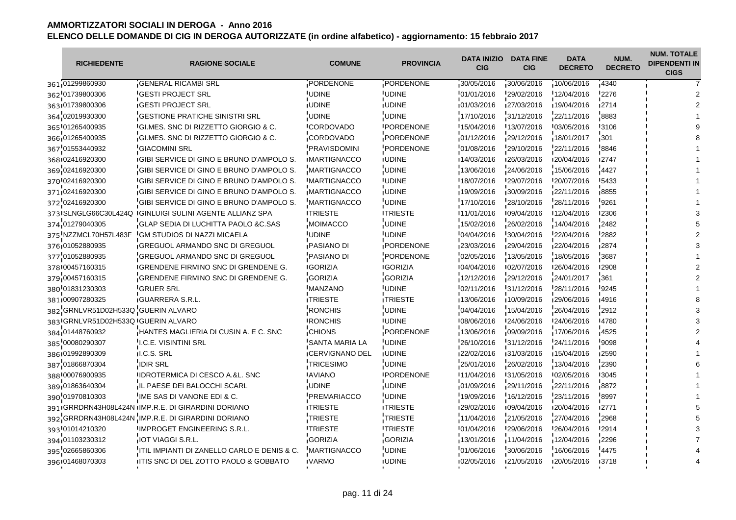# AMMORTIZZATORI SOCIALI IN DEROGA - Anno 2016

## ELENCO DELLE DOMANDE DI CIG IN DEROGA AUTORIZZATE (in ordine alfabetico) - aggiornamento: 15 febbraio 2017

| | RICHIEDENTE | RAGIONE SOCIALE | COMUNE | PROVINCIA | DATA INIZIO CIG | DATA FINE CIG | DATA DECRETO | NUM. DECRETO | NUM. TOTALE DIPENDENTI IN CIGS |
|---|---|---|---|---|---|---|---|---|---|
| 361 | 01299860930 | GENERAL RICAMBI SRL | PORDENONE | PORDENONE | 30/05/2016 | 30/06/2016 | 10/06/2016 | 4340 | 7 |
| 362 | 01739800306 | GESTI PROJECT SRL | UDINE | UDINE | 01/01/2016 | 29/02/2016 | 12/04/2016 | 2276 | 2 |
| 363 | 01739800306 | GESTI PROJECT SRL | UDINE | UDINE | 01/03/2016 | 27/03/2016 | 19/04/2016 | 2714 | 2 |
| 364 | 02019930300 | GESTIONE PRATICHE SINISTRI SRL | UDINE | UDINE | 17/10/2016 | 31/12/2016 | 22/11/2016 | 8883 | 1 |
| 365 | 01265400935 | GI.MES. SNC DI RIZZETTO GIORGIO & C. | CORDOVADO | PORDENONE | 15/04/2016 | 13/07/2016 | 03/05/2016 | 3106 | 9 |
| 366 | 01265400935 | GI.MES. SNC DI RIZZETTO GIORGIO & C. | CORDOVADO | PORDENONE | 01/12/2016 | 29/12/2016 | 18/01/2017 | 301 | 8 |
| 367 | 01553440932 | GIACOMINI SRL | PRAVISDOMINI | PORDENONE | 01/08/2016 | 29/10/2016 | 22/11/2016 | 8846 | 1 |
| 368 | 02416920300 | GIBI SERVICE DI GINO E BRUNO D'AMPOLO S. | MARTIGNACCO | UDINE | 14/03/2016 | 26/03/2016 | 20/04/2016 | 2747 | 1 |
| 369 | 02416920300 | GIBI SERVICE DI GINO E BRUNO D'AMPOLO S. | MARTIGNACCO | UDINE | 13/06/2016 | 24/06/2016 | 15/06/2016 | 4427 | 1 |
| 370 | 02416920300 | GIBI SERVICE DI GINO E BRUNO D'AMPOLO S. | MARTIGNACCO | UDINE | 18/07/2016 | 29/07/2016 | 20/07/2016 | 5433 | 1 |
| 371 | 02416920300 | GIBI SERVICE DI GINO E BRUNO D'AMPOLO S. | MARTIGNACCO | UDINE | 19/09/2016 | 30/09/2016 | 22/11/2016 | 8855 | 1 |
| 372 | 02416920300 | GIBI SERVICE DI GINO E BRUNO D'AMPOLO S. | MARTIGNACCO | UDINE | 17/10/2016 | 28/10/2016 | 28/11/2016 | 9261 | 1 |
| 373 | SLNGLG66C30L424Q | GINLUIGI SULINI AGENTE ALLIANZ SPA | TRIESTE | TRIESTE | 11/01/2016 | 09/04/2016 | 12/04/2016 | 2306 | 3 |
| 374 | 01279040305 | GLAP SEDIA DI LUCHITTA PAOLO &C.SAS | MOIMACCO | UDINE | 15/02/2016 | 26/02/2016 | 14/04/2016 | 2482 | 5 |
| 375 | NZZMCL70H57L483F | GM STUDIOS DI NAZZI MICAELA | UDINE | UDINE | 04/04/2016 | 30/04/2016 | 22/04/2016 | 2882 | 2 |
| 376 | 01052880935 | GREGUOL ARMANDO SNC DI GREGUOL | PASIANO DI | PORDENONE | 23/03/2016 | 29/04/2016 | 22/04/2016 | 2874 | 3 |
| 377 | 01052880935 | GREGUOL ARMANDO SNC DI GREGUOL | PASIANO DI | PORDENONE | 02/05/2016 | 13/05/2016 | 18/05/2016 | 3687 | 1 |
| 378 | 00457160315 | GRENDENE FIRMINO SNC DI GRENDENE G. | GORIZIA | GORIZIA | 04/04/2016 | 02/07/2016 | 26/04/2016 | 2908 | 2 |
| 379 | 00457160315 | GRENDENE FIRMINO SNC DI GRENDENE G. | GORIZIA | GORIZIA | 12/12/2016 | 29/12/2016 | 24/01/2017 | 361 | 2 |
| 380 | 01831230303 | GRUER SRL | MANZANO | UDINE | 02/11/2016 | 31/12/2016 | 28/11/2016 | 9245 | 1 |
| 381 | 00907280325 | GUARRERA S.R.L. | TRIESTE | TRIESTE | 13/06/2016 | 10/09/2016 | 29/06/2016 | 4916 | 8 |
| 382 | GRNLVR51D02H533Q | GUERIN ALVARO | RONCHIS | UDINE | 04/04/2016 | 15/04/2016 | 26/04/2016 | 2912 | 3 |
| 383 | GRNLVR51D02H533Q | GUERIN ALVARO | RONCHIS | UDINE | 08/06/2016 | 24/06/2016 | 24/06/2016 | 4780 | 3 |
| 384 | 01448760932 | HANTES MAGLIERIA DI CUSIN A. E C. SNC | CHIONS | PORDENONE | 13/06/2016 | 09/09/2016 | 17/06/2016 | 4525 | 2 |
| 385 | 00080290307 | I.C.E. VISINTINI SRL | SANTA MARIA LA | UDINE | 26/10/2016 | 31/12/2016 | 24/11/2016 | 9098 | 4 |
| 386 | 01992890309 | I.C.S. SRL | CERVIGNANO DEL | UDINE | 22/02/2016 | 31/03/2016 | 15/04/2016 | 2590 | 1 |
| 387 | 01866870304 | IDIR SRL | TRICESIMO | UDINE | 25/01/2016 | 26/02/2016 | 13/04/2016 | 2390 | 6 |
| 388 | 00076900935 | IDROTERMICA DI CESCO A.&L. SNC | AVIANO | PORDENONE | 11/04/2016 | 31/05/2016 | 02/05/2016 | 3045 | 1 |
| 389 | 01863640304 | IL PAESE DEI BALOCCHI SCARL | UDINE | UDINE | 01/09/2016 | 29/11/2016 | 22/11/2016 | 8872 | 1 |
| 390 | 01970810303 | IME SAS DI VANONE EDI & C. | PREMARIACCO | UDINE | 19/09/2016 | 16/12/2016 | 23/11/2016 | 8997 | 1 |
| 391 | GRRDRN43H08L424N | IMP.R.E. DI GIRARDINI DORIANO | TRIESTE | TRIESTE | 29/02/2016 | 09/04/2016 | 20/04/2016 | 2771 | 5 |
| 392 | GRRDRN43H08L424N | IMP.R.E. DI GIRARDINI DORIANO | TRIESTE | TRIESTE | 11/04/2016 | 21/05/2016 | 27/04/2016 | 2968 | 5 |
| 393 | 01014210320 | IMPROGET ENGINEERING S.R.L. | TRIESTE | TRIESTE | 01/04/2016 | 29/06/2016 | 26/04/2016 | 2914 | 3 |
| 394 | 01103230312 | IOT VIAGGI S.R.L. | GORIZIA | GORIZIA | 13/01/2016 | 11/04/2016 | 12/04/2016 | 2296 | 7 |
| 395 | 02665860306 | ITIL IMPIANTI DI ZANELLO CARLO E DENIS & C. | MARTIGNACCO | UDINE | 01/06/2016 | 30/06/2016 | 16/06/2016 | 4475 | 4 |
| 396 | 01468070303 | ITIS SNC DI DEL ZOTTO PAOLO & GOBBATO | VARMO | UDINE | 02/05/2016 | 21/05/2016 | 20/05/2016 | 3718 | 4 |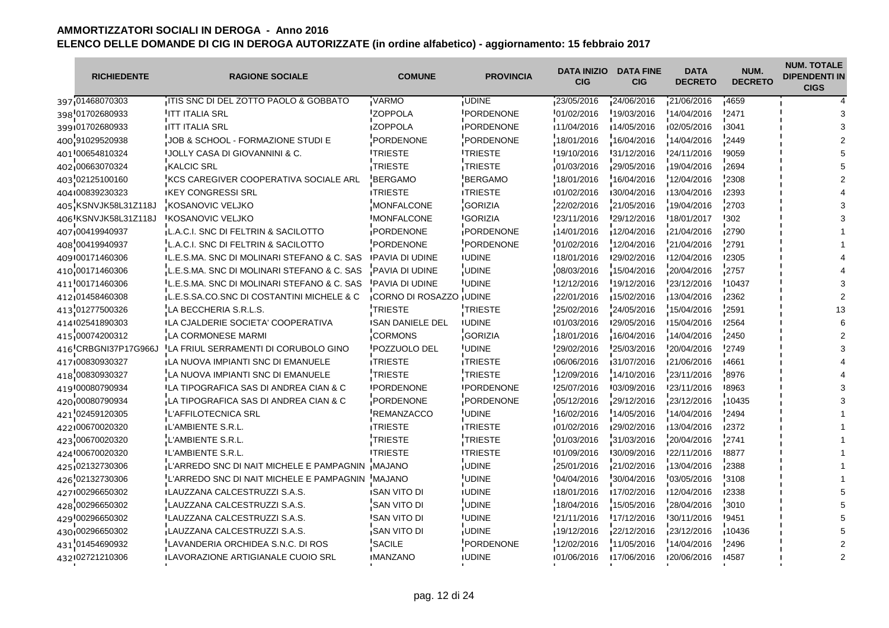# AMMORTIZZATORI SOCIALI IN DEROGA - Anno 2016

## ELENCO DELLE DOMANDE DI CIG IN DEROGA AUTORIZZATE (in ordine alfabetico) - aggiornamento: 15 febbraio 2017

| | RICHIEDENTE | RAGIONE SOCIALE | COMUNE | PROVINCIA | DATA INIZIO CIG | DATA FINE CIG | DATA DECRETO | NUM. DECRETO | NUM. TOTALE DIPENDENTI IN CIGS |
|---|---|---|---|---|---|---|---|---|---|
| 397 | 01468070303 | ITIS SNC DI DEL ZOTTO PAOLO & GOBBATO | VARMO | UDINE | 23/05/2016 | 24/06/2016 | 21/06/2016 | 4659 | 4 |
| 398 | 01702680933 | ITT ITALIA SRL | ZOPPOLA | PORDENONE | 01/02/2016 | 19/03/2016 | 14/04/2016 | 2471 | 3 |
| 399 | 01702680933 | ITT ITALIA SRL | ZOPPOLA | PORDENONE | 11/04/2016 | 14/05/2016 | 02/05/2016 | 3041 | 3 |
| 400 | 91029520938 | JOB & SCHOOL - FORMAZIONE STUDI E | PORDENONE | PORDENONE | 18/01/2016 | 16/04/2016 | 14/04/2016 | 2449 | 2 |
| 401 | 00654810324 | JOLLY CASA DI GIOVANNINI & C. | TRIESTE | TRIESTE | 19/10/2016 | 31/12/2016 | 24/11/2016 | 9059 | 5 |
| 402 | 00663070324 | KALCIC SRL | TRIESTE | TRIESTE | 01/03/2016 | 29/05/2016 | 19/04/2016 | 2694 | 5 |
| 403 | 02125100160 | KCS CAREGIVER COOPERATIVA SOCIALE ARL | BERGAMO | BERGAMO | 18/01/2016 | 16/04/2016 | 12/04/2016 | 2308 | 2 |
| 404 | 00839230323 | KEY CONGRESSI SRL | TRIESTE | TRIESTE | 01/02/2016 | 30/04/2016 | 13/04/2016 | 2393 | 4 |
| 405 | KSNVJK58L31Z118J | KOSANOVIC VELJKO | MONFALCONE | GORIZIA | 22/02/2016 | 21/05/2016 | 19/04/2016 | 2703 | 3 |
| 406 | KSNVJK58L31Z118J | KOSANOVIC VELJKO | MONFALCONE | GORIZIA | 23/11/2016 | 29/12/2016 | 18/01/2017 | 302 | 3 |
| 407 | 00419940937 | L.A.C.I. SNC DI FELTRIN & SACILOTTO | PORDENONE | PORDENONE | 14/01/2016 | 12/04/2016 | 21/04/2016 | 2790 | 1 |
| 408 | 00419940937 | L.A.C.I. SNC DI FELTRIN & SACILOTTO | PORDENONE | PORDENONE | 01/02/2016 | 12/04/2016 | 21/04/2016 | 2791 | 1 |
| 409 | 00171460306 | L.E.S.MA. SNC DI MOLINARI STEFANO & C. SAS | PAVIA DI UDINE | UDINE | 18/01/2016 | 29/02/2016 | 12/04/2016 | 2305 | 4 |
| 410 | 00171460306 | L.E.S.MA. SNC DI MOLINARI STEFANO & C. SAS | PAVIA DI UDINE | UDINE | 08/03/2016 | 15/04/2016 | 20/04/2016 | 2757 | 4 |
| 411 | 00171460306 | L.E.S.MA. SNC DI MOLINARI STEFANO & C. SAS | PAVIA DI UDINE | UDINE | 12/12/2016 | 19/12/2016 | 23/12/2016 | 10437 | 3 |
| 412 | 01458460308 | L.E.S.SA.CO.SNC DI COSTANTINI MICHELE & C | CORNO DI ROSAZZO | UDINE | 22/01/2016 | 15/02/2016 | 13/04/2016 | 2362 | 2 |
| 413 | 01277500326 | LA BECCHERIA S.R.L.S. | TRIESTE | TRIESTE | 25/02/2016 | 24/05/2016 | 15/04/2016 | 2591 | 13 |
| 414 | 02541890303 | LA CJALDERIE SOCIETA' COOPERATIVA | SAN DANIELE DEL | UDINE | 01/03/2016 | 29/05/2016 | 15/04/2016 | 2564 | 6 |
| 415 | 00074200312 | LA CORMONESE MARMI | CORMONS | GORIZIA | 18/01/2016 | 16/04/2016 | 14/04/2016 | 2450 | 2 |
| 416 | CRBGNI37P17G966J | LA FRIUL SERRAMENTI DI CORUBOLO GINO | POZZUOLO DEL | UDINE | 29/02/2016 | 25/03/2016 | 20/04/2016 | 2749 | 3 |
| 417 | 00830930327 | LA NUOVA IMPIANTI SNC DI EMANUELE | TRIESTE | TRIESTE | 06/06/2016 | 31/07/2016 | 21/06/2016 | 4661 | 4 |
| 418 | 00830930327 | LA NUOVA IMPIANTI SNC DI EMANUELE | TRIESTE | TRIESTE | 12/09/2016 | 14/10/2016 | 23/11/2016 | 8976 | 4 |
| 419 | 00080790934 | LA TIPOGRAFICA SAS DI ANDREA CIAN & C | PORDENONE | PORDENONE | 25/07/2016 | 03/09/2016 | 23/11/2016 | 8963 | 3 |
| 420 | 00080790934 | LA TIPOGRAFICA SAS DI ANDREA CIAN & C | PORDENONE | PORDENONE | 05/12/2016 | 29/12/2016 | 23/12/2016 | 10435 | 3 |
| 421 | 02459120305 | L'AFFILOTECNICA SRL | REMANZACCO | UDINE | 16/02/2016 | 14/05/2016 | 14/04/2016 | 2494 | 1 |
| 422 | 00670020320 | L'AMBIENTE S.R.L. | TRIESTE | TRIESTE | 01/02/2016 | 29/02/2016 | 13/04/2016 | 2372 | 1 |
| 423 | 00670020320 | L'AMBIENTE S.R.L. | TRIESTE | TRIESTE | 01/03/2016 | 31/03/2016 | 20/04/2016 | 2741 | 1 |
| 424 | 00670020320 | L'AMBIENTE S.R.L. | TRIESTE | TRIESTE | 01/09/2016 | 30/09/2016 | 22/11/2016 | 8877 | 1 |
| 425 | 02132730306 | L'ARREDO SNC DI NAIT MICHELE E PAMPAGNIN | MAJANO | UDINE | 25/01/2016 | 21/02/2016 | 13/04/2016 | 2388 | 1 |
| 426 | 02132730306 | L'ARREDO SNC DI NAIT MICHELE E PAMPAGNIN | MAJANO | UDINE | 04/04/2016 | 30/04/2016 | 03/05/2016 | 3108 | 1 |
| 427 | 00296650302 | LAUZZANA CALCESTRUZZI S.A.S. | SAN VITO DI | UDINE | 18/01/2016 | 17/02/2016 | 12/04/2016 | 2338 | 5 |
| 428 | 00296650302 | LAUZZANA CALCESTRUZZI S.A.S. | SAN VITO DI | UDINE | 18/04/2016 | 15/05/2016 | 28/04/2016 | 3010 | 5 |
| 429 | 00296650302 | LAUZZANA CALCESTRUZZI S.A.S. | SAN VITO DI | UDINE | 21/11/2016 | 17/12/2016 | 30/11/2016 | 9451 | 5 |
| 430 | 00296650302 | LAUZZANA CALCESTRUZZI S.A.S. | SAN VITO DI | UDINE | 19/12/2016 | 22/12/2016 | 23/12/2016 | 10436 | 5 |
| 431 | 01454690932 | LAVANDERIA ORCHIDEA S.N.C. DI ROS | SACILE | PORDENONE | 12/02/2016 | 11/05/2016 | 14/04/2016 | 2496 | 2 |
| 432 | 02721210306 | LAVORAZIONE ARTIGIANALE CUOIO SRL | MANZANO | UDINE | 01/06/2016 | 17/06/2016 | 20/06/2016 | 4587 | 2 |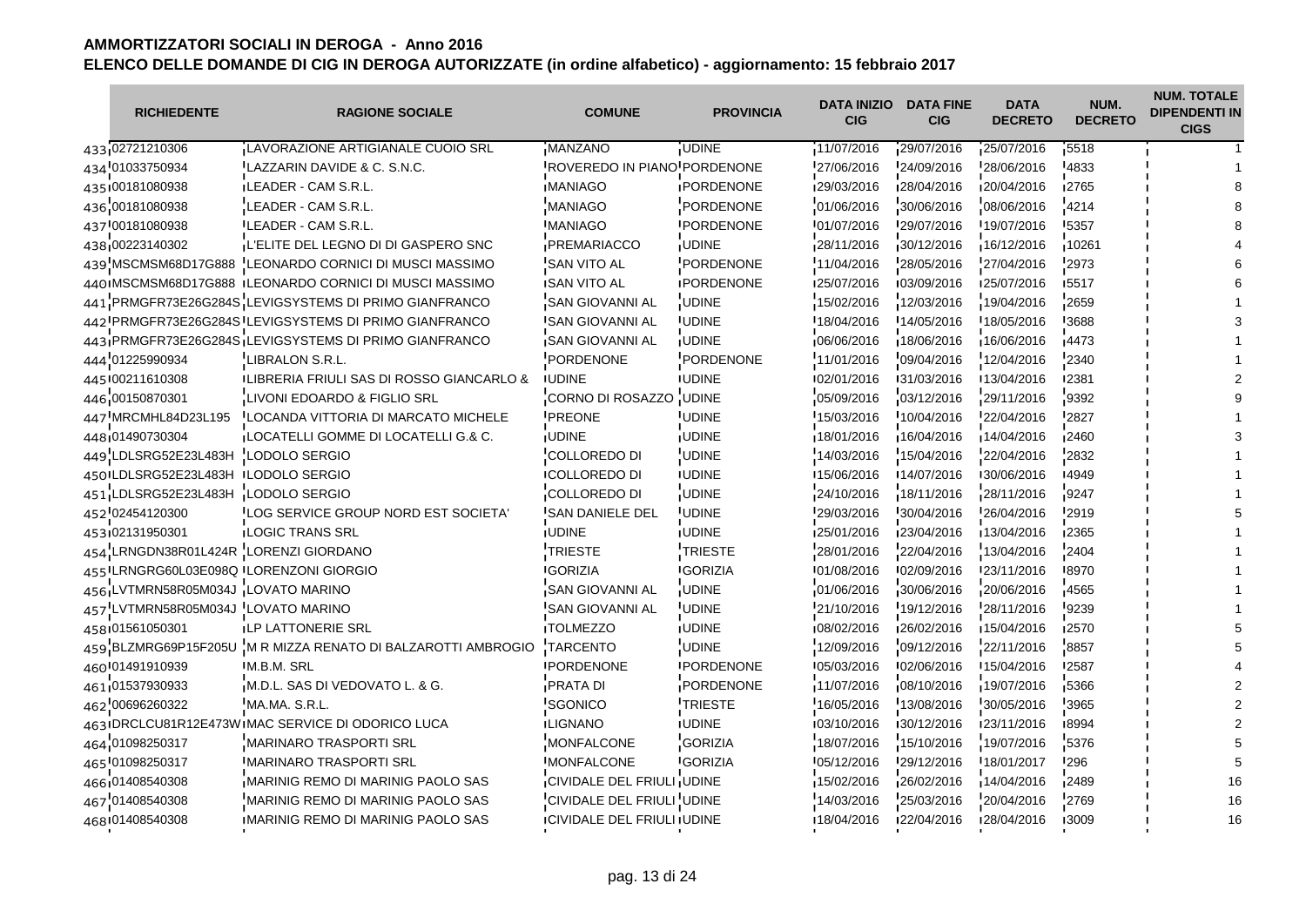# AMMORTIZZATORI SOCIALI IN DEROGA - Anno 2016

## ELENCO DELLE DOMANDE DI CIG IN DEROGA AUTORIZZATE (in ordine alfabetico) - aggiornamento: 15 febbraio 2017

| | RICHIEDENTE | RAGIONE SOCIALE | COMUNE | PROVINCIA | DATA INIZIO CIG | DATA FINE CIG | DATA DECRETO | NUM. DECRETO | NUM. TOTALE DIPENDENTI IN CIGS |
|---|---|---|---|---|---|---|---|---|---|
| 433 | 02721210306 | LAVORAZIONE ARTIGIANALE CUOIO SRL | MANZANO | UDINE | 11/07/2016 | 29/07/2016 | 25/07/2016 | 5518 | 1 |
| 434 | 01033750934 | LAZZARIN DAVIDE & C. S.N.C. | ROVEREDO IN PIANO | PORDENONE | 27/06/2016 | 24/09/2016 | 28/06/2016 | 4833 | 1 |
| 435 | 00181080938 | LEADER - CAM S.R.L. | MANIAGO | PORDENONE | 29/03/2016 | 28/04/2016 | 20/04/2016 | 2765 | 8 |
| 436 | 00181080938 | LEADER - CAM S.R.L. | MANIAGO | PORDENONE | 01/06/2016 | 30/06/2016 | 08/06/2016 | 4214 | 8 |
| 437 | 00181080938 | LEADER - CAM S.R.L. | MANIAGO | PORDENONE | 01/07/2016 | 29/07/2016 | 19/07/2016 | 5357 | 8 |
| 438 | 00223140302 | L'ELITE DEL LEGNO DI DI GASPERO SNC | PREMARIACCO | UDINE | 28/11/2016 | 30/12/2016 | 16/12/2016 | 10261 | 4 |
| 439 | MSCMSM68D17G888 | LEONARDO CORNICI DI MUSCI MASSIMO | SAN VITO AL | PORDENONE | 11/04/2016 | 28/05/2016 | 27/04/2016 | 2973 | 6 |
| 440 | MSCMSM68D17G888 | LEONARDO CORNICI DI MUSCI MASSIMO | SAN VITO AL | PORDENONE | 25/07/2016 | 03/09/2016 | 25/07/2016 | 5517 | 6 |
| 441 | PRMGFR73E26G284S | LEVIGSYSTEMS DI PRIMO GIANFRANCO | SAN GIOVANNI AL | UDINE | 15/02/2016 | 12/03/2016 | 19/04/2016 | 2659 | 1 |
| 442 | PRMGFR73E26G284S | LEVIGSYSTEMS DI PRIMO GIANFRANCO | SAN GIOVANNI AL | UDINE | 18/04/2016 | 14/05/2016 | 18/05/2016 | 3688 | 3 |
| 443 | PRMGFR73E26G284S | LEVIGSYSTEMS DI PRIMO GIANFRANCO | SAN GIOVANNI AL | UDINE | 06/06/2016 | 18/06/2016 | 16/06/2016 | 4473 | 1 |
| 444 | 01225990934 | LIBRALON S.R.L. | PORDENONE | PORDENONE | 11/01/2016 | 09/04/2016 | 12/04/2016 | 2340 | 1 |
| 445 | 00211610308 | LIBRERIA FRIULI SAS DI ROSSO GIANCARLO & | UDINE | UDINE | 02/01/2016 | 31/03/2016 | 13/04/2016 | 2381 | 2 |
| 446 | 00150870301 | LIVONI EDOARDO & FIGLIO SRL | CORNO DI ROSAZZO | UDINE | 05/09/2016 | 03/12/2016 | 29/11/2016 | 9392 | 9 |
| 447 | MRCMHL84D23L195 | LOCANDA VITTORIA DI MARCATO MICHELE | PREONE | UDINE | 15/03/2016 | 10/04/2016 | 22/04/2016 | 2827 | 1 |
| 448 | 01490730304 | LOCATELLI GOMME DI LOCATELLI G.& C. | UDINE | UDINE | 18/01/2016 | 16/04/2016 | 14/04/2016 | 2460 | 3 |
| 449 | LDLSRG52E23L483H | LODOLO SERGIO | COLLOREDO DI | UDINE | 14/03/2016 | 15/04/2016 | 22/04/2016 | 2832 | 1 |
| 450 | LDLSRG52E23L483H | LODOLO SERGIO | COLLOREDO DI | UDINE | 15/06/2016 | 14/07/2016 | 30/06/2016 | 4949 | 1 |
| 451 | LDLSRG52E23L483H | LODOLO SERGIO | COLLOREDO DI | UDINE | 24/10/2016 | 18/11/2016 | 28/11/2016 | 9247 | 1 |
| 452 | 02454120300 | LOG SERVICE GROUP NORD EST SOCIETA' | SAN DANIELE DEL | UDINE | 29/03/2016 | 30/04/2016 | 26/04/2016 | 2919 | 5 |
| 453 | 02131950301 | LOGIC TRANS SRL | UDINE | UDINE | 25/01/2016 | 23/04/2016 | 13/04/2016 | 2365 | 1 |
| 454 | LRNGDN38R01L424R | LORENZI GIORDANO | TRIESTE | TRIESTE | 28/01/2016 | 22/04/2016 | 13/04/2016 | 2404 | 1 |
| 455 | LRNGRG60L03E098Q | LORENZONI GIORGIO | GORIZIA | GORIZIA | 01/08/2016 | 02/09/2016 | 23/11/2016 | 8970 | 1 |
| 456 | LVTMRN58R05M034J | LOVATO MARINO | SAN GIOVANNI AL | UDINE | 01/06/2016 | 30/06/2016 | 20/06/2016 | 4565 | 1 |
| 457 | LVTMRN58R05M034J | LOVATO MARINO | SAN GIOVANNI AL | UDINE | 21/10/2016 | 19/12/2016 | 28/11/2016 | 9239 | 1 |
| 458 | 01561050301 | LP LATTONERIE SRL | TOLMEZZO | UDINE | 08/02/2016 | 26/02/2016 | 15/04/2016 | 2570 | 5 |
| 459 | BLZMRG69P15F205U | M R MIZZA RENATO DI BALZAROTTI AMBROGIO | TARCENTO | UDINE | 12/09/2016 | 09/12/2016 | 22/11/2016 | 8857 | 5 |
| 460 | 01491910939 | M.B.M. SRL | PORDENONE | PORDENONE | 05/03/2016 | 02/06/2016 | 15/04/2016 | 2587 | 4 |
| 461 | 01537930933 | M.D.L. SAS DI VEDOVATO L. & G. | PRATA DI | PORDENONE | 11/07/2016 | 08/10/2016 | 19/07/2016 | 5366 | 2 |
| 462 | 00696260322 | MA.MA. S.R.L. | SGONICO | TRIESTE | 16/05/2016 | 13/08/2016 | 30/05/2016 | 3965 | 2 |
| 463 | DRCLCU81R12E473W | MAC SERVICE DI ODORICO LUCA | LIGNANO | UDINE | 03/10/2016 | 30/12/2016 | 23/11/2016 | 8994 | 2 |
| 464 | 01098250317 | MARINARO TRASPORTI SRL | MONFALCONE | GORIZIA | 18/07/2016 | 15/10/2016 | 19/07/2016 | 5376 | 5 |
| 465 | 01098250317 | MARINARO TRASPORTI SRL | MONFALCONE | GORIZIA | 05/12/2016 | 29/12/2016 | 18/01/2017 | 296 | 5 |
| 466 | 01408540308 | MARINIG REMO DI MARINIG PAOLO SAS | CIVIDALE DEL FRIULI | UDINE | 15/02/2016 | 26/02/2016 | 14/04/2016 | 2489 | 16 |
| 467 | 01408540308 | MARINIG REMO DI MARINIG PAOLO SAS | CIVIDALE DEL FRIULI | UDINE | 14/03/2016 | 25/03/2016 | 20/04/2016 | 2769 | 16 |
| 468 | 01408540308 | MARINIG REMO DI MARINIG PAOLO SAS | CIVIDALE DEL FRIULI | UDINE | 18/04/2016 | 22/04/2016 | 28/04/2016 | 3009 | 16 |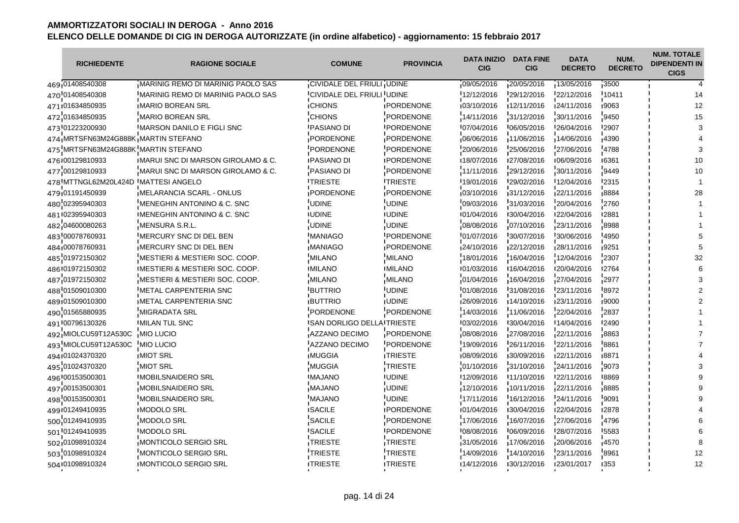# AMMORTIZZATORI SOCIALI IN DEROGA - Anno 2016

## ELENCO DELLE DOMANDE DI CIG IN DEROGA AUTORIZZATE (in ordine alfabetico) - aggiornamento: 15 febbraio 2017

| | RICHIEDENTE | RAGIONE SOCIALE | COMUNE | PROVINCIA | DATA INIZIO CIG | DATA FINE CIG | DATA DECRETO | NUM. DECRETO | NUM. TOTALE DIPENDENTI IN CIGS |
|---|---|---|---|---|---|---|---|---|---|
| 469 | 01408540308 | MARINIG REMO DI MARINIG PAOLO SAS | CIVIDALE DEL FRIULI | UDINE | 09/05/2016 | 20/05/2016 | 13/05/2016 | 3500 | 4 |
| 470 | 01408540308 | MARINIG REMO DI MARINIG PAOLO SAS | CIVIDALE DEL FRIULI | UDINE | 12/12/2016 | 29/12/2016 | 22/12/2016 | 10411 | 14 |
| 471 | 01634850935 | MARIO BOREAN SRL | CHIONS | PORDENONE | 03/10/2016 | 12/11/2016 | 24/11/2016 | 9063 | 12 |
| 472 | 01634850935 | MARIO BOREAN SRL | CHIONS | PORDENONE | 14/11/2016 | 31/12/2016 | 30/11/2016 | 9450 | 15 |
| 473 | 01223200930 | MARSON DANILO E FIGLI SNC | PASIANO DI | PORDENONE | 07/04/2016 | 06/05/2016 | 26/04/2016 | 2907 | 3 |
| 474 | MRTSFN63M24G888K | MARTIN STEFANO | PORDENONE | PORDENONE | 06/06/2016 | 11/06/2016 | 14/06/2016 | 4390 | 4 |
| 475 | MRTSFN63M24G888K | MARTIN STEFANO | PORDENONE | PORDENONE | 20/06/2016 | 25/06/2016 | 27/06/2016 | 4788 | 3 |
| 476 | 00129810933 | MARUI SNC DI MARSON GIROLAMO & C. | PASIANO DI | PORDENONE | 18/07/2016 | 27/08/2016 | 06/09/2016 | 6361 | 10 |
| 477 | 00129810933 | MARUI SNC DI MARSON GIROLAMO & C. | PASIANO DI | PORDENONE | 11/11/2016 | 29/12/2016 | 30/11/2016 | 9449 | 10 |
| 478 | MTTNGL62M20L424D | MATTESI ANGELO | TRIESTE | TRIESTE | 19/01/2016 | 29/02/2016 | 12/04/2016 | 2315 | 1 |
| 479 | 01191450939 | MELARANCIA SCARL - ONLUS | PORDENONE | PORDENONE | 03/10/2016 | 31/12/2016 | 22/11/2016 | 8884 | 28 |
| 480 | 02395940303 | MENEGHIN ANTONINO & C. SNC | UDINE | UDINE | 09/03/2016 | 31/03/2016 | 20/04/2016 | 2760 | 1 |
| 481 | 02395940303 | MENEGHIN ANTONINO & C. SNC | UDINE | UDINE | 01/04/2016 | 30/04/2016 | 22/04/2016 | 2881 | 1 |
| 482 | 04600080263 | MENSURA S.R.L. | UDINE | UDINE | 08/08/2016 | 07/10/2016 | 23/11/2016 | 8988 | 1 |
| 483 | 00078760931 | MERCURY SNC DI DEL BEN | MANIAGO | PORDENONE | 01/07/2016 | 30/07/2016 | 30/06/2016 | 4950 | 5 |
| 484 | 00078760931 | MERCURY SNC DI DEL BEN | MANIAGO | PORDENONE | 24/10/2016 | 22/12/2016 | 28/11/2016 | 9251 | 5 |
| 485 | 01972150302 | MESTIERI & MESTIERI SOC. COOP. | MILANO | MILANO | 18/01/2016 | 16/04/2016 | 12/04/2016 | 2307 | 32 |
| 486 | 01972150302 | MESTIERI & MESTIERI SOC. COOP. | MILANO | MILANO | 01/03/2016 | 16/04/2016 | 20/04/2016 | 2764 | 6 |
| 487 | 01972150302 | MESTIERI & MESTIERI SOC. COOP. | MILANO | MILANO | 01/04/2016 | 16/04/2016 | 27/04/2016 | 2977 | 3 |
| 488 | 01509010300 | METAL CARPENTERIA SNC | BUTTRIO | UDINE | 01/08/2016 | 31/08/2016 | 23/11/2016 | 8972 | 2 |
| 489 | 01509010300 | METAL CARPENTERIA SNC | BUTTRIO | UDINE | 26/09/2016 | 14/10/2016 | 23/11/2016 | 9000 | 2 |
| 490 | 01565880935 | MIGRADATA SRL | PORDENONE | PORDENONE | 14/03/2016 | 11/06/2016 | 22/04/2016 | 2837 | 1 |
| 491 | 00796130326 | MILAN TUL SNC | SAN DORLIGO DELLA | TRIESTE | 03/02/2016 | 30/04/2016 | 14/04/2016 | 2490 | 1 |
| 492 | MIOLCU59T12A530C | MIO LUCIO | AZZANO DECIMO | PORDENONE | 08/08/2016 | 27/08/2016 | 22/11/2016 | 8863 | 7 |
| 493 | MIOLCU59T12A530C | MIO LUCIO | AZZANO DECIMO | PORDENONE | 19/09/2016 | 26/11/2016 | 22/11/2016 | 8861 | 7 |
| 494 | 01024370320 | MIOT SRL | MUGGIA | TRIESTE | 08/09/2016 | 30/09/2016 | 22/11/2016 | 8871 | 4 |
| 495 | 01024370320 | MIOT SRL | MUGGIA | TRIESTE | 01/10/2016 | 31/10/2016 | 24/11/2016 | 9073 | 3 |
| 496 | 00153500301 | MOBILSNAIDERO SRL | MAJANO | UDINE | 12/09/2016 | 11/10/2016 | 22/11/2016 | 8869 | 9 |
| 497 | 00153500301 | MOBILSNAIDERO SRL | MAJANO | UDINE | 12/10/2016 | 10/11/2016 | 22/11/2016 | 8885 | 9 |
| 498 | 00153500301 | MOBILSNAIDERO SRL | MAJANO | UDINE | 17/11/2016 | 16/12/2016 | 24/11/2016 | 9091 | 9 |
| 499 | 01249410935 | MODOLO SRL | SACILE | PORDENONE | 01/04/2016 | 30/04/2016 | 22/04/2016 | 2878 | 4 |
| 500 | 01249410935 | MODOLO SRL | SACILE | PORDENONE | 17/06/2016 | 16/07/2016 | 27/06/2016 | 4796 | 6 |
| 501 | 01249410935 | MODOLO SRL | SACILE | PORDENONE | 08/08/2016 | 06/09/2016 | 28/07/2016 | 5583 | 6 |
| 502 | 01098910324 | MONTICOLO SERGIO SRL | TRIESTE | TRIESTE | 31/05/2016 | 17/06/2016 | 20/06/2016 | 4570 | 8 |
| 503 | 01098910324 | MONTICOLO SERGIO SRL | TRIESTE | TRIESTE | 14/09/2016 | 14/10/2016 | 23/11/2016 | 8961 | 12 |
| 504 | 01098910324 | MONTICOLO SERGIO SRL | TRIESTE | TRIESTE | 14/12/2016 | 30/12/2016 | 23/01/2017 | 353 | 12 |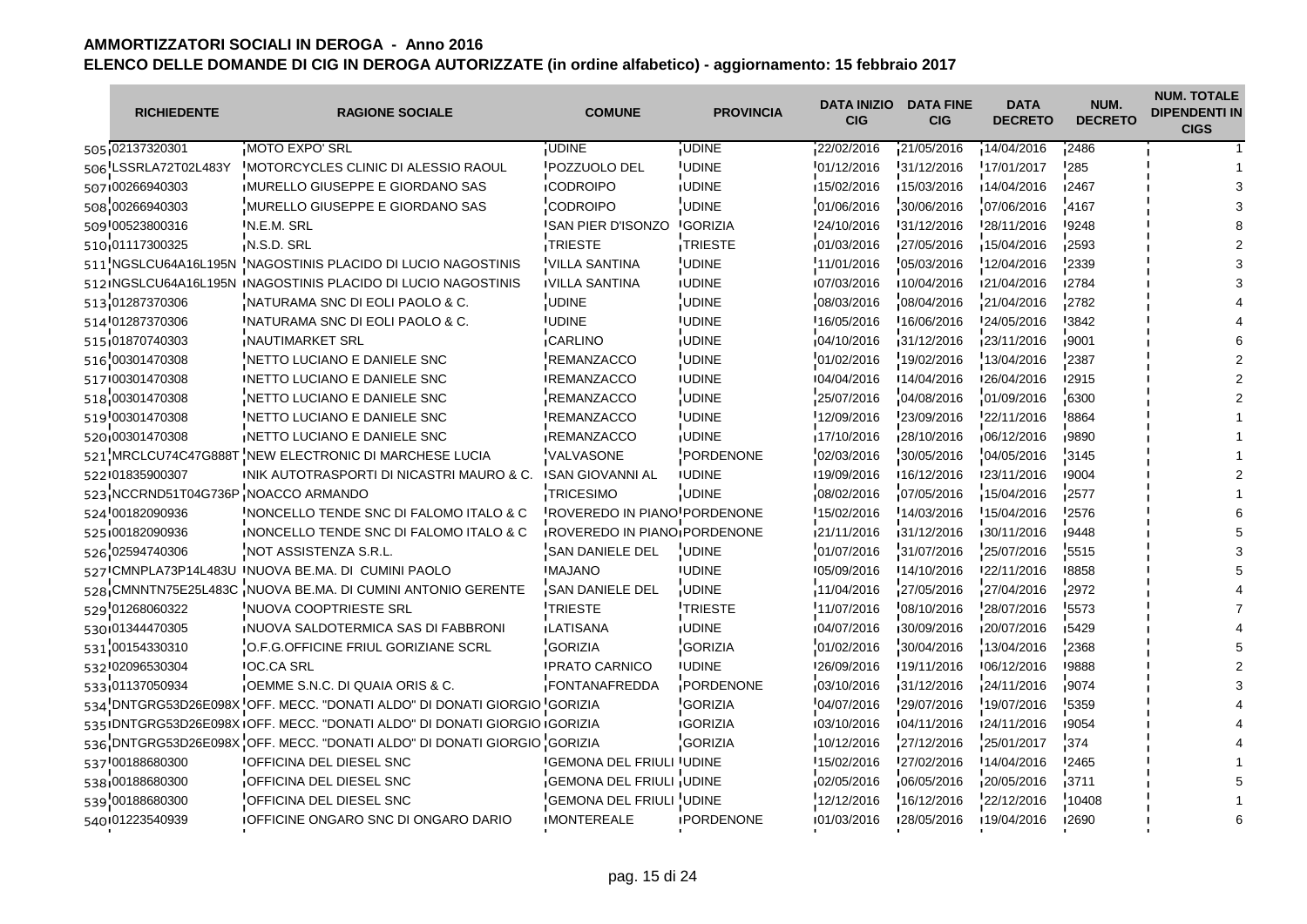# AMMORTIZZATORI SOCIALI IN DEROGA - Anno 2016

## ELENCO DELLE DOMANDE DI CIG IN DEROGA AUTORIZZATE (in ordine alfabetico) - aggiornamento: 15 febbraio 2017

| | RICHIEDENTE | RAGIONE SOCIALE | COMUNE | PROVINCIA | DATA INIZIO CIG | DATA FINE CIG | DATA DECRETO | NUM. DECRETO | NUM. TOTALE DIPENDENTI IN CIGS |
|---|---|---|---|---|---|---|---|---|---|
| 505 | 02137320301 | MOTO EXPO' SRL | UDINE | UDINE | 22/02/2016 | 21/05/2016 | 14/04/2016 | 2486 | 1 |
| 506 | LSSRLA72T02L483Y | MOTORCYCLES CLINIC DI ALESSIO RAOUL | POZZUOLO DEL | UDINE | 01/12/2016 | 31/12/2016 | 17/01/2017 | 285 | 1 |
| 507 | 00266940303 | MURELLO GIUSEPPE E GIORDANO SAS | CODROIPO | UDINE | 15/02/2016 | 15/03/2016 | 14/04/2016 | 2467 | 3 |
| 508 | 00266940303 | MURELLO GIUSEPPE E GIORDANO SAS | CODROIPO | UDINE | 01/06/2016 | 30/06/2016 | 07/06/2016 | 4167 | 3 |
| 509 | 00523800316 | N.E.M. SRL | SAN PIER D'ISONZO | GORIZIA | 24/10/2016 | 31/12/2016 | 28/11/2016 | 9248 | 8 |
| 510 | 01117300325 | N.S.D. SRL | TRIESTE | TRIESTE | 01/03/2016 | 27/05/2016 | 15/04/2016 | 2593 | 2 |
| 511 | NGSLCU64A16L195N | NAGOSTINIS PLACIDO DI LUCIO NAGOSTINIS | VILLA SANTINA | UDINE | 11/01/2016 | 05/03/2016 | 12/04/2016 | 2339 | 3 |
| 512 | NGSLCU64A16L195N | NAGOSTINIS PLACIDO DI LUCIO NAGOSTINIS | VILLA SANTINA | UDINE | 07/03/2016 | 10/04/2016 | 21/04/2016 | 2784 | 3 |
| 513 | 01287370306 | NATURAMA SNC DI EOLI PAOLO & C. | UDINE | UDINE | 08/03/2016 | 08/04/2016 | 21/04/2016 | 2782 | 4 |
| 514 | 01287370306 | NATURAMA SNC DI EOLI PAOLO & C. | UDINE | UDINE | 16/05/2016 | 16/06/2016 | 24/05/2016 | 3842 | 4 |
| 515 | 01870740303 | NAUTIMARKET SRL | CARLINO | UDINE | 04/10/2016 | 31/12/2016 | 23/11/2016 | 9001 | 6 |
| 516 | 00301470308 | NETTO LUCIANO E DANIELE SNC | REMANZACCO | UDINE | 01/02/2016 | 19/02/2016 | 13/04/2016 | 2387 | 2 |
| 517 | 00301470308 | NETTO LUCIANO E DANIELE SNC | REMANZACCO | UDINE | 04/04/2016 | 14/04/2016 | 26/04/2016 | 2915 | 2 |
| 518 | 00301470308 | NETTO LUCIANO E DANIELE SNC | REMANZACCO | UDINE | 25/07/2016 | 04/08/2016 | 01/09/2016 | 6300 | 2 |
| 519 | 00301470308 | NETTO LUCIANO E DANIELE SNC | REMANZACCO | UDINE | 12/09/2016 | 23/09/2016 | 22/11/2016 | 8864 | 1 |
| 520 | 00301470308 | NETTO LUCIANO E DANIELE SNC | REMANZACCO | UDINE | 17/10/2016 | 28/10/2016 | 06/12/2016 | 9890 | 1 |
| 521 | MRCLCU74C47G888T | NEW ELECTRONIC DI MARCHESE LUCIA | VALVASONE | PORDENONE | 02/03/2016 | 30/05/2016 | 04/05/2016 | 3145 | 1 |
| 522 | 01835900307 | NIK AUTOTRASPORTI DI NICASTRI MAURO & C. | SAN GIOVANNI AL | UDINE | 19/09/2016 | 16/12/2016 | 23/11/2016 | 9004 | 2 |
| 523 | NCCRND51T04G736P | NOACCO ARMANDO | TRICESIMO | UDINE | 08/02/2016 | 07/05/2016 | 15/04/2016 | 2577 | 1 |
| 524 | 00182090936 | NONCELLO TENDE SNC DI FALOMO ITALO & C | ROVEREDO IN PIANO | PORDENONE | 15/02/2016 | 14/03/2016 | 15/04/2016 | 2576 | 6 |
| 525 | 00182090936 | NONCELLO TENDE SNC DI FALOMO ITALO & C | ROVEREDO IN PIANO | PORDENONE | 21/11/2016 | 31/12/2016 | 30/11/2016 | 9448 | 5 |
| 526 | 02594740306 | NOT ASSISTENZA S.R.L. | SAN DANIELE DEL | UDINE | 01/07/2016 | 31/07/2016 | 25/07/2016 | 5515 | 3 |
| 527 | CMNPLA73P14L483U | NUOVA BE.MA. DI CUMINI PAOLO | MAJANO | UDINE | 05/09/2016 | 14/10/2016 | 22/11/2016 | 8858 | 5 |
| 528 | CMNNTN75E25L483C | NUOVA BE.MA. DI CUMINI ANTONIO GERENTE | SAN DANIELE DEL | UDINE | 11/04/2016 | 27/05/2016 | 27/04/2016 | 2972 | 4 |
| 529 | 01268060322 | NUOVA COOPTRIESTE SRL | TRIESTE | TRIESTE | 11/07/2016 | 08/10/2016 | 28/07/2016 | 5573 | 7 |
| 530 | 01344470305 | NUOVA SALDOTERMICA SAS DI FABBRONI | LATISANA | UDINE | 04/07/2016 | 30/09/2016 | 20/07/2016 | 5429 | 4 |
| 531 | 00154330310 | O.F.G.OFFICINE FRIUL GORIZIANE SCRL | GORIZIA | GORIZIA | 01/02/2016 | 30/04/2016 | 13/04/2016 | 2368 | 5 |
| 532 | 02096530304 | OC.CA SRL | PRATO CARNICO | UDINE | 26/09/2016 | 19/11/2016 | 06/12/2016 | 9888 | 2 |
| 533 | 01137050934 | OEMME S.N.C. DI QUAIA ORIS & C. | FONTANAFREDDA | PORDENONE | 03/10/2016 | 31/12/2016 | 24/11/2016 | 9074 | 3 |
| 534 | DNTGRG53D26E098X | OFF. MECC. "DONATI ALDO" DI DONATI GIORGIO | GORIZIA | GORIZIA | 04/07/2016 | 29/07/2016 | 19/07/2016 | 5359 | 4 |
| 535 | DNTGRG53D26E098X | OFF. MECC. "DONATI ALDO" DI DONATI GIORGIO | GORIZIA | GORIZIA | 03/10/2016 | 04/11/2016 | 24/11/2016 | 9054 | 4 |
| 536 | DNTGRG53D26E098X | OFF. MECC. "DONATI ALDO" DI DONATI GIORGIO | GORIZIA | GORIZIA | 10/12/2016 | 27/12/2016 | 25/01/2017 | 374 | 4 |
| 537 | 00188680300 | OFFICINA DEL DIESEL SNC | GEMONA DEL FRIULI | UDINE | 15/02/2016 | 27/02/2016 | 14/04/2016 | 2465 | 1 |
| 538 | 00188680300 | OFFICINA DEL DIESEL SNC | GEMONA DEL FRIULI | UDINE | 02/05/2016 | 06/05/2016 | 20/05/2016 | 3711 | 5 |
| 539 | 00188680300 | OFFICINA DEL DIESEL SNC | GEMONA DEL FRIULI | UDINE | 12/12/2016 | 16/12/2016 | 22/12/2016 | 10408 | 1 |
| 540 | 01223540939 | OFFICINE ONGARO SNC DI ONGARO DARIO | MONTEREALE | PORDENONE | 01/03/2016 | 28/05/2016 | 19/04/2016 | 2690 | 6 |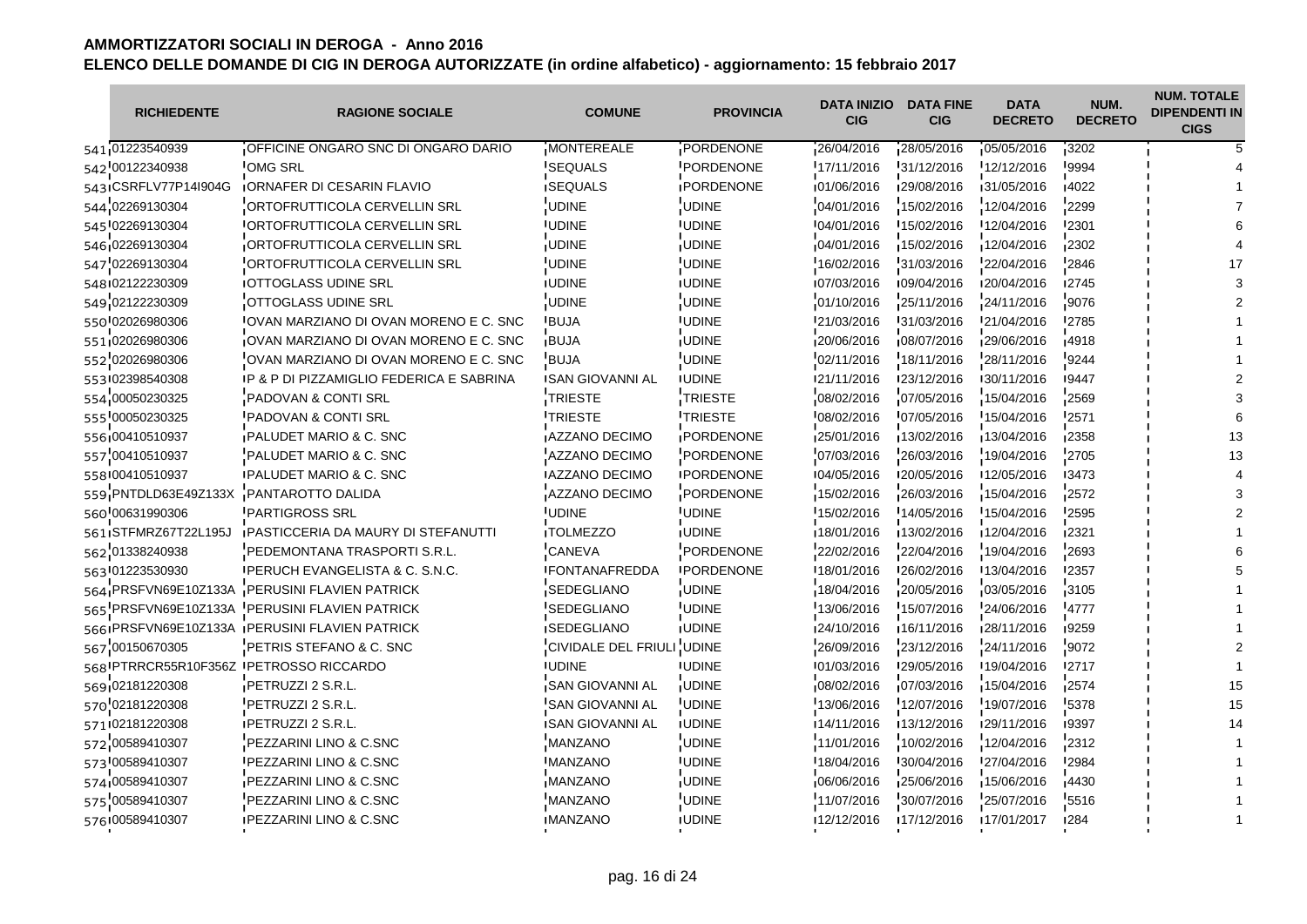**AMMORTIZZATORI SOCIALI IN DEROGA - Anno 2016**

**ELENCO DELLE DOMANDE DI CIG IN DEROGA AUTORIZZATE (in ordine alfabetico) - aggiornamento: 15 febbraio 2017**

| | RICHIEDENTE | RAGIONE SOCIALE | COMUNE | PROVINCIA | DATA INIZIO CIG | DATA FINE CIG | DATA DECRETO | NUM. DECRETO | NUM. TOTALE DIPENDENTI IN CIGS |
|---|---|---|---|---|---|---|---|---|---|
| 541 | 01223540939 | OFFICINE ONGARO SNC DI ONGARO DARIO | MONTEREALE | PORDENONE | 26/04/2016 | 28/05/2016 | 05/05/2016 | 3202 | 5 |
| 542 | 00122340938 | OMG SRL | SEQUALS | PORDENONE | 17/11/2016 | 31/12/2016 | 12/12/2016 | 9994 | 4 |
| 543 | CSRFLV77P14I904G | ORNAFER DI CESARIN FLAVIO | SEQUALS | PORDENONE | 01/06/2016 | 29/08/2016 | 31/05/2016 | 4022 | 1 |
| 544 | 02269130304 | ORTOFRUTTICOLA CERVELLIN SRL | UDINE | UDINE | 04/01/2016 | 15/02/2016 | 12/04/2016 | 2299 | 7 |
| 545 | 02269130304 | ORTOFRUTTICOLA CERVELLIN SRL | UDINE | UDINE | 04/01/2016 | 15/02/2016 | 12/04/2016 | 2301 | 6 |
| 546 | 02269130304 | ORTOFRUTTICOLA CERVELLIN SRL | UDINE | UDINE | 04/01/2016 | 15/02/2016 | 12/04/2016 | 2302 | 4 |
| 547 | 02269130304 | ORTOFRUTTICOLA CERVELLIN SRL | UDINE | UDINE | 16/02/2016 | 31/03/2016 | 22/04/2016 | 2846 | 17 |
| 548 | 02122230309 | OTTOGLASS UDINE SRL | UDINE | UDINE | 07/03/2016 | 09/04/2016 | 20/04/2016 | 2745 | 3 |
| 549 | 02122230309 | OTTOGLASS UDINE SRL | UDINE | UDINE | 01/10/2016 | 25/11/2016 | 24/11/2016 | 9076 | 2 |
| 550 | 02026980306 | OVAN MARZIANO DI OVAN MORENO E C. SNC | BUJA | UDINE | 21/03/2016 | 31/03/2016 | 21/04/2016 | 2785 | 1 |
| 551 | 02026980306 | OVAN MARZIANO DI OVAN MORENO E C. SNC | BUJA | UDINE | 20/06/2016 | 08/07/2016 | 29/06/2016 | 4918 | 1 |
| 552 | 02026980306 | OVAN MARZIANO DI OVAN MORENO E C. SNC | BUJA | UDINE | 02/11/2016 | 18/11/2016 | 28/11/2016 | 9244 | 1 |
| 553 | 02398540308 | P & P DI PIZZAMIGLIO FEDERICA E SABRINA | SAN GIOVANNI AL | UDINE | 21/11/2016 | 23/12/2016 | 30/11/2016 | 9447 | 2 |
| 554 | 00050230325 | PADOVAN & CONTI SRL | TRIESTE | TRIESTE | 08/02/2016 | 07/05/2016 | 15/04/2016 | 2569 | 3 |
| 555 | 00050230325 | PADOVAN & CONTI SRL | TRIESTE | TRIESTE | 08/02/2016 | 07/05/2016 | 15/04/2016 | 2571 | 6 |
| 556 | 00410510937 | PALUDET MARIO & C. SNC | AZZANO DECIMO | PORDENONE | 25/01/2016 | 13/02/2016 | 13/04/2016 | 2358 | 13 |
| 557 | 00410510937 | PALUDET MARIO & C. SNC | AZZANO DECIMO | PORDENONE | 07/03/2016 | 26/03/2016 | 19/04/2016 | 2705 | 13 |
| 558 | 00410510937 | PALUDET MARIO & C. SNC | AZZANO DECIMO | PORDENONE | 04/05/2016 | 20/05/2016 | 12/05/2016 | 3473 | 4 |
| 559 | PNTDLD63E49Z133X | PANTAROTTO DALIDA | AZZANO DECIMO | PORDENONE | 15/02/2016 | 26/03/2016 | 15/04/2016 | 2572 | 3 |
| 560 | 00631990306 | PARTIGROSS SRL | UDINE | UDINE | 15/02/2016 | 14/05/2016 | 15/04/2016 | 2595 | 2 |
| 561 | STFMRZ67T22L195J | PASTICCERIA DA MAURY DI STEFANUTTI | TOLMEZZO | UDINE | 18/01/2016 | 13/02/2016 | 12/04/2016 | 2321 | 1 |
| 562 | 01338240938 | PEDEMONTANA TRASPORTI S.R.L. | CANEVA | PORDENONE | 22/02/2016 | 22/04/2016 | 19/04/2016 | 2693 | 6 |
| 563 | 01223530930 | PERUCH EVANGELISTA & C. S.N.C. | FONTANAFREDDA | PORDENONE | 18/01/2016 | 26/02/2016 | 13/04/2016 | 2357 | 5 |
| 564 | PRSFVN69E10Z133A | PERUSINI FLAVIEN PATRICK | SEDEGLIANO | UDINE | 18/04/2016 | 20/05/2016 | 03/05/2016 | 3105 | 1 |
| 565 | PRSFVN69E10Z133A | PERUSINI FLAVIEN PATRICK | SEDEGLIANO | UDINE | 13/06/2016 | 15/07/2016 | 24/06/2016 | 4777 | 1 |
| 566 | PRSFVN69E10Z133A | PERUSINI FLAVIEN PATRICK | SEDEGLIANO | UDINE | 24/10/2016 | 16/11/2016 | 28/11/2016 | 9259 | 1 |
| 567 | 00150670305 | PETRIS STEFANO & C. SNC | CIVIDALE DEL FRIULI | UDINE | 26/09/2016 | 23/12/2016 | 24/11/2016 | 9072 | 2 |
| 568 | PTRRCR55R10F356Z | PETROSSO RICCARDO | UDINE | UDINE | 01/03/2016 | 29/05/2016 | 19/04/2016 | 2717 | 1 |
| 569 | 02181220308 | PETRUZZI 2 S.R.L. | SAN GIOVANNI AL | UDINE | 08/02/2016 | 07/03/2016 | 15/04/2016 | 2574 | 15 |
| 570 | 02181220308 | PETRUZZI 2 S.R.L. | SAN GIOVANNI AL | UDINE | 13/06/2016 | 12/07/2016 | 19/07/2016 | 5378 | 15 |
| 571 | 02181220308 | PETRUZZI 2 S.R.L. | SAN GIOVANNI AL | UDINE | 14/11/2016 | 13/12/2016 | 29/11/2016 | 9397 | 14 |
| 572 | 00589410307 | PEZZARINI LINO & C.SNC | MANZANO | UDINE | 11/01/2016 | 10/02/2016 | 12/04/2016 | 2312 | 1 |
| 573 | 00589410307 | PEZZARINI LINO & C.SNC | MANZANO | UDINE | 18/04/2016 | 30/04/2016 | 27/04/2016 | 2984 | 1 |
| 574 | 00589410307 | PEZZARINI LINO & C.SNC | MANZANO | UDINE | 06/06/2016 | 25/06/2016 | 15/06/2016 | 4430 | 1 |
| 575 | 00589410307 | PEZZARINI LINO & C.SNC | MANZANO | UDINE | 11/07/2016 | 30/07/2016 | 25/07/2016 | 5516 | 1 |
| 576 | 00589410307 | PEZZARINI LINO & C.SNC | MANZANO | UDINE | 12/12/2016 | 17/12/2016 | 17/01/2017 | 284 | 1 |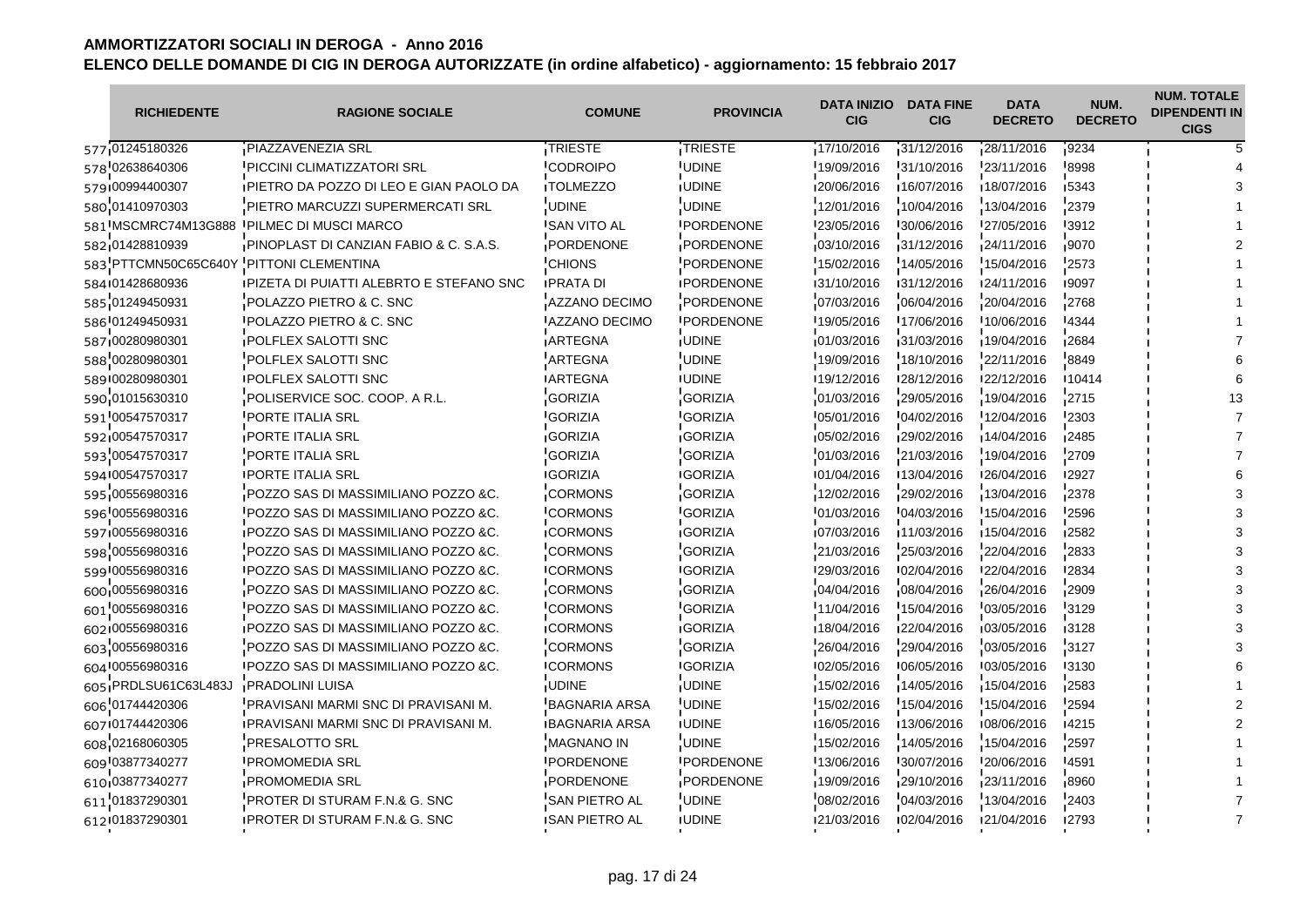# AMMORTIZZATORI SOCIALI IN DEROGA - Anno 2016

## ELENCO DELLE DOMANDE DI CIG IN DEROGA AUTORIZZATE (in ordine alfabetico) - aggiornamento: 15 febbraio 2017

| | RICHIEDENTE | RAGIONE SOCIALE | COMUNE | PROVINCIA | DATA INIZIO CIG | DATA FINE CIG | DATA DECRETO | NUM. DECRETO | NUM. TOTALE DIPENDENTI IN CIGS |
|---|---|---|---|---|---|---|---|---|---|
| 577 | 01245180326 | PIAZZAVENEZIA SRL | TRIESTE | TRIESTE | 17/10/2016 | 31/12/2016 | 28/11/2016 | 9234 | 5 |
| 578 | 02638640306 | PICCINI CLIMATIZZATORI SRL | CODROIPO | UDINE | 19/09/2016 | 31/10/2016 | 23/11/2016 | 8998 | 4 |
| 579 | 00994400307 | PIETRO DA POZZO DI LEO E GIAN PAOLO DA | TOLMEZZO | UDINE | 20/06/2016 | 16/07/2016 | 18/07/2016 | 5343 | 3 |
| 580 | 01410970303 | PIETRO MARCUZZI SUPERMERCATI SRL | UDINE | UDINE | 12/01/2016 | 10/04/2016 | 13/04/2016 | 2379 | 1 |
| 581 | MSCMRC74M13G888 | PILMEC DI MUSCI MARCO | SAN VITO AL | PORDENONE | 23/05/2016 | 30/06/2016 | 27/05/2016 | 3912 | 1 |
| 582 | 01428810939 | PINOPLAST DI CANZIAN FABIO & C. S.A.S. | PORDENONE | PORDENONE | 03/10/2016 | 31/12/2016 | 24/11/2016 | 9070 | 2 |
| 583 | PTTCMN50C65C640Y | PITTONI CLEMENTINA | CHIONS | PORDENONE | 15/02/2016 | 14/05/2016 | 15/04/2016 | 2573 | 1 |
| 584 | 01428680936 | PIZETA DI PUIATTI ALEBRTO E STEFANO SNC | PRATA DI | PORDENONE | 31/10/2016 | 31/12/2016 | 24/11/2016 | 9097 | 1 |
| 585 | 01249450931 | POLAZZO PIETRO & C. SNC | AZZANO DECIMO | PORDENONE | 07/03/2016 | 06/04/2016 | 20/04/2016 | 2768 | 1 |
| 586 | 01249450931 | POLAZZO PIETRO & C. SNC | AZZANO DECIMO | PORDENONE | 19/05/2016 | 17/06/2016 | 10/06/2016 | 4344 | 1 |
| 587 | 00280980301 | POLFLEX SALOTTI SNC | ARTEGNA | UDINE | 01/03/2016 | 31/03/2016 | 19/04/2016 | 2684 | 7 |
| 588 | 00280980301 | POLFLEX SALOTTI SNC | ARTEGNA | UDINE | 19/09/2016 | 18/10/2016 | 22/11/2016 | 8849 | 6 |
| 589 | 00280980301 | POLFLEX SALOTTI SNC | ARTEGNA | UDINE | 19/12/2016 | 28/12/2016 | 22/12/2016 | 10414 | 6 |
| 590 | 01015630310 | POLISERVICE SOC. COOP. A R.L. | GORIZIA | GORIZIA | 01/03/2016 | 29/05/2016 | 19/04/2016 | 2715 | 13 |
| 591 | 00547570317 | PORTE ITALIA SRL | GORIZIA | GORIZIA | 05/01/2016 | 04/02/2016 | 12/04/2016 | 2303 | 7 |
| 592 | 00547570317 | PORTE ITALIA SRL | GORIZIA | GORIZIA | 05/02/2016 | 29/02/2016 | 14/04/2016 | 2485 | 7 |
| 593 | 00547570317 | PORTE ITALIA SRL | GORIZIA | GORIZIA | 01/03/2016 | 21/03/2016 | 19/04/2016 | 2709 | 7 |
| 594 | 00547570317 | PORTE ITALIA SRL | GORIZIA | GORIZIA | 01/04/2016 | 13/04/2016 | 26/04/2016 | 2927 | 6 |
| 595 | 00556980316 | POZZO SAS DI MASSIMILIANO POZZO &C. | CORMONS | GORIZIA | 12/02/2016 | 29/02/2016 | 13/04/2016 | 2378 | 3 |
| 596 | 00556980316 | POZZO SAS DI MASSIMILIANO POZZO &C. | CORMONS | GORIZIA | 01/03/2016 | 04/03/2016 | 15/04/2016 | 2596 | 3 |
| 597 | 00556980316 | POZZO SAS DI MASSIMILIANO POZZO &C. | CORMONS | GORIZIA | 07/03/2016 | 11/03/2016 | 15/04/2016 | 2582 | 3 |
| 598 | 00556980316 | POZZO SAS DI MASSIMILIANO POZZO &C. | CORMONS | GORIZIA | 21/03/2016 | 25/03/2016 | 22/04/2016 | 2833 | 3 |
| 599 | 00556980316 | POZZO SAS DI MASSIMILIANO POZZO &C. | CORMONS | GORIZIA | 29/03/2016 | 02/04/2016 | 22/04/2016 | 2834 | 3 |
| 600 | 00556980316 | POZZO SAS DI MASSIMILIANO POZZO &C. | CORMONS | GORIZIA | 04/04/2016 | 08/04/2016 | 26/04/2016 | 2909 | 3 |
| 601 | 00556980316 | POZZO SAS DI MASSIMILIANO POZZO &C. | CORMONS | GORIZIA | 11/04/2016 | 15/04/2016 | 03/05/2016 | 3129 | 3 |
| 602 | 00556980316 | POZZO SAS DI MASSIMILIANO POZZO &C. | CORMONS | GORIZIA | 18/04/2016 | 22/04/2016 | 03/05/2016 | 3128 | 3 |
| 603 | 00556980316 | POZZO SAS DI MASSIMILIANO POZZO &C. | CORMONS | GORIZIA | 26/04/2016 | 29/04/2016 | 03/05/2016 | 3127 | 3 |
| 604 | 00556980316 | POZZO SAS DI MASSIMILIANO POZZO &C. | CORMONS | GORIZIA | 02/05/2016 | 06/05/2016 | 03/05/2016 | 3130 | 6 |
| 605 | PRDLSU61C63L483J | PRADOLINI LUISA | UDINE | UDINE | 15/02/2016 | 14/05/2016 | 15/04/2016 | 2583 | 1 |
| 606 | 01744420306 | PRAVISANI MARMI SNC DI PRAVISANI M. | BAGNARIA ARSA | UDINE | 15/02/2016 | 15/04/2016 | 15/04/2016 | 2594 | 2 |
| 607 | 01744420306 | PRAVISANI MARMI SNC DI PRAVISANI M. | BAGNARIA ARSA | UDINE | 16/05/2016 | 13/06/2016 | 08/06/2016 | 4215 | 2 |
| 608 | 02168060305 | PRESALOTTO SRL | MAGNANO IN | UDINE | 15/02/2016 | 14/05/2016 | 15/04/2016 | 2597 | 1 |
| 609 | 03877340277 | PROMOMEDIA SRL | PORDENONE | PORDENONE | 13/06/2016 | 30/07/2016 | 20/06/2016 | 4591 | 1 |
| 610 | 03877340277 | PROMOMEDIA SRL | PORDENONE | PORDENONE | 19/09/2016 | 29/10/2016 | 23/11/2016 | 8960 | 1 |
| 611 | 01837290301 | PROTER DI STURAM F.N.& G. SNC | SAN PIETRO AL | UDINE | 08/02/2016 | 04/03/2016 | 13/04/2016 | 2403 | 7 |
| 612 | 01837290301 | PROTER DI STURAM F.N.& G. SNC | SAN PIETRO AL | UDINE | 21/03/2016 | 02/04/2016 | 21/04/2016 | 2793 | 7 |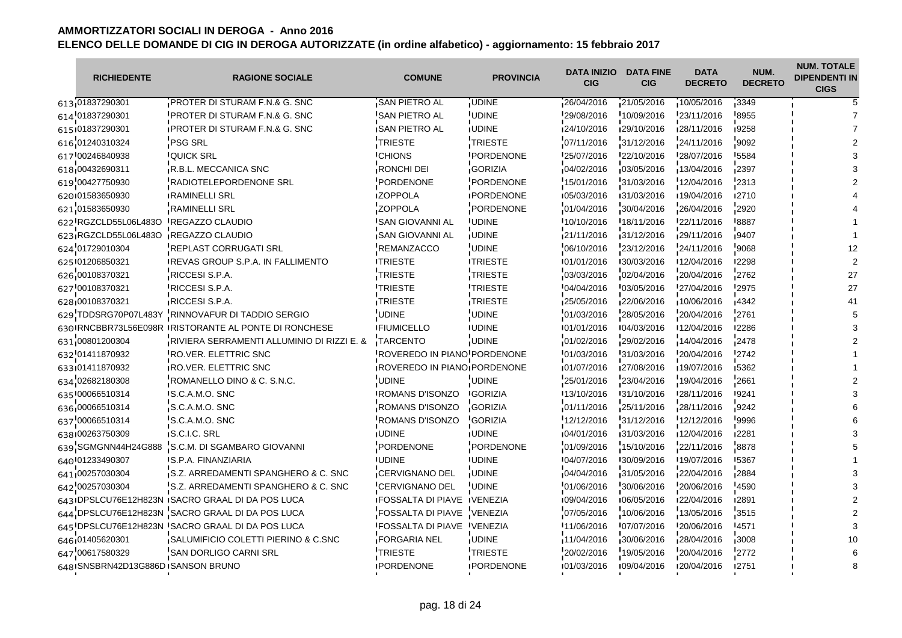# AMMORTIZZATORI SOCIALI IN DEROGA - Anno 2016

## ELENCO DELLE DOMANDE DI CIG IN DEROGA AUTORIZZATE (in ordine alfabetico) - aggiornamento: 15 febbraio 2017

| | RICHIEDENTE | RAGIONE SOCIALE | COMUNE | PROVINCIA | DATA INIZIO CIG | DATA FINE CIG | DATA DECRETO | NUM. DECRETO | NUM. TOTALE DIPENDENTI IN CIGS |
|---|---|---|---|---|---|---|---|---|---|
| 613 | 01837290301 | PROTER DI STURAM F.N.& G. SNC | SAN PIETRO AL | UDINE | 26/04/2016 | 21/05/2016 | 10/05/2016 | 3349 | 5 |
| 614 | 01837290301 | PROTER DI STURAM F.N.& G. SNC | SAN PIETRO AL | UDINE | 29/08/2016 | 10/09/2016 | 23/11/2016 | 8955 | 7 |
| 615 | 01837290301 | PROTER DI STURAM F.N.& G. SNC | SAN PIETRO AL | UDINE | 24/10/2016 | 29/10/2016 | 28/11/2016 | 9258 | 7 |
| 616 | 01240310324 | PSG SRL | TRIESTE | TRIESTE | 07/11/2016 | 31/12/2016 | 24/11/2016 | 9092 | 2 |
| 617 | 00246840938 | QUICK SRL | CHIONS | PORDENONE | 25/07/2016 | 22/10/2016 | 28/07/2016 | 5584 | 3 |
| 618 | 00432690311 | R.B.L. MECCANICA SNC | RONCHI DEI | GORIZIA | 04/02/2016 | 03/05/2016 | 13/04/2016 | 2397 | 3 |
| 619 | 00427750930 | RADIOTELEPORDENONE SRL | PORDENONE | PORDENONE | 15/01/2016 | 31/03/2016 | 12/04/2016 | 2313 | 2 |
| 620 | 01583650930 | RAMINELLI SRL | ZOPPOLA | PORDENONE | 05/03/2016 | 31/03/2016 | 19/04/2016 | 2710 | 4 |
| 621 | 01583650930 | RAMINELLI SRL | ZOPPOLA | PORDENONE | 01/04/2016 | 30/04/2016 | 26/04/2016 | 2920 | 4 |
| 622 | RGZCLD55L06L483O | REGAZZO CLAUDIO | SAN GIOVANNI AL | UDINE | 10/10/2016 | 18/11/2016 | 22/11/2016 | 8887 | 1 |
| 623 | RGZCLD55L06L483O | REGAZZO CLAUDIO | SAN GIOVANNI AL | UDINE | 21/11/2016 | 31/12/2016 | 29/11/2016 | 9407 | 1 |
| 624 | 01729010304 | REPLAST CORRUGATI SRL | REMANZACCO | UDINE | 06/10/2016 | 23/12/2016 | 24/11/2016 | 9068 | 12 |
| 625 | 01206850321 | REVAS GROUP S.P.A. IN FALLIMENTO | TRIESTE | TRIESTE | 01/01/2016 | 30/03/2016 | 12/04/2016 | 2298 | 2 |
| 626 | 00108370321 | RICCESI S.P.A. | TRIESTE | TRIESTE | 03/03/2016 | 02/04/2016 | 20/04/2016 | 2762 | 27 |
| 627 | 00108370321 | RICCESI S.P.A. | TRIESTE | TRIESTE | 04/04/2016 | 03/05/2016 | 27/04/2016 | 2975 | 27 |
| 628 | 00108370321 | RICCESI S.P.A. | TRIESTE | TRIESTE | 25/05/2016 | 22/06/2016 | 10/06/2016 | 4342 | 41 |
| 629 | TDDSRG70P07L483Y | RINNOVAFUR DI TADDIO SERGIO | UDINE | UDINE | 01/03/2016 | 28/05/2016 | 20/04/2016 | 2761 | 5 |
| 630 | RNCBBR73L56E098R | RISTORANTE AL PONTE DI RONCHESE | FIUMICELLO | UDINE | 01/01/2016 | 04/03/2016 | 12/04/2016 | 2286 | 3 |
| 631 | 00801200304 | RIVIERA SERRAMENTI ALLUMINIO DI RIZZI E. & | TARCENTO | UDINE | 01/02/2016 | 29/02/2016 | 14/04/2016 | 2478 | 2 |
| 632 | 01411870932 | RO.VER. ELETTRIC SNC | ROVEREDO IN PIANO | PORDENONE | 01/03/2016 | 31/03/2016 | 20/04/2016 | 2742 | 1 |
| 633 | 01411870932 | RO.VER. ELETTRIC SNC | ROVEREDO IN PIANO | PORDENONE | 01/07/2016 | 27/08/2016 | 19/07/2016 | 5362 | 1 |
| 634 | 02682180308 | ROMANELLO DINO & C. S.N.C. | UDINE | UDINE | 25/01/2016 | 23/04/2016 | 19/04/2016 | 2661 | 2 |
| 635 | 000066510314 | S.C.A.M.O. SNC | ROMANS D'ISONZO | GORIZIA | 13/10/2016 | 31/10/2016 | 28/11/2016 | 9241 | 3 |
| 636 | 00066510314 | S.C.A.M.O. SNC | ROMANS D'ISONZO | GORIZIA | 01/11/2016 | 25/11/2016 | 28/11/2016 | 9242 | 6 |
| 637 | 00066510314 | S.C.A.M.O. SNC | ROMANS D'ISONZO | GORIZIA | 12/12/2016 | 31/12/2016 | 12/12/2016 | 9996 | 6 |
| 638 | 00263750309 | S.C.I.C. SRL | UDINE | UDINE | 04/01/2016 | 31/03/2016 | 12/04/2016 | 2281 | 3 |
| 639 | SGMGNN44H24G888 | S.C.M. DI SGAMBARO GIOVANNI | PORDENONE | PORDENONE | 01/09/2016 | 15/10/2016 | 22/11/2016 | 8878 | 5 |
| 640 | 01233490307 | S.P.A. FINANZIARIA | UDINE | UDINE | 04/07/2016 | 30/09/2016 | 19/07/2016 | 5367 | 1 |
| 641 | 00257030304 | S.Z. ARREDAMENTI SPANGHERO & C. SNC | CERVIGNANO DEL | UDINE | 04/04/2016 | 31/05/2016 | 22/04/2016 | 2884 | 3 |
| 642 | 00257030304 | S.Z. ARREDAMENTI SPANGHERO & C. SNC | CERVIGNANO DEL | UDINE | 01/06/2016 | 30/06/2016 | 20/06/2016 | 4590 | 3 |
| 643 | DPSLCU76E12H823N | SACRO GRAAL DI DA POS LUCA | FOSSALTA DI PIAVE | VENEZIA | 09/04/2016 | 06/05/2016 | 22/04/2016 | 2891 | 2 |
| 644 | DPSLCU76E12H823N | SACRO GRAAL DI DA POS LUCA | FOSSALTA DI PIAVE | VENEZIA | 07/05/2016 | 10/06/2016 | 13/05/2016 | 3515 | 2 |
| 645 | DPSLCU76E12H823N | SACRO GRAAL DI DA POS LUCA | FOSSALTA DI PIAVE | VENEZIA | 11/06/2016 | 07/07/2016 | 20/06/2016 | 4571 | 3 |
| 646 | 01405620301 | SALUMIFICIO COLETTI PIERINO & C.SNC | FORGARIA NEL | UDINE | 11/04/2016 | 30/06/2016 | 28/04/2016 | 3008 | 10 |
| 647 | 00617580329 | SAN DORLIGO CARNI SRL | TRIESTE | TRIESTE | 20/02/2016 | 19/05/2016 | 20/04/2016 | 2772 | 6 |
| 648 | SNSBRN42D13G886D | SANSON BRUNO | PORDENONE | PORDENONE | 01/03/2016 | 09/04/2016 | 20/04/2016 | 2751 | 8 |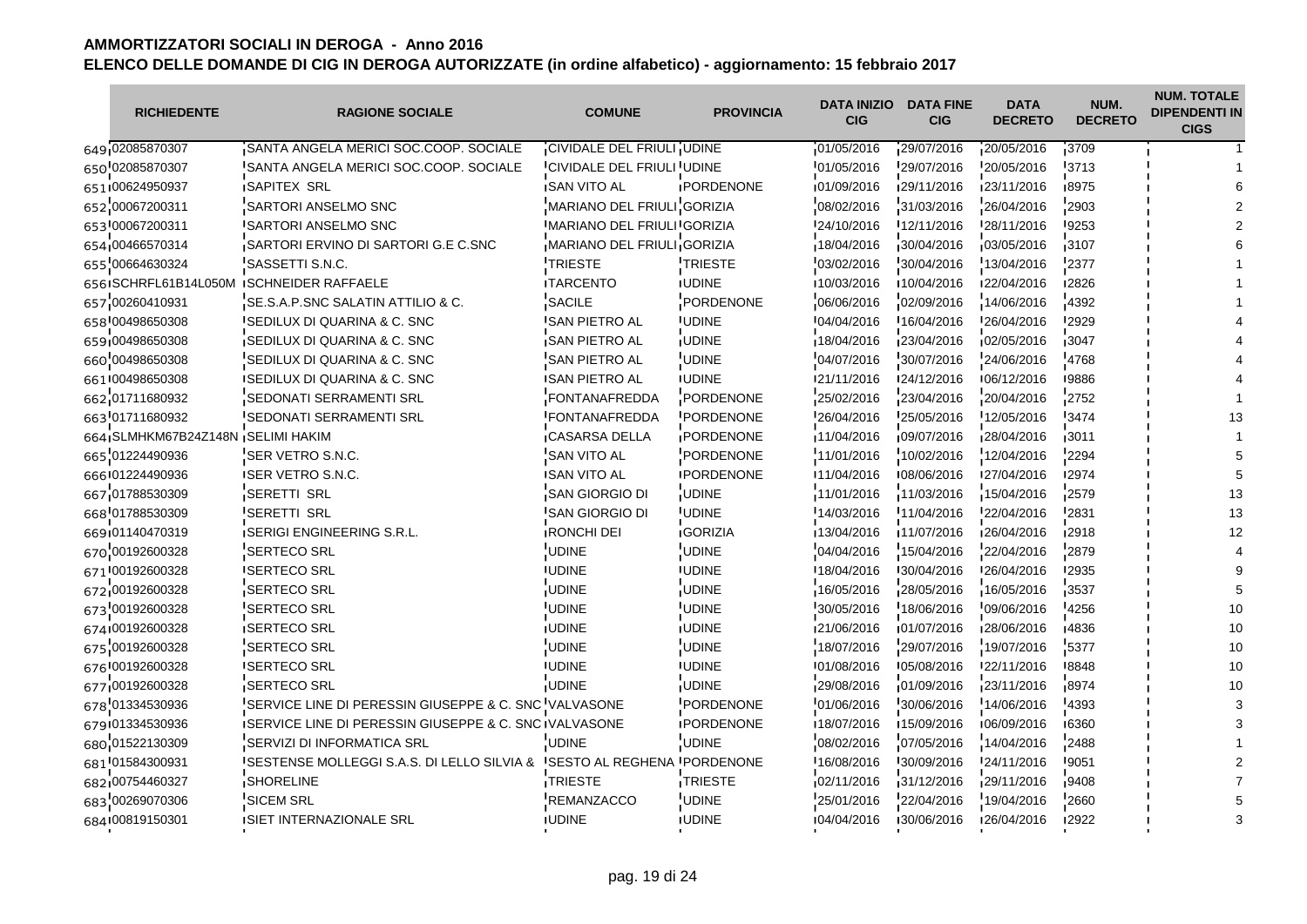# AMMORTIZZATORI SOCIALI IN DEROGA - Anno 2016

## ELENCO DELLE DOMANDE DI CIG IN DEROGA AUTORIZZATE (in ordine alfabetico) - aggiornamento: 15 febbraio 2017

| | RICHIEDENTE | RAGIONE SOCIALE | COMUNE | PROVINCIA | DATA INIZIO CIG | DATA FINE CIG | DATA DECRETO | NUM. DECRETO | NUM. TOTALE DIPENDENTI IN CIGS |
|---|---|---|---|---|---|---|---|---|---|
| 649 | 02085870307 | SANTA ANGELA MERICI SOC.COOP. SOCIALE | CIVIDALE DEL FRIULI | UDINE | 01/05/2016 | 29/07/2016 | 20/05/2016 | 3709 | 1 |
| 650 | 02085870307 | SANTA ANGELA MERICI SOC.COOP. SOCIALE | CIVIDALE DEL FRIULI | UDINE | 01/05/2016 | 29/07/2016 | 20/05/2016 | 3713 | 1 |
| 651 | 00624950937 | SAPITEX SRL | SAN VITO AL | PORDENONE | 01/09/2016 | 29/11/2016 | 23/11/2016 | 8975 | 6 |
| 652 | 00067200311 | SARTORI ANSELMO SNC | MARIANO DEL FRIULI | GORIZIA | 08/02/2016 | 31/03/2016 | 26/04/2016 | 2903 | 2 |
| 653 | 00067200311 | SARTORI ANSELMO SNC | MARIANO DEL FRIULI | GORIZIA | 24/10/2016 | 12/11/2016 | 28/11/2016 | 9253 | 2 |
| 654 | 00466570314 | SARTORI ERVINO DI SARTORI G.E C.SNC | MARIANO DEL FRIULI | GORIZIA | 18/04/2016 | 30/04/2016 | 03/05/2016 | 3107 | 6 |
| 655 | 00664630324 | SASSETTI S.N.C. | TRIESTE | TRIESTE | 03/02/2016 | 30/04/2016 | 13/04/2016 | 2377 | 1 |
| 656 | SCHRFL61B14L050M | SCHNEIDER RAFFAELE | TARCENTO | UDINE | 10/03/2016 | 10/04/2016 | 22/04/2016 | 2826 | 1 |
| 657 | 00260410931 | SE.S.A.P.SNC SALATIN ATTILIO & C. | SACILE | PORDENONE | 06/06/2016 | 02/09/2016 | 14/06/2016 | 4392 | 1 |
| 658 | 00498650308 | SEDILUX DI QUARINA & C. SNC | SAN PIETRO AL | UDINE | 04/04/2016 | 16/04/2016 | 26/04/2016 | 2929 | 4 |
| 659 | 00498650308 | SEDILUX DI QUARINA & C. SNC | SAN PIETRO AL | UDINE | 18/04/2016 | 23/04/2016 | 02/05/2016 | 3047 | 4 |
| 660 | 00498650308 | SEDILUX DI QUARINA & C. SNC | SAN PIETRO AL | UDINE | 04/07/2016 | 30/07/2016 | 24/06/2016 | 4768 | 4 |
| 661 | 00498650308 | SEDILUX DI QUARINA & C. SNC | SAN PIETRO AL | UDINE | 21/11/2016 | 24/12/2016 | 06/12/2016 | 9886 | 4 |
| 662 | 01711680932 | SEDONATI SERRAMENTI SRL | FONTANAFREDDA | PORDENONE | 25/02/2016 | 23/04/2016 | 20/04/2016 | 2752 | 1 |
| 663 | 01711680932 | SEDONATI SERRAMENTI SRL | FONTANAFREDDA | PORDENONE | 26/04/2016 | 25/05/2016 | 12/05/2016 | 3474 | 13 |
| 664 | SLMHKM67B24Z148N | SELIMI HAKIM | CASARSA DELLA | PORDENONE | 11/04/2016 | 09/07/2016 | 28/04/2016 | 3011 | 1 |
| 665 | 01224490936 | SER VETRO S.N.C. | SAN VITO AL | PORDENONE | 11/01/2016 | 10/02/2016 | 12/04/2016 | 2294 | 5 |
| 666 | 01224490936 | SER VETRO S.N.C. | SAN VITO AL | PORDENONE | 11/04/2016 | 08/06/2016 | 27/04/2016 | 2974 | 5 |
| 667 | 01788530309 | SERETTI SRL | SAN GIORGIO DI | UDINE | 11/01/2016 | 11/03/2016 | 15/04/2016 | 2579 | 13 |
| 668 | 01788530309 | SERETTI SRL | SAN GIORGIO DI | UDINE | 14/03/2016 | 11/04/2016 | 22/04/2016 | 2831 | 13 |
| 669 | 01140470319 | SERIGI ENGINEERING S.R.L. | RONCHI DEI | GORIZIA | 13/04/2016 | 11/07/2016 | 26/04/2016 | 2918 | 12 |
| 670 | 00192600328 | SERTECO SRL | UDINE | UDINE | 04/04/2016 | 15/04/2016 | 22/04/2016 | 2879 | 4 |
| 671 | 00192600328 | SERTECO SRL | UDINE | UDINE | 18/04/2016 | 30/04/2016 | 26/04/2016 | 2935 | 9 |
| 672 | 00192600328 | SERTECO SRL | UDINE | UDINE | 16/05/2016 | 28/05/2016 | 16/05/2016 | 3537 | 5 |
| 673 | 00192600328 | SERTECO SRL | UDINE | UDINE | 30/05/2016 | 18/06/2016 | 09/06/2016 | 4256 | 10 |
| 674 | 00192600328 | SERTECO SRL | UDINE | UDINE | 21/06/2016 | 01/07/2016 | 28/06/2016 | 4836 | 10 |
| 675 | 00192600328 | SERTECO SRL | UDINE | UDINE | 18/07/2016 | 29/07/2016 | 19/07/2016 | 5377 | 10 |
| 676 | 00192600328 | SERTECO SRL | UDINE | UDINE | 01/08/2016 | 05/08/2016 | 22/11/2016 | 8848 | 10 |
| 677 | 00192600328 | SERTECO SRL | UDINE | UDINE | 29/08/2016 | 01/09/2016 | 23/11/2016 | 8974 | 10 |
| 678 | 01334530936 | SERVICE LINE DI PERESSIN GIUSEPPE & C. SNC | VALVASONE | PORDENONE | 01/06/2016 | 30/06/2016 | 14/06/2016 | 4393 | 3 |
| 679 | 01334530936 | SERVICE LINE DI PERESSIN GIUSEPPE & C. SNC | VALVASONE | PORDENONE | 18/07/2016 | 15/09/2016 | 06/09/2016 | 6360 | 3 |
| 680 | 01522130309 | SERVIZI DI INFORMATICA SRL | UDINE | UDINE | 08/02/2016 | 07/05/2016 | 14/04/2016 | 2488 | 1 |
| 681 | 01584300931 | SESTENSE MOLLEGGI S.A.S. DI LELLO SILVIA & | SESTO AL REGHENA | PORDENONE | 16/08/2016 | 30/09/2016 | 24/11/2016 | 9051 | 2 |
| 682 | 00754460327 | SHORELINE | TRIESTE | TRIESTE | 02/11/2016 | 31/12/2016 | 29/11/2016 | 9408 | 7 |
| 683 | 00269070306 | SICEM SRL | REMANZACCO | UDINE | 25/01/2016 | 22/04/2016 | 19/04/2016 | 2660 | 5 |
| 684 | 00819150301 | SIET INTERNAZIONALE SRL | UDINE | UDINE | 04/04/2016 | 30/06/2016 | 26/04/2016 | 2922 | 3 |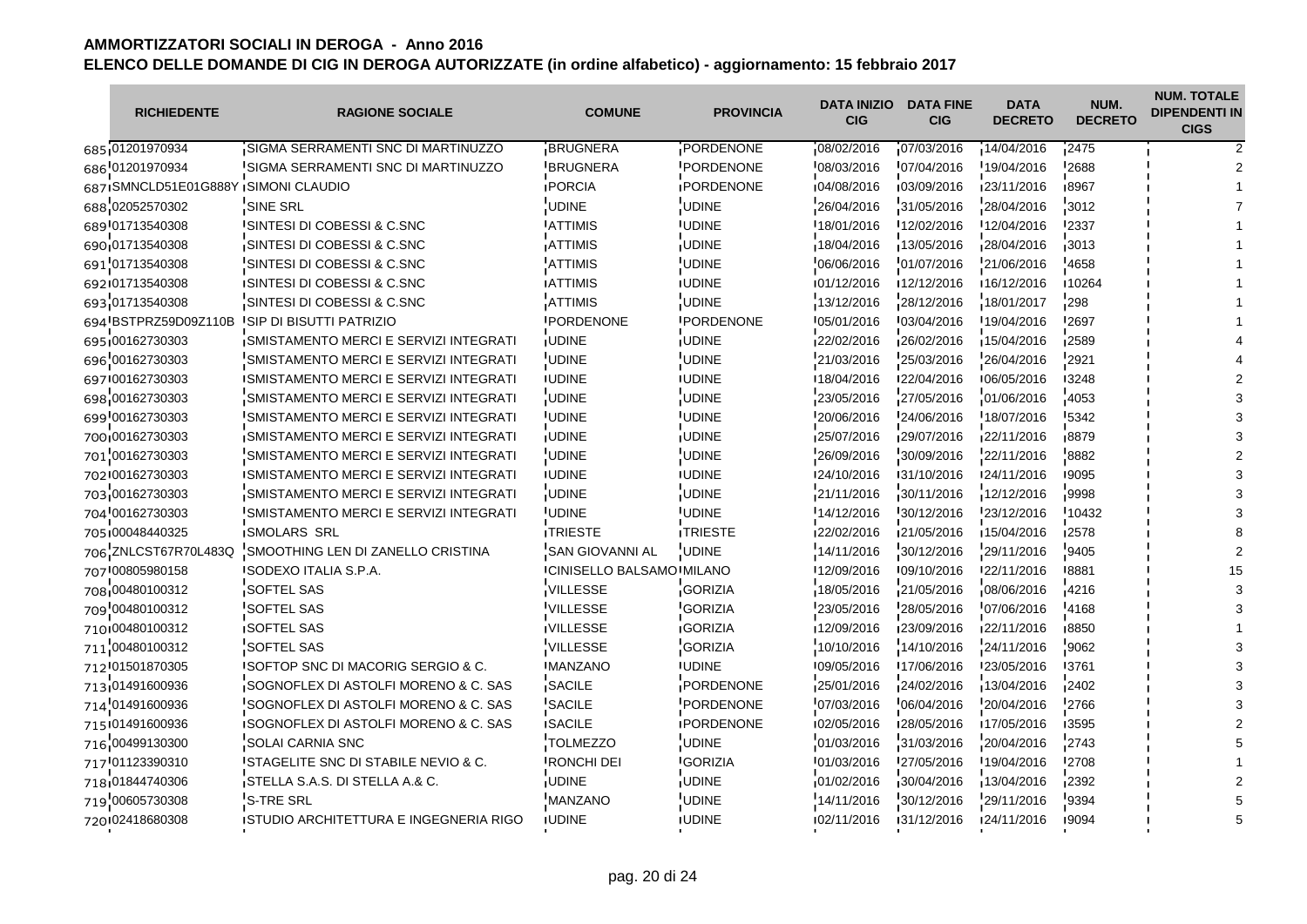# AMMORTIZZATORI SOCIALI IN DEROGA - Anno 2016

## ELENCO DELLE DOMANDE DI CIG IN DEROGA AUTORIZZATE (in ordine alfabetico) - aggiornamento: 15 febbraio 2017

| | RICHIEDENTE | RAGIONE SOCIALE | COMUNE | PROVINCIA | DATA INIZIO CIG | DATA FINE CIG | DATA DECRETO | NUM. DECRETO | NUM. TOTALE DIPENDENTI IN CIGS |
|---|---|---|---|---|---|---|---|---|---|
| 685 | 01201970934 | SIGMA SERRAMENTI SNC DI MARTINUZZO | BRUGNERA | PORDENONE | 08/02/2016 | 07/03/2016 | 14/04/2016 | 2475 | 2 |
| 686 | 01201970934 | SIGMA SERRAMENTI SNC DI MARTINUZZO | BRUGNERA | PORDENONE | 08/03/2016 | 07/04/2016 | 19/04/2016 | 2688 | 2 |
| 687 | SMNCLD51E01G888Y | SIMONI CLAUDIO | PORCIA | PORDENONE | 04/08/2016 | 03/09/2016 | 23/11/2016 | 8967 | 1 |
| 688 | 02052570302 | SINE SRL | UDINE | UDINE | 26/04/2016 | 31/05/2016 | 28/04/2016 | 3012 | 7 |
| 689 | 01713540308 | SINTESI DI COBESSI & C.SNC | ATTIMIS | UDINE | 18/01/2016 | 12/02/2016 | 12/04/2016 | 2337 | 1 |
| 690 | 01713540308 | SINTESI DI COBESSI & C.SNC | ATTIMIS | UDINE | 18/04/2016 | 13/05/2016 | 28/04/2016 | 3013 | 1 |
| 691 | 01713540308 | SINTESI DI COBESSI & C.SNC | ATTIMIS | UDINE | 06/06/2016 | 01/07/2016 | 21/06/2016 | 4658 | 1 |
| 692 | 01713540308 | SINTESI DI COBESSI & C.SNC | ATTIMIS | UDINE | 01/12/2016 | 12/12/2016 | 16/12/2016 | 10264 | 1 |
| 693 | 01713540308 | SINTESI DI COBESSI & C.SNC | ATTIMIS | UDINE | 13/12/2016 | 28/12/2016 | 18/01/2017 | 298 | 1 |
| 694 | BSTPRZ59D09Z110B | SIP DI BISUTTI PATRIZIO | PORDENONE | PORDENONE | 05/01/2016 | 03/04/2016 | 19/04/2016 | 2697 | 1 |
| 695 | 00162730303 | SMISTAMENTO MERCI E SERVIZI INTEGRATI | UDINE | UDINE | 22/02/2016 | 26/02/2016 | 15/04/2016 | 2589 | 4 |
| 696 | 00162730303 | SMISTAMENTO MERCI E SERVIZI INTEGRATI | UDINE | UDINE | 21/03/2016 | 25/03/2016 | 26/04/2016 | 2921 | 4 |
| 697 | 00162730303 | SMISTAMENTO MERCI E SERVIZI INTEGRATI | UDINE | UDINE | 18/04/2016 | 22/04/2016 | 06/05/2016 | 3248 | 2 |
| 698 | 00162730303 | SMISTAMENTO MERCI E SERVIZI INTEGRATI | UDINE | UDINE | 23/05/2016 | 27/05/2016 | 01/06/2016 | 4053 | 3 |
| 699 | 00162730303 | SMISTAMENTO MERCI E SERVIZI INTEGRATI | UDINE | UDINE | 20/06/2016 | 24/06/2016 | 18/07/2016 | 5342 | 3 |
| 700 | 00162730303 | SMISTAMENTO MERCI E SERVIZI INTEGRATI | UDINE | UDINE | 25/07/2016 | 29/07/2016 | 22/11/2016 | 8879 | 3 |
| 701 | 00162730303 | SMISTAMENTO MERCI E SERVIZI INTEGRATI | UDINE | UDINE | 26/09/2016 | 30/09/2016 | 22/11/2016 | 8882 | 2 |
| 702 | 00162730303 | SMISTAMENTO MERCI E SERVIZI INTEGRATI | UDINE | UDINE | 24/10/2016 | 31/10/2016 | 24/11/2016 | 9095 | 3 |
| 703 | 00162730303 | SMISTAMENTO MERCI E SERVIZI INTEGRATI | UDINE | UDINE | 21/11/2016 | 30/11/2016 | 12/12/2016 | 9998 | 3 |
| 704 | 00162730303 | SMISTAMENTO MERCI E SERVIZI INTEGRATI | UDINE | UDINE | 14/12/2016 | 30/12/2016 | 23/12/2016 | 10432 | 3 |
| 705 | 00048440325 | SMOLARS SRL | TRIESTE | TRIESTE | 22/02/2016 | 21/05/2016 | 15/04/2016 | 2578 | 8 |
| 706 | ZNLCST67R70L483Q | SMOOTHING LEN DI ZANELLO CRISTINA | SAN GIOVANNI AL | UDINE | 14/11/2016 | 30/12/2016 | 29/11/2016 | 9405 | 2 |
| 707 | 00805980158 | SODEXO ITALIA S.P.A. | CINISELLO BALSAMO | MILANO | 12/09/2016 | 09/10/2016 | 22/11/2016 | 8881 | 15 |
| 708 | 00480100312 | SOFTEL SAS | VILLESSE | GORIZIA | 18/05/2016 | 21/05/2016 | 08/06/2016 | 4216 | 3 |
| 709 | 00480100312 | SOFTEL SAS | VILLESSE | GORIZIA | 23/05/2016 | 28/05/2016 | 07/06/2016 | 4168 | 3 |
| 710 | 00480100312 | SOFTEL SAS | VILLESSE | GORIZIA | 12/09/2016 | 23/09/2016 | 22/11/2016 | 8850 | 1 |
| 711 | 00480100312 | SOFTEL SAS | VILLESSE | GORIZIA | 10/10/2016 | 14/10/2016 | 24/11/2016 | 9062 | 3 |
| 712 | 01501870305 | SOFTOP SNC DI MACORIG SERGIO & C. | MANZANO | UDINE | 09/05/2016 | 17/06/2016 | 23/05/2016 | 3761 | 3 |
| 713 | 01491600936 | SOGNOFLEX DI ASTOLFI MORENO & C. SAS | SACILE | PORDENONE | 25/01/2016 | 24/02/2016 | 13/04/2016 | 2402 | 3 |
| 714 | 01491600936 | SOGNOFLEX DI ASTOLFI MORENO & C. SAS | SACILE | PORDENONE | 07/03/2016 | 06/04/2016 | 20/04/2016 | 2766 | 3 |
| 715 | 01491600936 | SOGNOFLEX DI ASTOLFI MORENO & C. SAS | SACILE | PORDENONE | 02/05/2016 | 28/05/2016 | 17/05/2016 | 3595 | 2 |
| 716 | 00499130300 | SOLAI CARNIA SNC | TOLMEZZO | UDINE | 01/03/2016 | 31/03/2016 | 20/04/2016 | 2743 | 5 |
| 717 | 01123390310 | STAGELITE SNC DI STABILE NEVIO & C. | RONCHI DEI | GORIZIA | 01/03/2016 | 27/05/2016 | 19/04/2016 | 2708 | 1 |
| 718 | 01844740306 | STELLA S.A.S. DI STELLA A.& C. | UDINE | UDINE | 01/02/2016 | 30/04/2016 | 13/04/2016 | 2392 | 2 |
| 719 | 00605730308 | S-TRE SRL | MANZANO | UDINE | 14/11/2016 | 30/12/2016 | 29/11/2016 | 9394 | 5 |
| 720 | 02418680308 | STUDIO ARCHITETTURA E INGEGNERIA RIGO | UDINE | UDINE | 02/11/2016 | 31/12/2016 | 24/11/2016 | 9094 | 5 |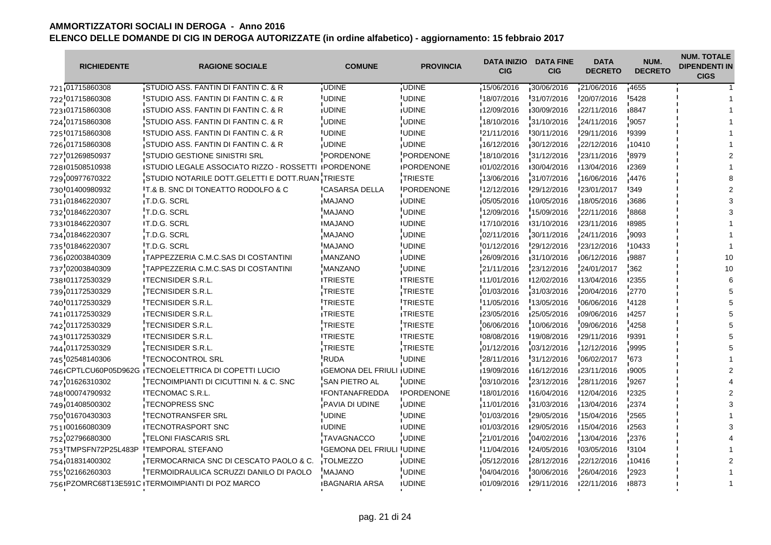# AMMORTIZZATORI SOCIALI IN DEROGA - Anno 2016

## ELENCO DELLE DOMANDE DI CIG IN DEROGA AUTORIZZATE (in ordine alfabetico) - aggiornamento: 15 febbraio 2017

| | RICHIEDENTE | RAGIONE SOCIALE | COMUNE | PROVINCIA | DATA INIZIO CIG | DATA FINE CIG | DATA DECRETO | NUM. DECRETO | NUM. TOTALE DIPENDENTI IN CIGS |
|---|---|---|---|---|---|---|---|---|---|
| 721 | 01715860308 | STUDIO ASS. FANTIN DI FANTIN C. & R | UDINE | UDINE | 15/06/2016 | 30/06/2016 | 21/06/2016 | 4655 | 1 |
| 722 | 01715860308 | STUDIO ASS. FANTIN DI FANTIN C. & R | UDINE | UDINE | 18/07/2016 | 31/07/2016 | 20/07/2016 | 5428 | 1 |
| 723 | 01715860308 | STUDIO ASS. FANTIN DI FANTIN C. & R | UDINE | UDINE | 12/09/2016 | 30/09/2016 | 22/11/2016 | 8847 | 1 |
| 724 | 01715860308 | STUDIO ASS. FANTIN DI FANTIN C. & R | UDINE | UDINE | 18/10/2016 | 31/10/2016 | 24/11/2016 | 9057 | 1 |
| 725 | 01715860308 | STUDIO ASS. FANTIN DI FANTIN C. & R | UDINE | UDINE | 21/11/2016 | 30/11/2016 | 29/11/2016 | 9399 | 1 |
| 726 | 01715860308 | STUDIO ASS. FANTIN DI FANTIN C. & R | UDINE | UDINE | 16/12/2016 | 30/12/2016 | 22/12/2016 | 10410 | 1 |
| 727 | 01269850937 | STUDIO GESTIONE SINISTRI SRL | PORDENONE | PORDENONE | 18/10/2016 | 31/12/2016 | 23/11/2016 | 8979 | 2 |
| 728 | 01508510938 | STUDIO LEGALE ASSOCIATO RIZZO - ROSSETTI | PORDENONE | PORDENONE | 01/02/2016 | 30/04/2016 | 13/04/2016 | 2369 | 1 |
| 729 | 00977670322 | STUDIO NOTARILE DOTT.GELETTI E DOTT.RUAN | TRIESTE | TRIESTE | 13/06/2016 | 31/07/2016 | 16/06/2016 | 4476 | 8 |
| 730 | 01400980932 | T.& B. SNC DI TONEATTO RODOLFO & C | CASARSA DELLA | PORDENONE | 12/12/2016 | 29/12/2016 | 23/01/2017 | 349 | 2 |
| 731 | 01846220307 | T.D.G. SCRL | MAJANO | UDINE | 05/05/2016 | 10/05/2016 | 18/05/2016 | 3686 | 3 |
| 732 | 01846220307 | T.D.G. SCRL | MAJANO | UDINE | 12/09/2016 | 15/09/2016 | 22/11/2016 | 8868 | 3 |
| 733 | 01846220307 | T.D.G. SCRL | MAJANO | UDINE | 17/10/2016 | 31/10/2016 | 23/11/2016 | 8985 | 1 |
| 734 | 01846220307 | T.D.G. SCRL | MAJANO | UDINE | 02/11/2016 | 30/11/2016 | 24/11/2016 | 9093 | 1 |
| 735 | 01846220307 | T.D.G. SCRL | MAJANO | UDINE | 01/12/2016 | 29/12/2016 | 23/12/2016 | 10433 | 1 |
| 736 | 02003840309 | TAPPEZZERIA C.M.C.SAS DI COSTANTINI | MANZANO | UDINE | 26/09/2016 | 31/10/2016 | 06/12/2016 | 9887 | 10 |
| 737 | 02003840309 | TAPPEZZERIA C.M.C.SAS DI COSTANTINI | MANZANO | UDINE | 21/11/2016 | 23/12/2016 | 24/01/2017 | 362 | 10 |
| 738 | 01172530329 | TECNISIDER S.R.L. | TRIESTE | TRIESTE | 11/01/2016 | 12/02/2016 | 13/04/2016 | 2355 | 6 |
| 739 | 01172530329 | TECNISIDER S.R.L. | TRIESTE | TRIESTE | 01/03/2016 | 31/03/2016 | 20/04/2016 | 2770 | 5 |
| 740 | 01172530329 | TECNISIDER S.R.L. | TRIESTE | TRIESTE | 11/05/2016 | 13/05/2016 | 06/06/2016 | 4128 | 5 |
| 741 | 01172530329 | TECNISIDER S.R.L. | TRIESTE | TRIESTE | 23/05/2016 | 25/05/2016 | 09/06/2016 | 4257 | 5 |
| 742 | 01172530329 | TECNISIDER S.R.L. | TRIESTE | TRIESTE | 06/06/2016 | 10/06/2016 | 09/06/2016 | 4258 | 5 |
| 743 | 01172530329 | TECNISIDER S.R.L. | TRIESTE | TRIESTE | 08/08/2016 | 19/08/2016 | 29/11/2016 | 9391 | 5 |
| 744 | 01172530329 | TECNISIDER S.R.L. | TRIESTE | TRIESTE | 01/12/2016 | 03/12/2016 | 12/12/2016 | 9995 | 5 |
| 745 | 02548140306 | TECNOCONTROL SRL | RUDA | UDINE | 28/11/2016 | 31/12/2016 | 06/02/2017 | 673 | 1 |
| 746 | CPTLCU60P05D962G | TECNOELETTRICA DI COPETTI LUCIO | GEMONA DEL FRIULI | UDINE | 19/09/2016 | 16/12/2016 | 23/11/2016 | 9005 | 2 |
| 747 | 01626310302 | TECNOIMPIANTI DI CICUTTINI N. & C. SNC | SAN PIETRO AL | UDINE | 03/10/2016 | 23/12/2016 | 28/11/2016 | 9267 | 4 |
| 748 | 00074790932 | TECNOMAC S.R.L. | FONTANAFREDDA | PORDENONE | 18/01/2016 | 16/04/2016 | 12/04/2016 | 2325 | 2 |
| 749 | 01408500302 | TECNOPRESS SNC | PAVIA DI UDINE | UDINE | 11/01/2016 | 31/03/2016 | 13/04/2016 | 2374 | 3 |
| 750 | 01670430303 | TECNOTRANSFER SRL | UDINE | UDINE | 01/03/2016 | 29/05/2016 | 15/04/2016 | 2565 | 1 |
| 751 | 00166080309 | TECNOTRASPORT SNC | UDINE | UDINE | 01/03/2016 | 29/05/2016 | 15/04/2016 | 2563 | 3 |
| 752 | 02796680300 | TELONI FIASCARIS SRL | TAVAGNACCO | UDINE | 21/01/2016 | 04/02/2016 | 13/04/2016 | 2376 | 4 |
| 753 | TMPSFN72P25L483P | TEMPORAL STEFANO | GEMONA DEL FRIULI | UDINE | 11/04/2016 | 24/05/2016 | 03/05/2016 | 3104 | 1 |
| 754 | 01831400302 | TERMOCARNICA SNC DI CESCATO PAOLO & C. | TOLMEZZO | UDINE | 05/12/2016 | 28/12/2016 | 22/12/2016 | 10416 | 2 |
| 755 | 02166260303 | TERMOIDRAULICA SCRUZZI DANILO DI PAOLO | MAJANO | UDINE | 04/04/2016 | 30/06/2016 | 26/04/2016 | 2923 | 1 |
| 756 | PZOMRC68T13E591C | TERMOIMPIANTI DI POZ MARCO | BAGNARIA ARSA | UDINE | 01/09/2016 | 29/11/2016 | 22/11/2016 | 8873 | 1 |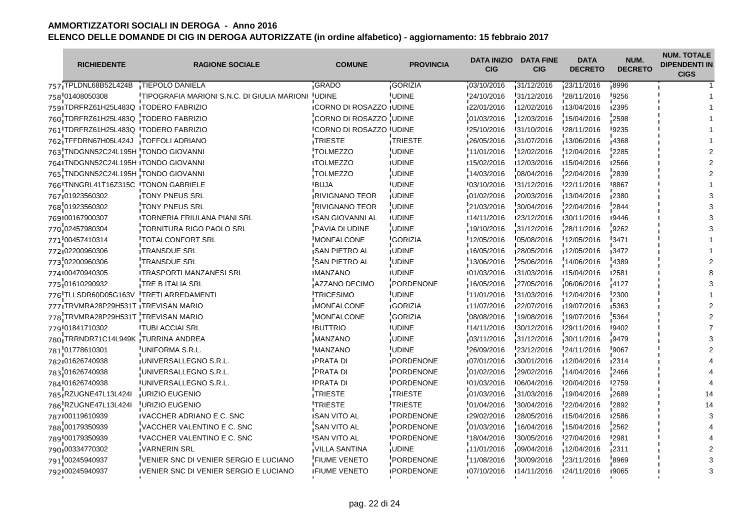# AMMORTIZZATORI SOCIALI IN DEROGA - Anno 2016

## ELENCO DELLE DOMANDE DI CIG IN DEROGA AUTORIZZATE (in ordine alfabetico) - aggiornamento: 15 febbraio 2017

| | RICHIEDENTE | RAGIONE SOCIALE | COMUNE | PROVINCIA | DATA INIZIO CIG | DATA FINE CIG | DATA DECRETO | NUM. DECRETO | NUM. TOTALE DIPENDENTI IN CIGS |
|---|---|---|---|---|---|---|---|---|---|
| 757 | TPLDNL68B52L424B | TIEPOLO DANIELA | GRADO | GORIZIA | 03/10/2016 | 31/12/2016 | 23/11/2016 | 8996 | 1 |
| 758 | 01408050308 | TIPOGRAFIA MARIONI S.N.C. DI GIULIA MARIONI | UDINE | UDINE | 24/10/2016 | 31/12/2016 | 28/11/2016 | 9256 | 1 |
| 759 | TDRFRZ61H25L483Q | TODERO FABRIZIO | CORNO DI ROSAZZO | UDINE | 22/01/2016 | 12/02/2016 | 13/04/2016 | 2395 | 1 |
| 760 | TDRFRZ61H25L483Q | TODERO FABRIZIO | CORNO DI ROSAZZO | UDINE | 01/03/2016 | 12/03/2016 | 15/04/2016 | 2598 | 1 |
| 761 | TDRFRZ61H25L483Q | TODERO FABRIZIO | CORNO DI ROSAZZO | UDINE | 25/10/2016 | 31/10/2016 | 28/11/2016 | 9235 | 1 |
| 762 | TFFDRN67H05L424J | TOFFOLI ADRIANO | TRIESTE | TRIESTE | 26/05/2016 | 31/07/2016 | 13/06/2016 | 4368 | 1 |
| 763 | TNDGNN52C24L195H | TONDO GIOVANNI | TOLMEZZO | UDINE | 11/01/2016 | 12/02/2016 | 12/04/2016 | 2285 | 2 |
| 764 | TNDGNN52C24L195H | TONDO GIOVANNI | TOLMEZZO | UDINE | 15/02/2016 | 12/03/2016 | 15/04/2016 | 2566 | 2 |
| 765 | TNDGNN52C24L195H | TONDO GIOVANNI | TOLMEZZO | UDINE | 14/03/2016 | 08/04/2016 | 22/04/2016 | 2839 | 2 |
| 766 | TNNGRL41T16Z315C | TONON GABRIELE | BUJA | UDINE | 03/10/2016 | 31/12/2016 | 22/11/2016 | 8867 | 1 |
| 767 | 01923560302 | TONY PNEUS SRL | RIVIGNANO TEOR | UDINE | 01/02/2016 | 20/03/2016 | 13/04/2016 | 2380 | 3 |
| 768 | 01923560302 | TONY PNEUS SRL | RIVIGNANO TEOR | UDINE | 21/03/2016 | 30/04/2016 | 22/04/2016 | 2844 | 3 |
| 769 | 00167900307 | TORNERIA FRIULANA PIANI SRL | SAN GIOVANNI AL | UDINE | 14/11/2016 | 23/12/2016 | 30/11/2016 | 9446 | 3 |
| 770 | 02457980304 | TORNITURA RIGO PAOLO SRL | PAVIA DI UDINE | UDINE | 19/10/2016 | 31/12/2016 | 28/11/2016 | 9262 | 3 |
| 771 | 00457410314 | TOTALCONFORT SRL | MONFALCONE | GORIZIA | 12/05/2016 | 05/08/2016 | 12/05/2016 | 3471 | 1 |
| 772 | 02200960306 | TRANSDUE SRL | SAN PIETRO AL | UDINE | 16/05/2016 | 28/05/2016 | 12/05/2016 | 3472 | 1 |
| 773 | 02200960306 | TRANSDUE SRL | SAN PIETRO AL | UDINE | 13/06/2016 | 25/06/2016 | 14/06/2016 | 4389 | 2 |
| 774 | 00470940305 | TRASPORTI MANZANESI SRL | MANZANO | UDINE | 01/03/2016 | 31/03/2016 | 15/04/2016 | 2581 | 8 |
| 775 | 01610290932 | TRE B ITALIA SRL | AZZANO DECIMO | PORDENONE | 16/05/2016 | 27/05/2016 | 06/06/2016 | 4127 | 3 |
| 776 | TLLSDR60D05G163V | TRETI ARREDAMENTI | TRICESIMO | UDINE | 11/01/2016 | 31/03/2016 | 12/04/2016 | 2300 | 1 |
| 777 | TRVMRA28P29H531T | TREVISAN MARIO | MONFALCONE | GORIZIA | 11/07/2016 | 22/07/2016 | 19/07/2016 | 5363 | 2 |
| 778 | TRVMRA28P29H531T | TREVISAN MARIO | MONFALCONE | GORIZIA | 08/08/2016 | 19/08/2016 | 19/07/2016 | 5364 | 2 |
| 779 | 01841710302 | TUBI ACCIAI SRL | BUTTRIO | UDINE | 14/11/2016 | 30/12/2016 | 29/11/2016 | 9402 | 7 |
| 780 | TRRNDR71C14L949K | TURRINA ANDREA | MANZANO | UDINE | 03/11/2016 | 31/12/2016 | 30/11/2016 | 9479 | 3 |
| 781 | 01778610301 | UNIFORMA S.R.L. | MANZANO | UDINE | 26/09/2016 | 23/12/2016 | 24/11/2016 | 9067 | 2 |
| 782 | 01626740938 | UNIVERSALLEGNO S.R.L. | PRATA DI | PORDENONE | 07/01/2016 | 30/01/2016 | 12/04/2016 | 2314 | 4 |
| 783 | 01626740938 | UNIVERSALLEGNO S.R.L. | PRATA DI | PORDENONE | 01/02/2016 | 29/02/2016 | 14/04/2016 | 2466 | 4 |
| 784 | 01626740938 | UNIVERSALLEGNO S.R.L. | PRATA DI | PORDENONE | 01/03/2016 | 06/04/2016 | 20/04/2016 | 2759 | 4 |
| 785 | RZUGNE47L13L424I | URIZIO EUGENIO | TRIESTE | TRIESTE | 01/03/2016 | 31/03/2016 | 19/04/2016 | 2689 | 14 |
| 786 | RZUGNE47L13L424I | URIZIO EUGENIO | TRIESTE | TRIESTE | 01/04/2016 | 30/04/2016 | 22/04/2016 | 2892 | 14 |
| 787 | 00119610939 | VACCHER ADRIANO E C. SNC | SAN VITO AL | PORDENONE | 29/02/2016 | 28/05/2016 | 15/04/2016 | 2586 | 3 |
| 788 | 00179350939 | VACCHER VALENTINO E C. SNC | SAN VITO AL | PORDENONE | 01/03/2016 | 16/04/2016 | 15/04/2016 | 2562 | 4 |
| 789 | 00179350939 | VACCHER VALENTINO E C. SNC | SAN VITO AL | PORDENONE | 18/04/2016 | 30/05/2016 | 27/04/2016 | 2981 | 4 |
| 790 | 00334770302 | VARNERIN SRL | VILLA SANTINA | UDINE | 11/01/2016 | 09/04/2016 | 12/04/2016 | 2311 | 2 |
| 791 | 00245940937 | VENIER SNC DI VENIER SERGIO E LUCIANO | FIUME VENETO | PORDENONE | 11/08/2016 | 30/09/2016 | 23/11/2016 | 8969 | 3 |
| 792 | 00245940937 | VENIER SNC DI VENIER SERGIO E LUCIANO | FIUME VENETO | PORDENONE | 07/10/2016 | 14/11/2016 | 24/11/2016 | 9065 | 3 |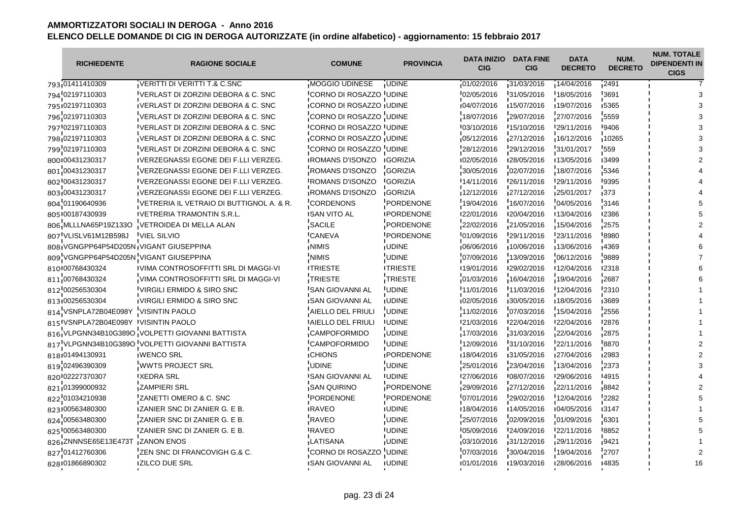# AMMORTIZZATORI SOCIALI IN DEROGA - Anno 2016

## ELENCO DELLE DOMANDE DI CIG IN DEROGA AUTORIZZATE (in ordine alfabetico) - aggiornamento: 15 febbraio 2017

| | RICHIEDENTE | RAGIONE SOCIALE | COMUNE | PROVINCIA | DATA INIZIO CIG | DATA FINE CIG | DATA DECRETO | NUM. DECRETO | NUM. TOTALE DIPENDENTI IN CIGS |
|---|---|---|---|---|---|---|---|---|---|
| 793 | 01411410309 | VERITTI DI VERITTI T.& C.SNC | MOGGIO UDINESE | UDINE | 01/02/2016 | 31/03/2016 | 14/04/2016 | 2491 | 7 |
| 794 | 02197110303 | VERLAST DI ZORZINI DEBORA & C. SNC | CORNO DI ROSAZZO | UDINE | 02/05/2016 | 31/05/2016 | 18/05/2016 | 3691 | 3 |
| 795 | 02197110303 | VERLAST DI ZORZINI DEBORA & C. SNC | CORNO DI ROSAZZO | UDINE | 04/07/2016 | 15/07/2016 | 19/07/2016 | 5365 | 3 |
| 796 | 02197110303 | VERLAST DI ZORZINI DEBORA & C. SNC | CORNO DI ROSAZZO | UDINE | 18/07/2016 | 29/07/2016 | 27/07/2016 | 5559 | 3 |
| 797 | 02197110303 | VERLAST DI ZORZINI DEBORA & C. SNC | CORNO DI ROSAZZO | UDINE | 03/10/2016 | 15/10/2016 | 29/11/2016 | 9406 | 3 |
| 798 | 02197110303 | VERLAST DI ZORZINI DEBORA & C. SNC | CORNO DI ROSAZZO | UDINE | 05/12/2016 | 27/12/2016 | 16/12/2016 | 10265 | 3 |
| 799 | 02197110303 | VERLAST DI ZORZINI DEBORA & C. SNC | CORNO DI ROSAZZO | UDINE | 28/12/2016 | 29/12/2016 | 31/01/2017 | 559 | 3 |
| 800 | 00431230317 | VERZEGNASSI EGONE DEI F.LLI VERZEG. | ROMANS D'ISONZO | GORIZIA | 02/05/2016 | 28/05/2016 | 13/05/2016 | 3499 | 2 |
| 801 | 00431230317 | VERZEGNASSI EGONE DEI F.LLI VERZEG. | ROMANS D'ISONZO | GORIZIA | 30/05/2016 | 02/07/2016 | 18/07/2016 | 5346 | 4 |
| 802 | 00431230317 | VERZEGNASSI EGONE DEI F.LLI VERZEG. | ROMANS D'ISONZO | GORIZIA | 14/11/2016 | 26/11/2016 | 29/11/2016 | 9395 | 4 |
| 803 | 00431230317 | VERZEGNASSI EGONE DEI F.LLI VERZEG. | ROMANS D'ISONZO | GORIZIA | 12/12/2016 | 27/12/2016 | 25/01/2017 | 373 | 4 |
| 804 | 01190640936 | VETRERIA IL VETRAIO DI BUTTIGNOL A. & R. | CORDENONS | PORDENONE | 19/04/2016 | 16/07/2016 | 04/05/2016 | 3146 | 5 |
| 805 | 00187430939 | VETRERIA TRAMONTIN S.R.L. | SAN VITO AL | PORDENONE | 22/01/2016 | 20/04/2016 | 13/04/2016 | 2386 | 5 |
| 806 | MLLLNA65P19Z133O | VETROIDEA DI MELLA ALAN | SACILE | PORDENONE | 22/02/2016 | 21/05/2016 | 15/04/2016 | 2575 | 2 |
| 807 | VLISLV61M12B598J | VIEL SILVIO | CANEVA | PORDENONE | 01/09/2016 | 29/11/2016 | 23/11/2016 | 8980 | 4 |
| 808 | VGNGPP64P54D205N | VIGANT GIUSEPPINA | NIMIS | UDINE | 06/06/2016 | 10/06/2016 | 13/06/2016 | 4369 | 6 |
| 809 | VGNGPP64P54D205N | VIGANT GIUSEPPINA | NIMIS | UDINE | 07/09/2016 | 13/09/2016 | 06/12/2016 | 9889 | 7 |
| 810 | 00768430324 | VIMA CONTROSOFFITTI SRL DI MAGGI-VI | TRIESTE | TRIESTE | 19/01/2016 | 29/02/2016 | 12/04/2016 | 2318 | 6 |
| 811 | 00768430324 | VIMA CONTROSOFFITTI SRL DI MAGGI-VI | TRIESTE | TRIESTE | 01/03/2016 | 16/04/2016 | 19/04/2016 | 2687 | 6 |
| 812 | 00256530304 | VIRGILI ERMIDO & SIRO SNC | SAN GIOVANNI AL | UDINE | 11/01/2016 | 11/03/2016 | 12/04/2016 | 2310 | 1 |
| 813 | 00256530304 | VIRGILI ERMIDO & SIRO SNC | SAN GIOVANNI AL | UDINE | 02/05/2016 | 30/05/2016 | 18/05/2016 | 3689 | 1 |
| 814 | VSNPLA72B04E098Y | VISINTIN PAOLO | AIELLO DEL FRIULI | UDINE | 11/02/2016 | 07/03/2016 | 15/04/2016 | 2556 | 1 |
| 815 | VSNPLA72B04E098Y | VISINTIN PAOLO | AIELLO DEL FRIULI | UDINE | 21/03/2016 | 22/04/2016 | 22/04/2016 | 2876 | 1 |
| 816 | VLPGNN34B10G389O | VOLPETTI GIOVANNI BATTISTA | CAMPOFORMIDO | UDINE | 17/03/2016 | 31/03/2016 | 22/04/2016 | 2875 | 1 |
| 817 | VLPGNN34B10G389O | VOLPETTI GIOVANNI BATTISTA | CAMPOFORMIDO | UDINE | 12/09/2016 | 31/10/2016 | 22/11/2016 | 8870 | 2 |
| 818 | 01494130931 | WENCO SRL | CHIONS | PORDENONE | 18/04/2016 | 31/05/2016 | 27/04/2016 | 2983 | 2 |
| 819 | 02496390309 | WWTS PROJECT SRL | UDINE | UDINE | 25/01/2016 | 23/04/2016 | 13/04/2016 | 2373 | 3 |
| 820 | 02227370307 | XEDRA SRL | SAN GIOVANNI AL | UDINE | 27/06/2016 | 08/07/2016 | 29/06/2016 | 4915 | 4 |
| 821 | 01399000932 | ZAMPIERI SRL | SAN QUIRINO | PORDENONE | 29/09/2016 | 27/12/2016 | 22/11/2016 | 8842 | 2 |
| 822 | 01034210938 | ZANETTI OMERO & C. SNC | PORDENONE | PORDENONE | 07/01/2016 | 29/02/2016 | 12/04/2016 | 2282 | 5 |
| 823 | 00563480300 | ZANIER SNC DI ZANIER G. E B. | RAVEO | UDINE | 18/04/2016 | 14/05/2016 | 04/05/2016 | 3147 | 1 |
| 824 | 00563480300 | ZANIER SNC DI ZANIER G. E B. | RAVEO | UDINE | 25/07/2016 | 02/09/2016 | 01/09/2016 | 6301 | 5 |
| 825 | 00563480300 | ZANIER SNC DI ZANIER G. E B. | RAVEO | UDINE | 05/09/2016 | 24/09/2016 | 22/11/2016 | 8852 | 5 |
| 826 | ZNNNSE65E13E473T | ZANON ENOS | LATISANA | UDINE | 03/10/2016 | 31/12/2016 | 29/11/2016 | 9421 | 1 |
| 827 | 01412760306 | ZEN SNC DI FRANCOVIGH G.& C. | CORNO DI ROSAZZO | UDINE | 07/03/2016 | 30/04/2016 | 19/04/2016 | 2707 | 2 |
| 828 | 01866890302 | ZILCO DUE SRL | SAN GIOVANNI AL | UDINE | 01/01/2016 | 19/03/2016 | 28/06/2016 | 4835 | 16 |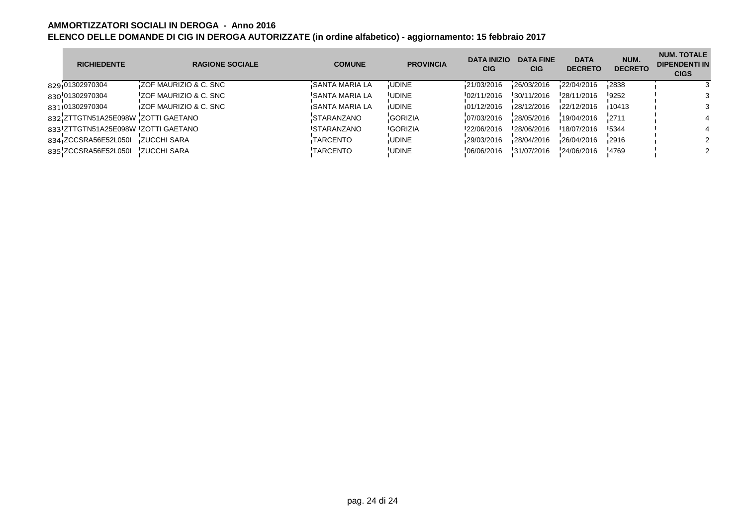**AMMORTIZZATORI SOCIALI IN DEROGA - Anno 2016**

**ELENCO DELLE DOMANDE DI CIG IN DEROGA AUTORIZZATE (in ordine alfabetico) - aggiornamento: 15 febbraio 2017**

| | RICHIEDENTE | RAGIONE SOCIALE | COMUNE | PROVINCIA | DATA INIZIO CIG | DATA FINE CIG | DATA DECRETO | NUM. DECRETO | NUM. TOTALE DIPENDENTI IN CIGS |
|---|---|---|---|---|---|---|---|---|---|
| 829 | 01302970304 | ZOF MAURIZIO & C. SNC | SANTA MARIA LA | UDINE | 21/03/2016 | 26/03/2016 | 22/04/2016 | 2838 | 3 |
| 830 | 01302970304 | ZOF MAURIZIO & C. SNC | SANTA MARIA LA | UDINE | 02/11/2016 | 30/11/2016 | 28/11/2016 | 9252 | 3 |
| 831 | 01302970304 | ZOF MAURIZIO & C. SNC | SANTA MARIA LA | UDINE | 01/12/2016 | 28/12/2016 | 22/12/2016 | 10413 | 3 |
| 832 | ZTTGTN51A25E098W | ZOTTI GAETANO | STARANZANO | GORIZIA | 07/03/2016 | 28/05/2016 | 19/04/2016 | 2711 | 4 |
| 833 | ZTTGTN51A25E098W | ZOTTI GAETANO | STARANZANO | GORIZIA | 22/06/2016 | 28/06/2016 | 18/07/2016 | 5344 | 4 |
| 834 | ZCCSRA56E52L050I | ZUCCHI SARA | TARCENTO | UDINE | 29/03/2016 | 28/04/2016 | 26/04/2016 | 2916 | 2 |
| 835 | ZCCSRA56E52L050I | ZUCCHI SARA | TARCENTO | UDINE | 06/06/2016 | 31/07/2016 | 24/06/2016 | 4769 | 2 |